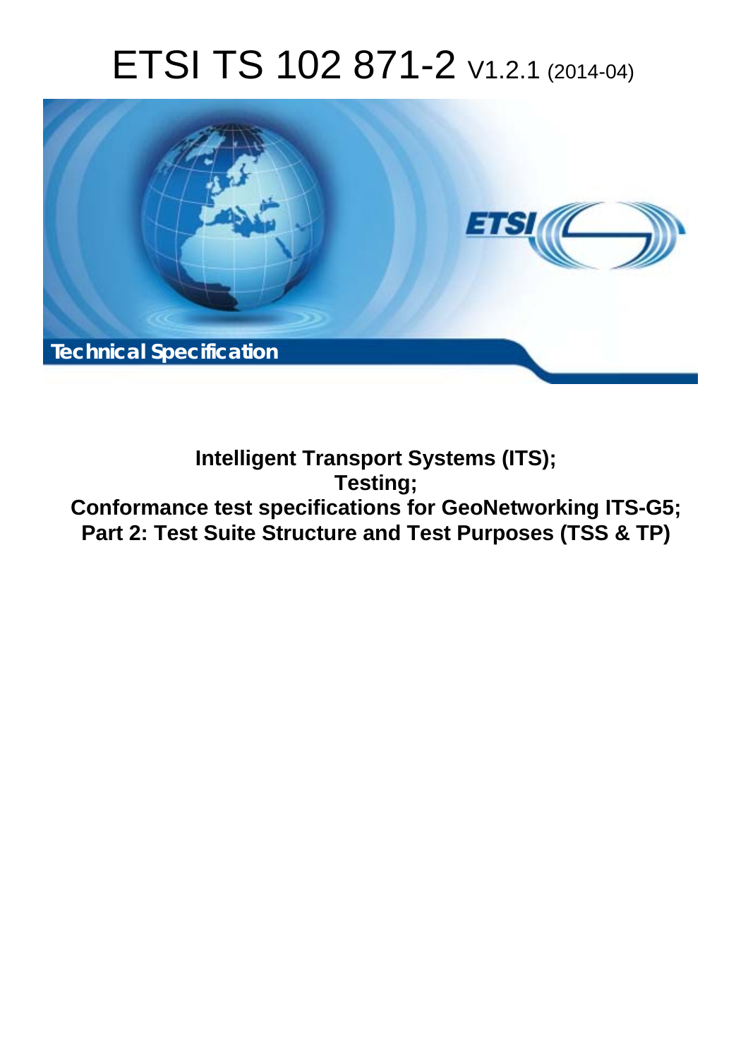# ETSI TS 102 871-2 V1.2.1 (2014-04)

**Technical Specification**

**Intelligent Transport Systems (ITS);**
**Testing;**
**Conformance test specifications for GeoNetworking ITS-G5;**
**Part 2: Test Suite Structure and Test Purposes (TSS & TP)**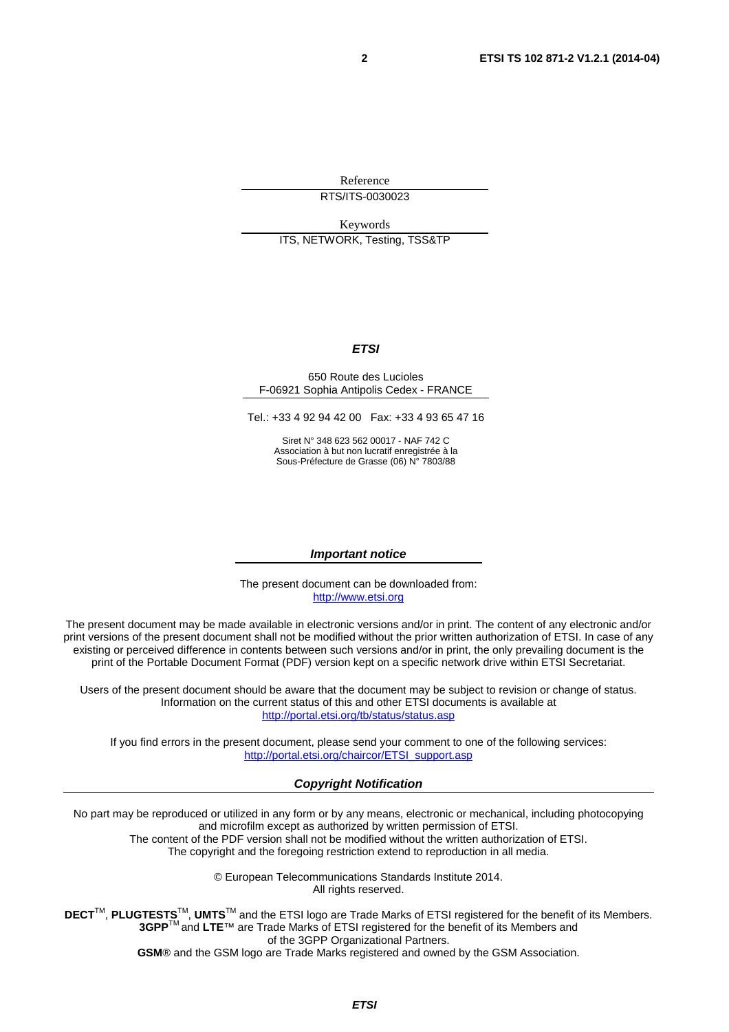Reference

RTS/ITS-0030023

Keywords

ITS, NETWORK, Testing, TSS&TP

***ETSI***

650 Route des Lucioles
F-06921 Sophia Antipolis Cedex - FRANCE

Tel.: +33 4 92 94 42 00 Fax: +33 4 93 65 47 16

Siret N° 348 623 562 00017 - NAF 742 C
Association à but non lucratif enregistrée à la
Sous-Préfecture de Grasse (06) N° 7803/88

***Important notice***

The present document can be downloaded from:
http://www.etsi.org

The present document may be made available in electronic versions and/or in print. The content of any electronic and/or print versions of the present document shall not be modified without the prior written authorization of ETSI. In case of any existing or perceived difference in contents between such versions and/or in print, the only prevailing document is the print of the Portable Document Format (PDF) version kept on a specific network drive within ETSI Secretariat.

Users of the present document should be aware that the document may be subject to revision or change of status. Information on the current status of this and other ETSI documents is available at
http://portal.etsi.org/tb/status/status.asp

If you find errors in the present document, please send your comment to one of the following services:
http://portal.etsi.org/chaircor/ETSI_support.asp

***Copyright Notification***

No part may be reproduced or utilized in any form or by any means, electronic or mechanical, including photocopying and microfilm except as authorized by written permission of ETSI.
The content of the PDF version shall not be modified without the written authorization of ETSI.
The copyright and the foregoing restriction extend to reproduction in all media.

© European Telecommunications Standards Institute 2014.
All rights reserved.

**DECT**™, **PLUGTESTS**™, **UMTS**™ and the ETSI logo are Trade Marks of ETSI registered for the benefit of its Members.
**3GPP**™ and **LTE**™ are Trade Marks of ETSI registered for the benefit of its Members and of the 3GPP Organizational Partners.
**GSM**® and the GSM logo are Trade Marks registered and owned by the GSM Association.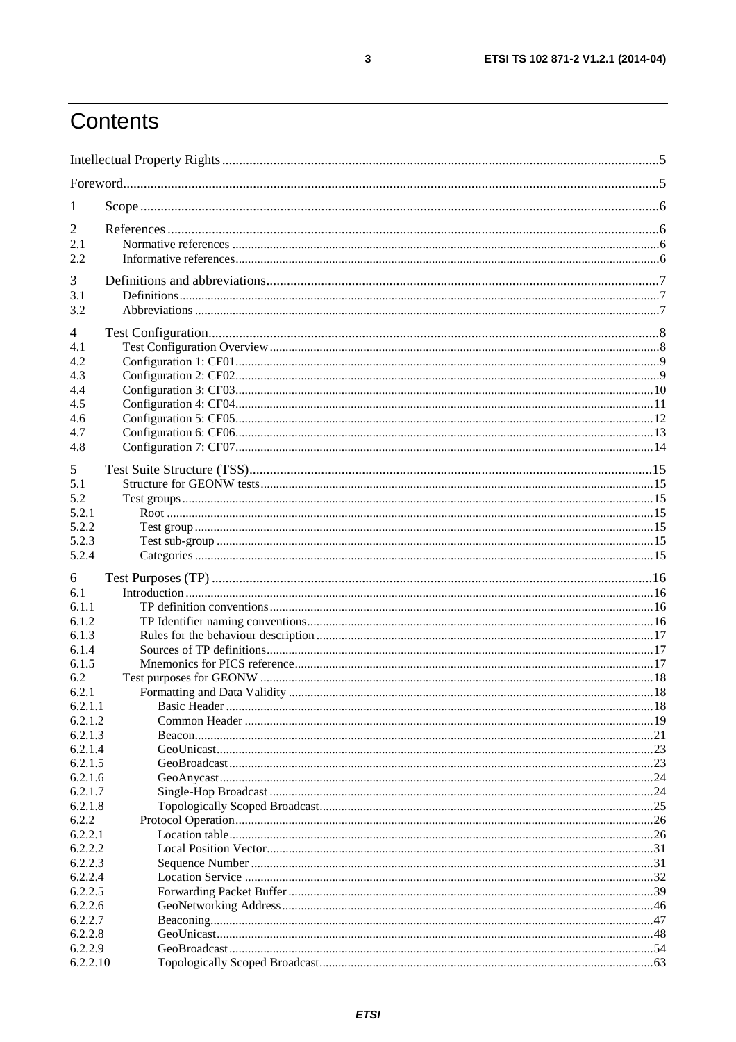# Contents

Intellectual Property Rights ... 5
Foreword ... 5
1 Scope ... 6
2 References ... 6
2.1 Normative references ... 6
2.2 Informative references ... 6
3 Definitions and abbreviations ... 7
3.1 Definitions ... 7
3.2 Abbreviations ... 7
4 Test Configuration ... 8
4.1 Test Configuration Overview ... 8
4.2 Configuration 1: CF01 ... 9
4.3 Configuration 2: CF02 ... 9
4.4 Configuration 3: CF03 ... 10
4.5 Configuration 4: CF04 ... 11
4.6 Configuration 5: CF05 ... 12
4.7 Configuration 6: CF06 ... 13
4.8 Configuration 7: CF07 ... 14
5 Test Suite Structure (TSS) ... 15
5.1 Structure for GEONW tests ... 15
5.2 Test groups ... 15
5.2.1 Root ... 15
5.2.2 Test group ... 15
5.2.3 Test sub-group ... 15
5.2.4 Categories ... 15
6 Test Purposes (TP) ... 16
6.1 Introduction ... 16
6.1.1 TP definition conventions ... 16
6.1.2 TP Identifier naming conventions ... 16
6.1.3 Rules for the behaviour description ... 17
6.1.4 Sources of TP definitions ... 17
6.1.5 Mnemonics for PICS reference ... 17
6.2 Test purposes for GEONW ... 18
6.2.1 Formatting and Data Validity ... 18
6.2.1.1 Basic Header ... 18
6.2.1.2 Common Header ... 19
6.2.1.3 Beacon ... 21
6.2.1.4 GeoUnicast ... 23
6.2.1.5 GeoBroadcast ... 23
6.2.1.6 GeoAnycast ... 24
6.2.1.7 Single-Hop Broadcast ... 24
6.2.1.8 Topologically Scoped Broadcast ... 25
6.2.2 Protocol Operation ... 26
6.2.2.1 Location table ... 26
6.2.2.2 Local Position Vector ... 31
6.2.2.3 Sequence Number ... 31
6.2.2.4 Location Service ... 32
6.2.2.5 Forwarding Packet Buffer ... 39
6.2.2.6 GeoNetworking Address ... 46
6.2.2.7 Beaconing ... 47
6.2.2.8 GeoUnicast ... 48
6.2.2.9 GeoBroadcast ... 54
6.2.2.10 Topologically Scoped Broadcast ... 63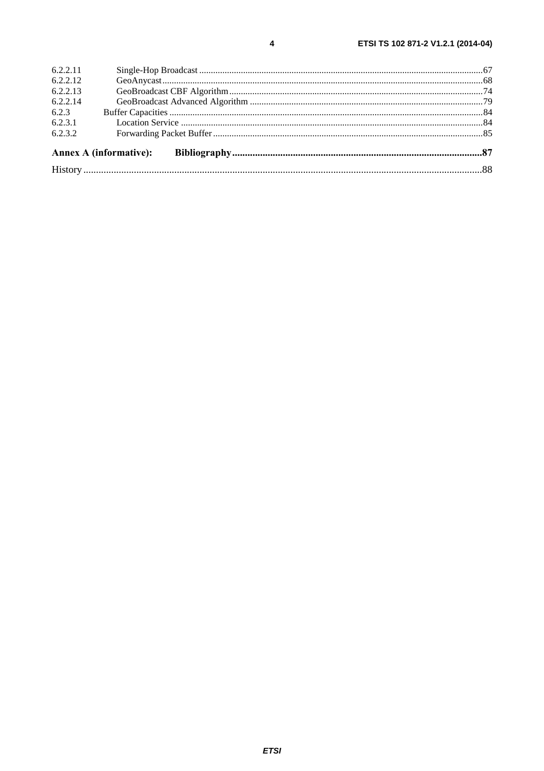6.2.2.11 Single-Hop Broadcast ....... 67
6.2.2.12 GeoAnycast ....... 68
6.2.2.13 GeoBroadcast CBF Algorithm ....... 74
6.2.2.14 GeoBroadcast Advanced Algorithm ....... 79
6.2.3 Buffer Capacities ....... 84
6.2.3.1 Location Service ....... 84
6.2.3.2 Forwarding Packet Buffer ....... 85

**Annex A (informative): Bibliography ....... 87**

History ....... 88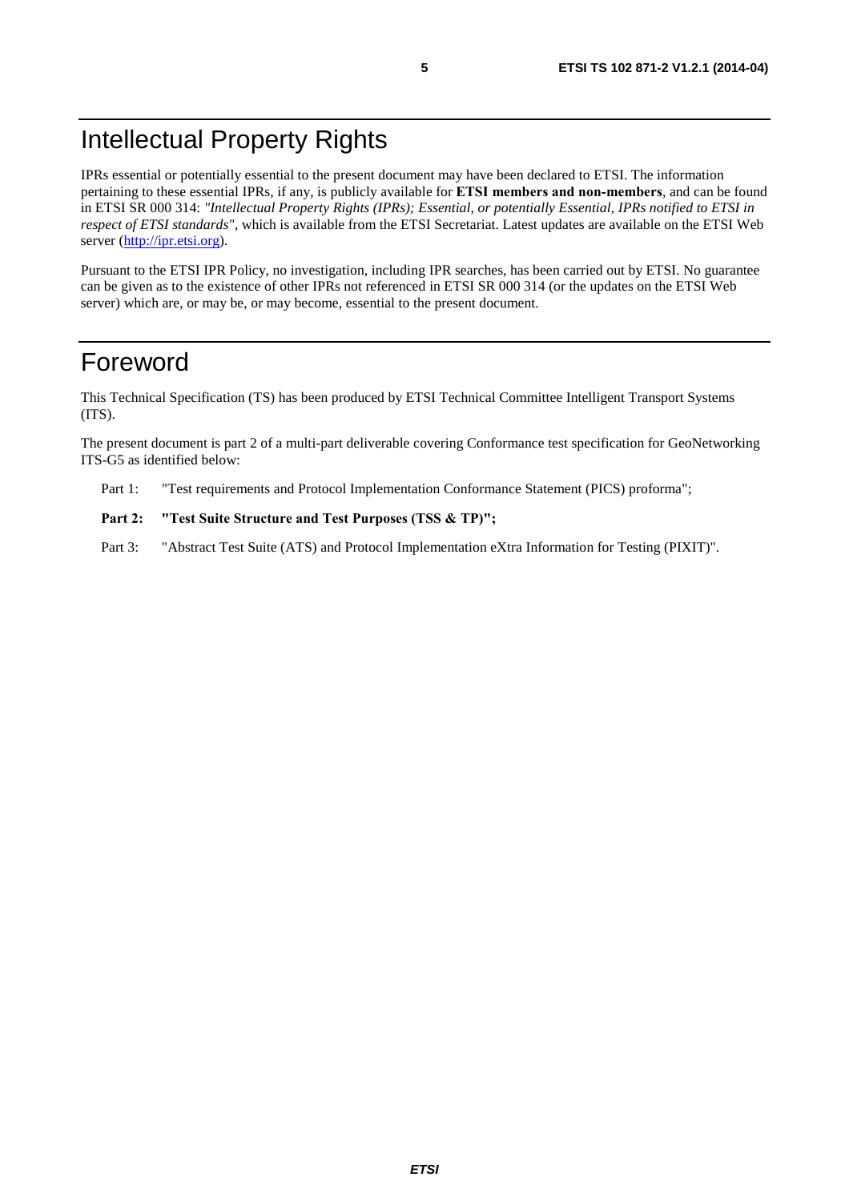# Intellectual Property Rights

IPRs essential or potentially essential to the present document may have been declared to ETSI. The information pertaining to these essential IPRs, if any, is publicly available for **ETSI members and non-members**, and can be found in ETSI SR 000 314: *"Intellectual Property Rights (IPRs); Essential, or potentially Essential, IPRs notified to ETSI in respect of ETSI standards"*, which is available from the ETSI Secretariat. Latest updates are available on the ETSI Web server (http://ipr.etsi.org).

Pursuant to the ETSI IPR Policy, no investigation, including IPR searches, has been carried out by ETSI. No guarantee can be given as to the existence of other IPRs not referenced in ETSI SR 000 314 (or the updates on the ETSI Web server) which are, or may be, or may become, essential to the present document.

# Foreword

This Technical Specification (TS) has been produced by ETSI Technical Committee Intelligent Transport Systems (ITS).

The present document is part 2 of a multi-part deliverable covering Conformance test specification for GeoNetworking ITS-G5 as identified below:

Part 1: "Test requirements and Protocol Implementation Conformance Statement (PICS) proforma";

**Part 2: "Test Suite Structure and Test Purposes (TSS & TP)";**

Part 3: "Abstract Test Suite (ATS) and Protocol Implementation eXtra Information for Testing (PIXIT)".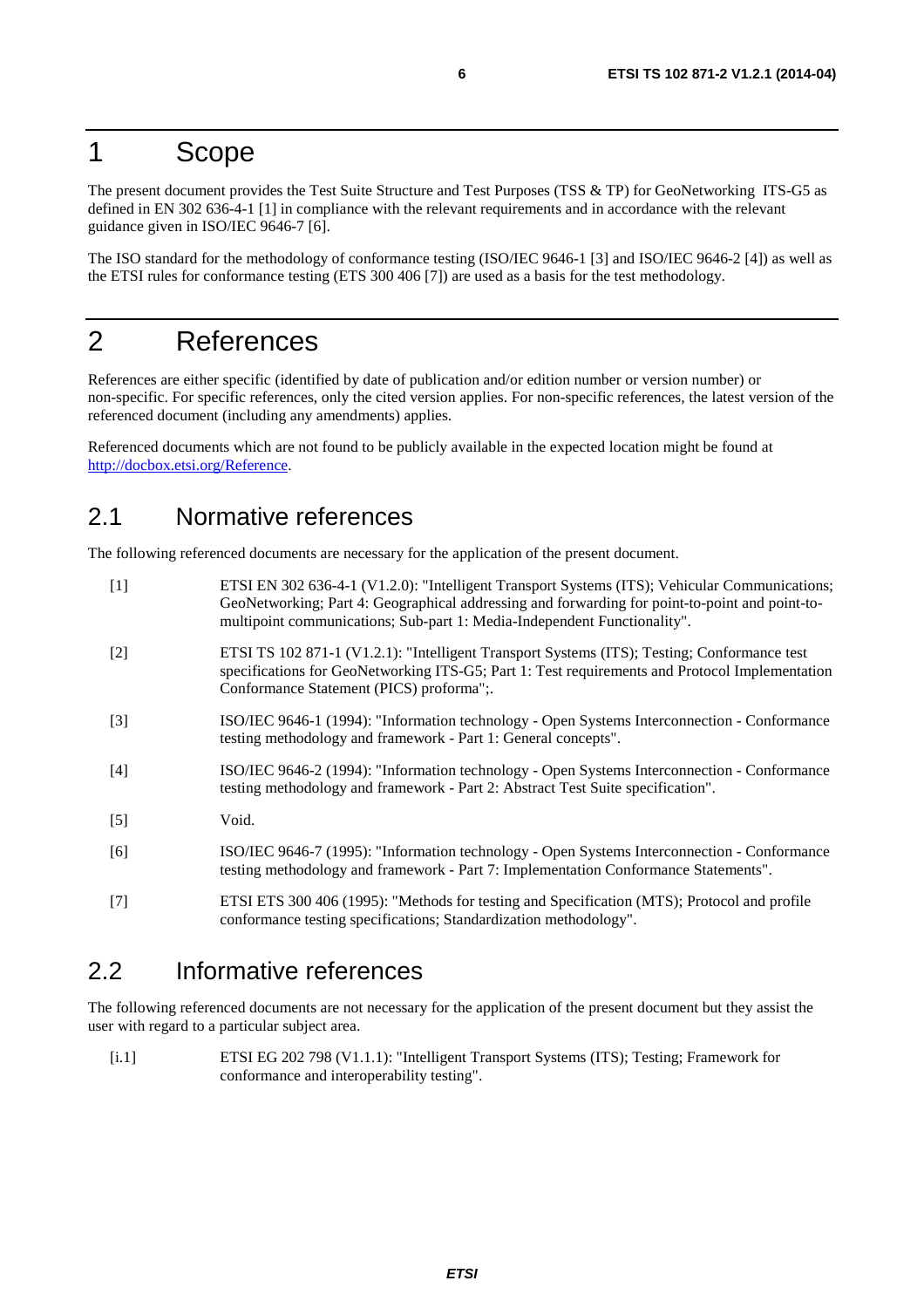# 1 Scope

The present document provides the Test Suite Structure and Test Purposes (TSS & TP) for GeoNetworking ITS-G5 as defined in EN 302 636-4-1 [1] in compliance with the relevant requirements and in accordance with the relevant guidance given in ISO/IEC 9646-7 [6].

The ISO standard for the methodology of conformance testing (ISO/IEC 9646-1 [3] and ISO/IEC 9646-2 [4]) as well as the ETSI rules for conformance testing (ETS 300 406 [7]) are used as a basis for the test methodology.

# 2 References

References are either specific (identified by date of publication and/or edition number or version number) or non-specific. For specific references, only the cited version applies. For non-specific references, the latest version of the referenced document (including any amendments) applies.

Referenced documents which are not found to be publicly available in the expected location might be found at http://docbox.etsi.org/Reference.

## 2.1 Normative references

The following referenced documents are necessary for the application of the present document.

[1] ETSI EN 302 636-4-1 (V1.2.0): "Intelligent Transport Systems (ITS); Vehicular Communications; GeoNetworking; Part 4: Geographical addressing and forwarding for point-to-point and point-to-multipoint communications; Sub-part 1: Media-Independent Functionality".

[2] ETSI TS 102 871-1 (V1.2.1): "Intelligent Transport Systems (ITS); Testing; Conformance test specifications for GeoNetworking ITS-G5; Part 1: Test requirements and Protocol Implementation Conformance Statement (PICS) proforma";.

[3] ISO/IEC 9646-1 (1994): "Information technology - Open Systems Interconnection - Conformance testing methodology and framework - Part 1: General concepts".

[4] ISO/IEC 9646-2 (1994): "Information technology - Open Systems Interconnection - Conformance testing methodology and framework - Part 2: Abstract Test Suite specification".

[5] Void.

[6] ISO/IEC 9646-7 (1995): "Information technology - Open Systems Interconnection - Conformance testing methodology and framework - Part 7: Implementation Conformance Statements".

[7] ETSI ETS 300 406 (1995): "Methods for testing and Specification (MTS); Protocol and profile conformance testing specifications; Standardization methodology".

## 2.2 Informative references

The following referenced documents are not necessary for the application of the present document but they assist the user with regard to a particular subject area.

[i.1] ETSI EG 202 798 (V1.1.1): "Intelligent Transport Systems (ITS); Testing; Framework for conformance and interoperability testing".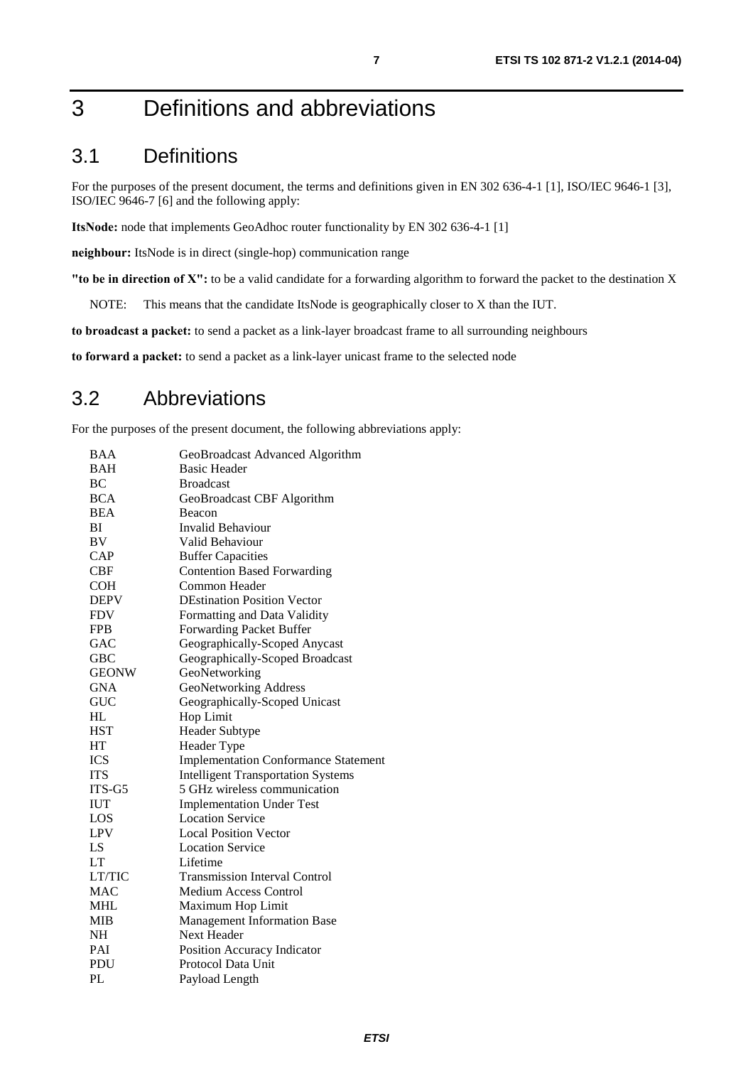# 3 Definitions and abbreviations

## 3.1 Definitions

For the purposes of the present document, the terms and definitions given in EN 302 636-4-1 [1], ISO/IEC 9646-1 [3], ISO/IEC 9646-7 [6] and the following apply:

**ItsNode:** node that implements GeoAdhoc router functionality by EN 302 636-4-1 [1]

**neighbour:** ItsNode is in direct (single-hop) communication range

**"to be in direction of X":** to be a valid candidate for a forwarding algorithm to forward the packet to the destination X

NOTE: This means that the candidate ItsNode is geographically closer to X than the IUT.

**to broadcast a packet:** to send a packet as a link-layer broadcast frame to all surrounding neighbours

**to forward a packet:** to send a packet as a link-layer unicast frame to the selected node

## 3.2 Abbreviations

For the purposes of the present document, the following abbreviations apply:

| | |
|---|---|
| BAA | GeoBroadcast Advanced Algorithm |
| BAH | Basic Header |
| BC | Broadcast |
| BCA | GeoBroadcast CBF Algorithm |
| BEA | Beacon |
| BI | Invalid Behaviour |
| BV | Valid Behaviour |
| CAP | Buffer Capacities |
| CBF | Contention Based Forwarding |
| COH | Common Header |
| DEPV | DEstination Position Vector |
| FDV | Formatting and Data Validity |
| FPB | Forwarding Packet Buffer |
| GAC | Geographically-Scoped Anycast |
| GBC | Geographically-Scoped Broadcast |
| GEONW | GeoNetworking |
| GNA | GeoNetworking Address |
| GUC | Geographically-Scoped Unicast |
| HL | Hop Limit |
| HST | Header Subtype |
| HT | Header Type |
| ICS | Implementation Conformance Statement |
| ITS | Intelligent Transportation Systems |
| ITS-G5 | 5 GHz wireless communication |
| IUT | Implementation Under Test |
| LOS | Location Service |
| LPV | Local Position Vector |
| LS | Location Service |
| LT | Lifetime |
| LT/TIC | Transmission Interval Control |
| MAC | Medium Access Control |
| MHL | Maximum Hop Limit |
| MIB | Management Information Base |
| NH | Next Header |
| PAI | Position Accuracy Indicator |
| PDU | Protocol Data Unit |
| PL | Payload Length |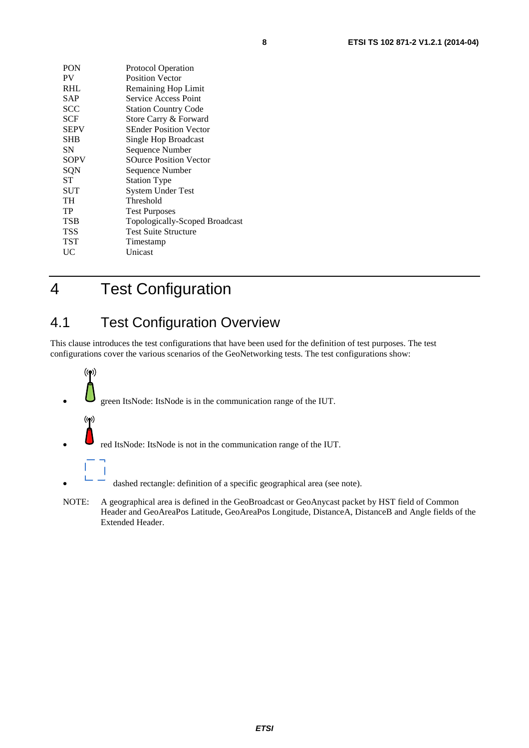| | |
|---|---|
| PON | Protocol Operation |
| PV | Position Vector |
| RHL | Remaining Hop Limit |
| SAP | Service Access Point |
| SCC | Station Country Code |
| SCF | Store Carry & Forward |
| SEPV | SEnder Position Vector |
| SHB | Single Hop Broadcast |
| SN | Sequence Number |
| SOPV | SOurce Position Vector |
| SQN | Sequence Number |
| ST | Station Type |
| SUT | System Under Test |
| TH | Threshold |
| TP | Test Purposes |
| TSB | Topologically-Scoped Broadcast |
| TSS | Test Suite Structure |
| TST | Timestamp |
| UC | Unicast |

# 4 Test Configuration

## 4.1 Test Configuration Overview

This clause introduces the test configurations that have been used for the definition of test purposes. The test configurations cover the various scenarios of the GeoNetworking tests. The test configurations show:

- green ItsNode: ItsNode is in the communication range of the IUT.
- red ItsNode: ItsNode is not in the communication range of the IUT.
- dashed rectangle: definition of a specific geographical area (see note).

NOTE: A geographical area is defined in the GeoBroadcast or GeoAnycast packet by HST field of Common Header and GeoAreaPos Latitude, GeoAreaPos Longitude, DistanceA, DistanceB and Angle fields of the Extended Header.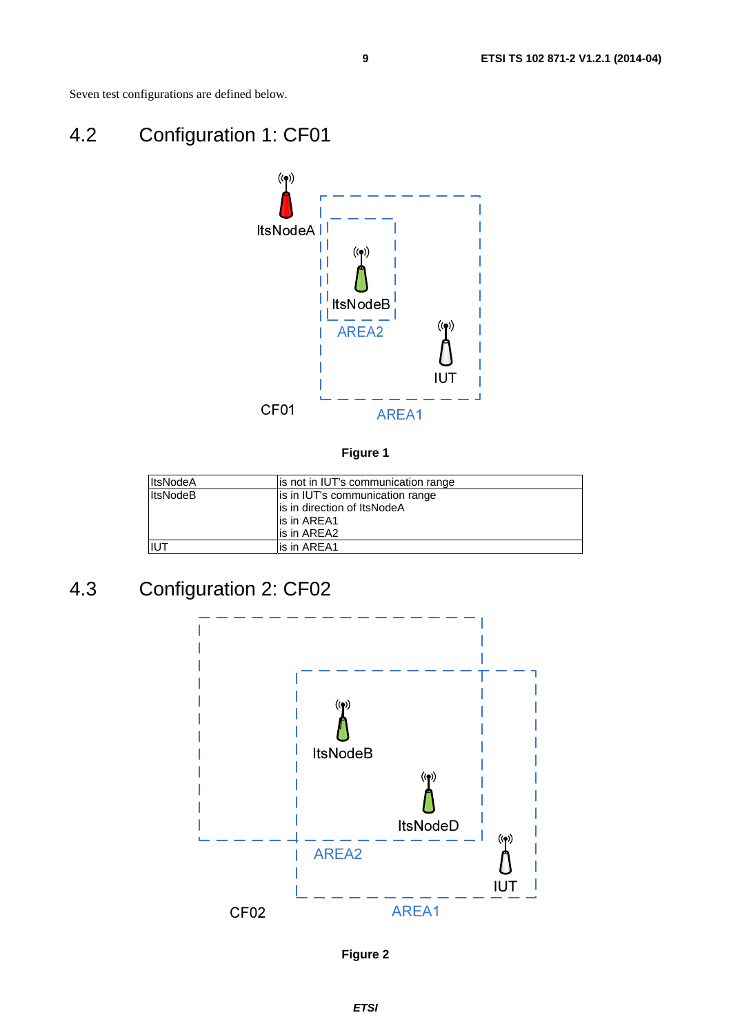Seven test configurations are defined below.

## 4.2 Configuration 1: CF01

Figure 1

| ItsNodeA | is not in IUT's communication range |
|---|---|
| ItsNodeB | is in IUT's communication range<br>is in direction of ItsNodeA<br>is in AREA1<br>is in AREA2 |
| IUT | is in AREA1 |

## 4.3 Configuration 2: CF02

Figure 2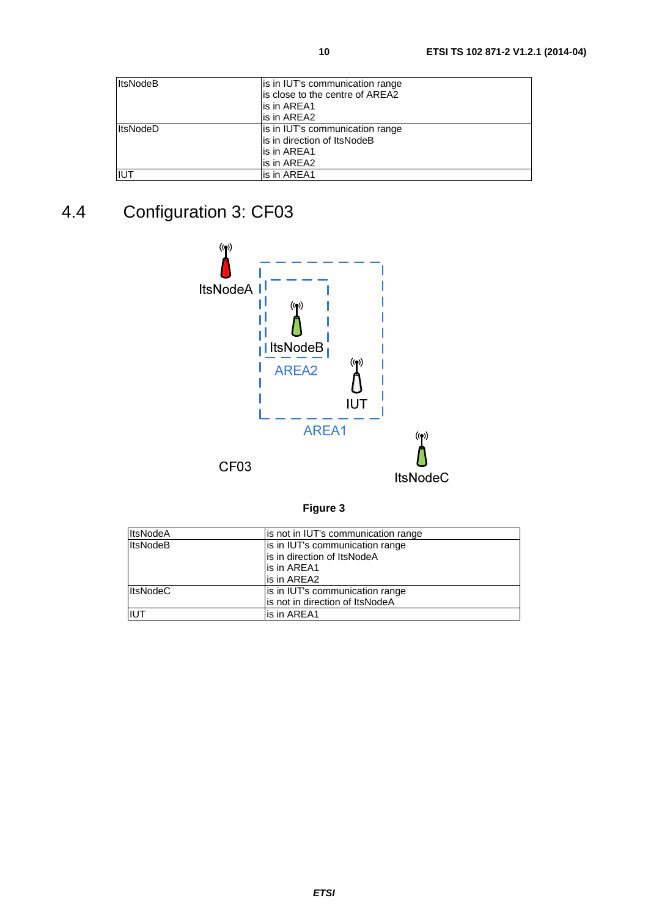| | |
|---|---|
| ItsNodeB | is in IUT's communication range<br>is close to the centre of AREA2<br>is in AREA1<br>is in AREA2 |
| ItsNodeD | is in IUT's communication range<br>is in direction of ItsNodeB<br>is in AREA1<br>is in AREA2 |
| IUT | is in AREA1 |

## 4.4 Configuration 3: CF03

ItsNodeA

ItsNodeB

AREA2

IUT

AREA1

CF03

ItsNodeC

**Figure 3**

| | |
|---|---|
| ItsNodeA | is not in IUT's communication range |
| ItsNodeB | is in IUT's communication range<br>is in direction of ItsNodeA<br>is in AREA1<br>is in AREA2 |
| ItsNodeC | is in IUT's communication range<br>is not in direction of ItsNodeA |
| IUT | is in AREA1 |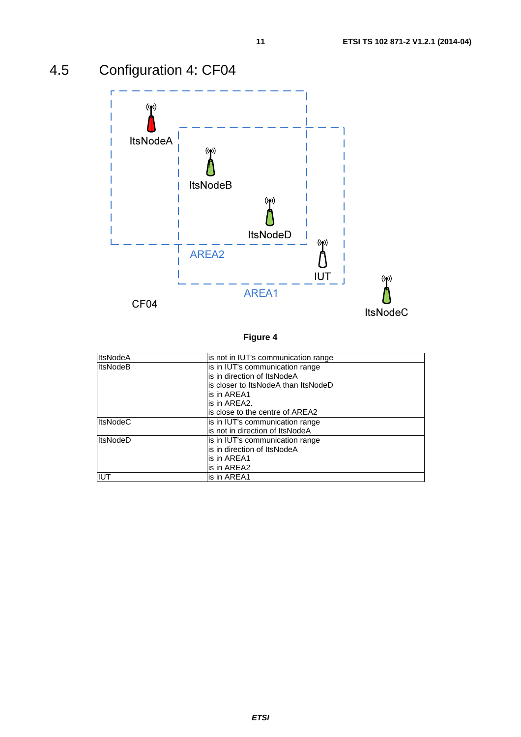## 4.5 Configuration 4: CF04

Figure 4

| ItsNodeA | is not in IUT's communication range |
|---|---|
| ItsNodeB | is in IUT's communication range<br>is in direction of ItsNodeA<br>is closer to ItsNodeA than ItsNodeD<br>is in AREA1<br>is in AREA2.<br>is close to the centre of AREA2 |
| ItsNodeC | is in IUT's communication range<br>is not in direction of ItsNodeA |
| ItsNodeD | is in IUT's communication range<br>is in direction of ItsNodeA<br>is in AREA1<br>is in AREA2 |
| IUT | is in AREA1 |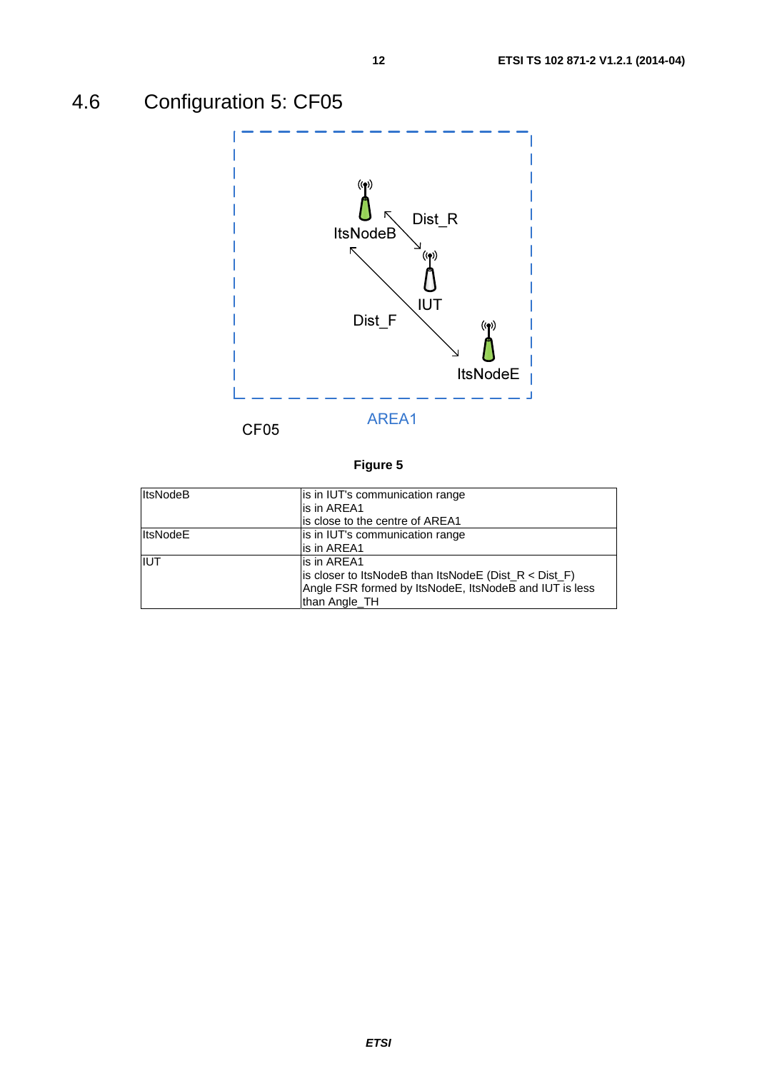## 4.6 Configuration 5: CF05

**Figure 5**

| | |
|---|---|
| ItsNodeB | is in IUT's communication range<br>is in AREA1<br>is close to the centre of AREA1 |
| ItsNodeE | is in IUT's communication range<br>is in AREA1 |
| IUT | is in AREA1<br>is closer to ItsNodeB than ItsNodeE (Dist_R < Dist_F)<br>Angle FSR formed by ItsNodeE, ItsNodeB and IUT is less than Angle_TH |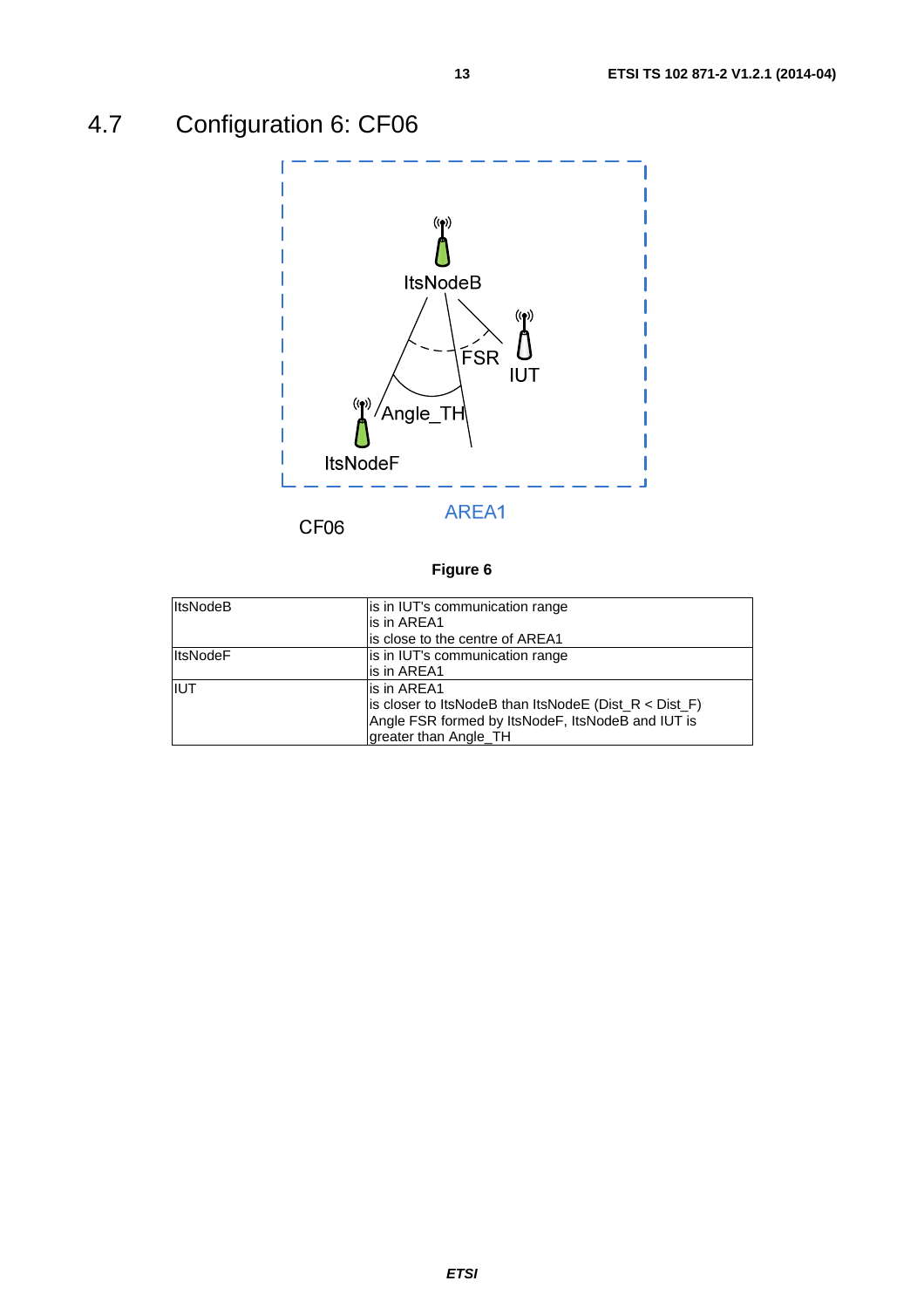## 4.7 Configuration 6: CF06

Figure 6

| | |
|---|---|
| ItsNodeB | is in IUT's communication range<br>is in AREA1<br>is close to the centre of AREA1 |
| ItsNodeF | is in IUT's communication range<br>is in AREA1 |
| IUT | is in AREA1<br>is closer to ItsNodeB than ItsNodeE (Dist_R < Dist_F)<br>Angle FSR formed by ItsNodeF, ItsNodeB and IUT is greater than Angle_TH |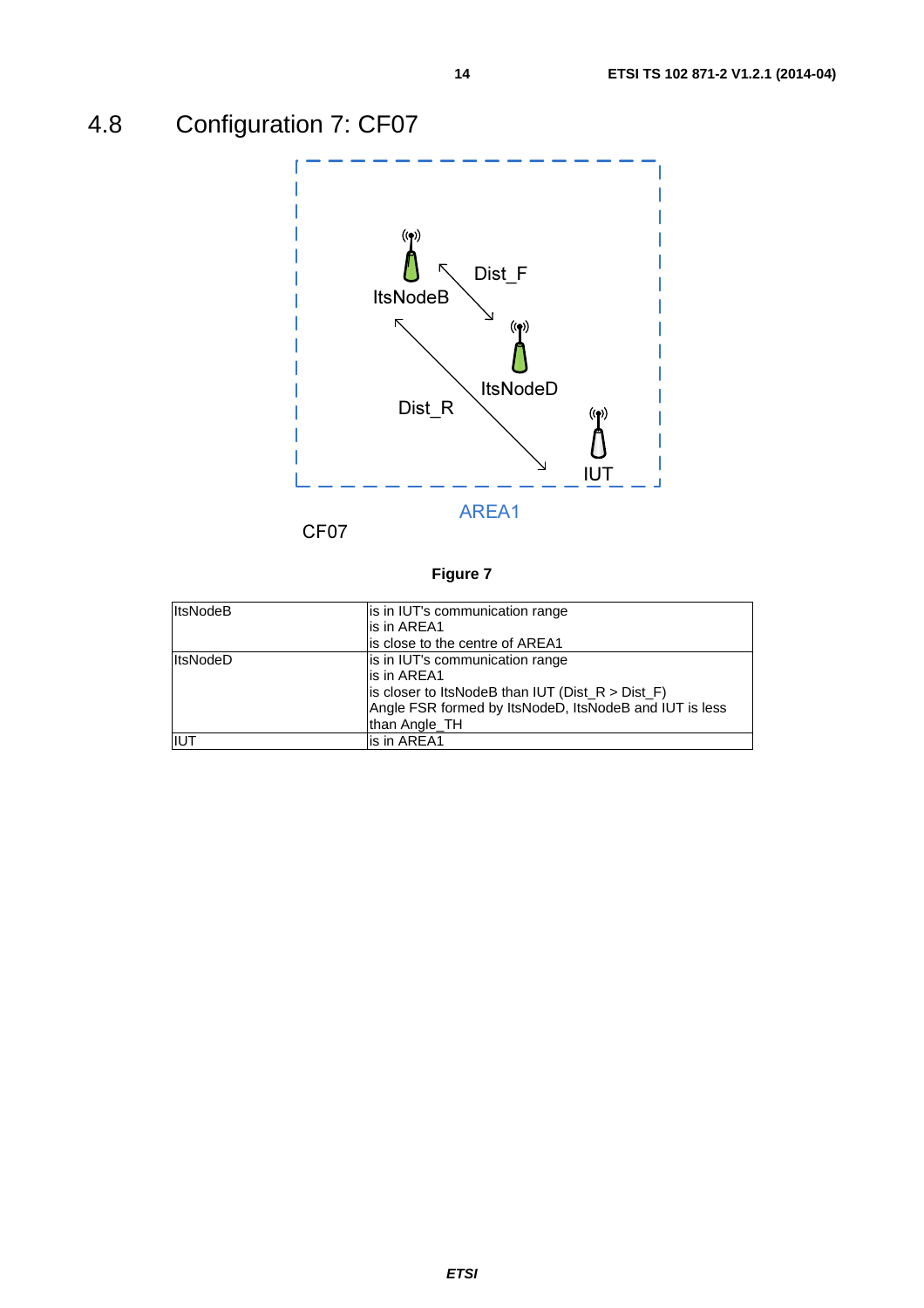## 4.8 Configuration 7: CF07

ItsNodeB

Dist_F

ItsNodeD

Dist_R

IUT

AREA1

CF07

**Figure 7**

| | |
|---|---|
| ItsNodeB | is in IUT's communication range<br>is in AREA1<br>is close to the centre of AREA1 |
| ItsNodeD | is in IUT's communication range<br>is in AREA1<br>is closer to ItsNodeB than IUT (Dist_R > Dist_F)<br>Angle FSR formed by ItsNodeD, ItsNodeB and IUT is less than Angle_TH |
| IUT | is in AREA1 |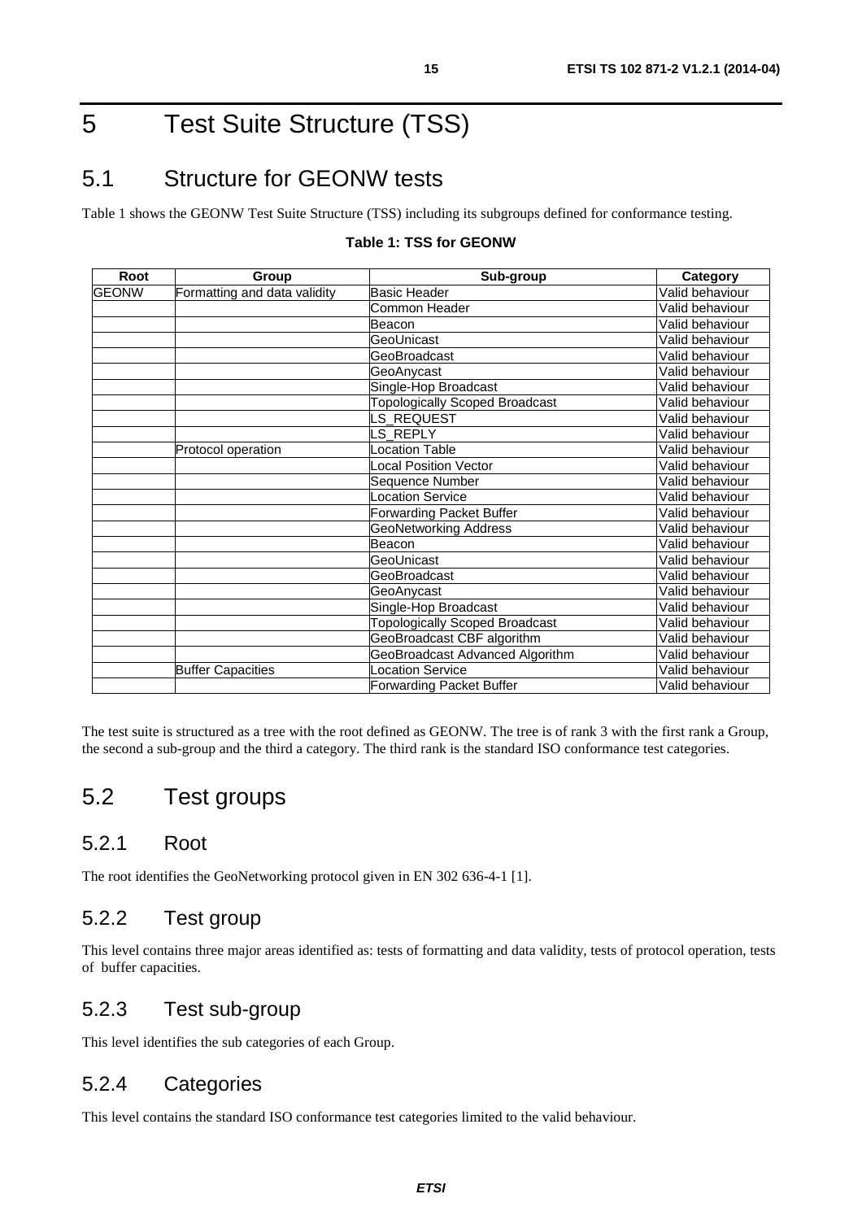# 5 Test Suite Structure (TSS)

## 5.1 Structure for GEONW tests

Table 1 shows the GEONW Test Suite Structure (TSS) including its subgroups defined for conformance testing.

**Table 1: TSS for GEONW**

| Root | Group | Sub-group | Category |
|---|---|---|---|
| GEONW | Formatting and data validity | Basic Header | Valid behaviour |
| | | Common Header | Valid behaviour |
| | | Beacon | Valid behaviour |
| | | GeoUnicast | Valid behaviour |
| | | GeoBroadcast | Valid behaviour |
| | | GeoAnycast | Valid behaviour |
| | | Single-Hop Broadcast | Valid behaviour |
| | | Topologically Scoped Broadcast | Valid behaviour |
| | | LS_REQUEST | Valid behaviour |
| | | LS_REPLY | Valid behaviour |
| | Protocol operation | Location Table | Valid behaviour |
| | | Local Position Vector | Valid behaviour |
| | | Sequence Number | Valid behaviour |
| | | Location Service | Valid behaviour |
| | | Forwarding Packet Buffer | Valid behaviour |
| | | GeoNetworking Address | Valid behaviour |
| | | Beacon | Valid behaviour |
| | | GeoUnicast | Valid behaviour |
| | | GeoBroadcast | Valid behaviour |
| | | GeoAnycast | Valid behaviour |
| | | Single-Hop Broadcast | Valid behaviour |
| | | Topologically Scoped Broadcast | Valid behaviour |
| | | GeoBroadcast CBF algorithm | Valid behaviour |
| | | GeoBroadcast Advanced Algorithm | Valid behaviour |
| | Buffer Capacities | Location Service | Valid behaviour |
| | | Forwarding Packet Buffer | Valid behaviour |

The test suite is structured as a tree with the root defined as GEONW. The tree is of rank 3 with the first rank a Group, the second a sub-group and the third a category. The third rank is the standard ISO conformance test categories.

## 5.2 Test groups

### 5.2.1 Root

The root identifies the GeoNetworking protocol given in EN 302 636-4-1 [1].

### 5.2.2 Test group

This level contains three major areas identified as: tests of formatting and data validity, tests of protocol operation, tests of buffer capacities.

### 5.2.3 Test sub-group

This level identifies the sub categories of each Group.

### 5.2.4 Categories

This level contains the standard ISO conformance test categories limited to the valid behaviour.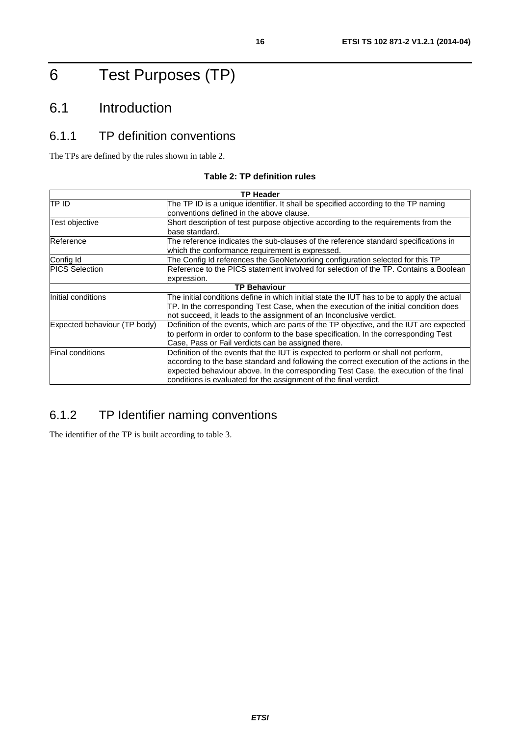# 6 Test Purposes (TP)

## 6.1 Introduction

### 6.1.1 TP definition conventions

The TPs are defined by the rules shown in table 2.

**Table 2: TP definition rules**

| **TP Header** | |
|---|---|
| TP ID | The TP ID is a unique identifier. It shall be specified according to the TP naming conventions defined in the above clause. |
| Test objective | Short description of test purpose objective according to the requirements from the base standard. |
| Reference | The reference indicates the sub-clauses of the reference standard specifications in which the conformance requirement is expressed. |
| Config Id | The Config Id references the GeoNetworking configuration selected for this TP |
| PICS Selection | Reference to the PICS statement involved for selection of the TP. Contains a Boolean expression. |
| **TP Behaviour** | |
| Initial conditions | The initial conditions define in which initial state the IUT has to be to apply the actual TP. In the corresponding Test Case, when the execution of the initial condition does not succeed, it leads to the assignment of an Inconclusive verdict. |
| Expected behaviour (TP body) | Definition of the events, which are parts of the TP objective, and the IUT are expected to perform in order to conform to the base specification. In the corresponding Test Case, Pass or Fail verdicts can be assigned there. |
| Final conditions | Definition of the events that the IUT is expected to perform or shall not perform, according to the base standard and following the correct execution of the actions in the expected behaviour above. In the corresponding Test Case, the execution of the final conditions is evaluated for the assignment of the final verdict. |

### 6.1.2 TP Identifier naming conventions

The identifier of the TP is built according to table 3.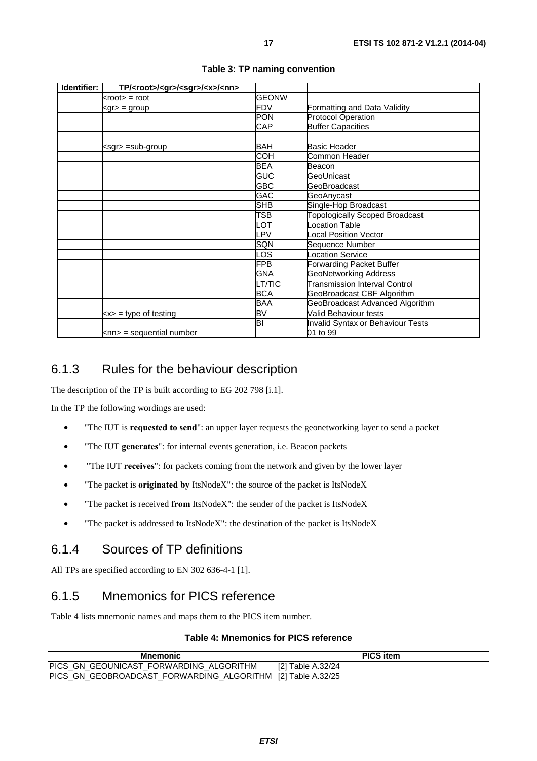**Table 3: TP naming convention**

| Identifier: | TP/<root>/<gr>/<sgr>/<x>/<nn> | | |
|---|---|---|---|
| | <root> = root | GEONW | |
| | <gr> = group | FDV | Formatting and Data Validity |
| | | PON | Protocol Operation |
| | | CAP | Buffer Capacities |
| | | | |
| | <sgr> =sub-group | BAH | Basic Header |
| | | COH | Common Header |
| | | BEA | Beacon |
| | | GUC | GeoUnicast |
| | | GBC | GeoBroadcast |
| | | GAC | GeoAnycast |
| | | SHB | Single-Hop Broadcast |
| | | TSB | Topologically Scoped Broadcast |
| | | LOT | Location Table |
| | | LPV | Local Position Vector |
| | | SQN | Sequence Number |
| | | LOS | Location Service |
| | | FPB | Forwarding Packet Buffer |
| | | GNA | GeoNetworking Address |
| | | LT/TIC | Transmission Interval Control |
| | | BCA | GeoBroadcast CBF Algorithm |
| | | BAA | GeoBroadcast Advanced Algorithm |
| | <x> = type of testing | BV | Valid Behaviour tests |
| | | BI | Invalid Syntax or Behaviour Tests |
| | <nn> = sequential number | | 01 to 99 |

## 6.1.3 Rules for the behaviour description

The description of the TP is built according to EG 202 798 [i.1].

In the TP the following wordings are used:

- "The IUT is **requested to send**": an upper layer requests the geonetworking layer to send a packet
- "The IUT **generates**": for internal events generation, i.e. Beacon packets
- "The IUT **receives**": for packets coming from the network and given by the lower layer
- "The packet is **originated by** ItsNodeX": the source of the packet is ItsNodeX
- "The packet is received **from** ItsNodeX": the sender of the packet is ItsNodeX
- "The packet is addressed **to** ItsNodeX": the destination of the packet is ItsNodeX

## 6.1.4 Sources of TP definitions

All TPs are specified according to EN 302 636-4-1 [1].

## 6.1.5 Mnemonics for PICS reference

Table 4 lists mnemonic names and maps them to the PICS item number.

**Table 4: Mnemonics for PICS reference**

| Mnemonic | PICS item |
|---|---|
| PICS_GN_GEOUNICAST_FORWARDING_ALGORITHM | [2] Table A.32/24 |
| PICS_GN_GEOBROADCAST_FORWARDING_ALGORITHM | [2] Table A.32/25 |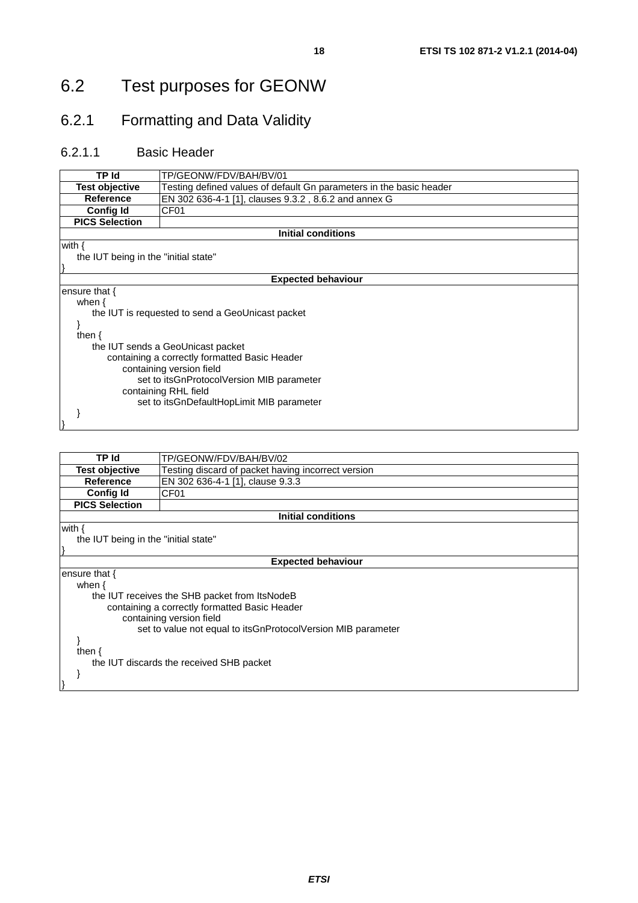# 6.2 Test purposes for GEONW

## 6.2.1 Formatting and Data Validity

### 6.2.1.1 Basic Header

| **TP Id** | TP/GEONW/FDV/BAH/BV/01 |
|---|---|
| **Test objective** | Testing defined values of default Gn parameters in the basic header |
| **Reference** | EN 302 636-4-1 [1], clauses 9.3.2 , 8.6.2 and annex G |
| **Config Id** | CF01 |
| **PICS Selection** | |
| **Initial conditions** | |
| with {<br>the IUT being in the "initial state"<br>} | |
| **Expected behaviour** | |
| ensure that {<br>when {<br>the IUT is requested to send a GeoUnicast packet<br>}<br>then {<br>the IUT sends a GeoUnicast packet<br>containing a correctly formatted Basic Header<br>containing version field<br>set to itsGnProtocolVersion MIB parameter<br>containing RHL field<br>set to itsGnDefaultHopLimit MIB parameter<br>}<br>} | |

| **TP Id** | TP/GEONW/FDV/BAH/BV/02 |
|---|---|
| **Test objective** | Testing discard of packet having incorrect version |
| **Reference** | EN 302 636-4-1 [1], clause 9.3.3 |
| **Config Id** | CF01 |
| **PICS Selection** | |
| **Initial conditions** | |
| with {<br>the IUT being in the "initial state"<br>} | |
| **Expected behaviour** | |
| ensure that {<br>when {<br>the IUT receives the SHB packet from ItsNodeB<br>containing a correctly formatted Basic Header<br>containing version field<br>set to value not equal to itsGnProtocolVersion MIB parameter<br>}<br>then {<br>the IUT discards the received SHB packet<br>}<br>} | |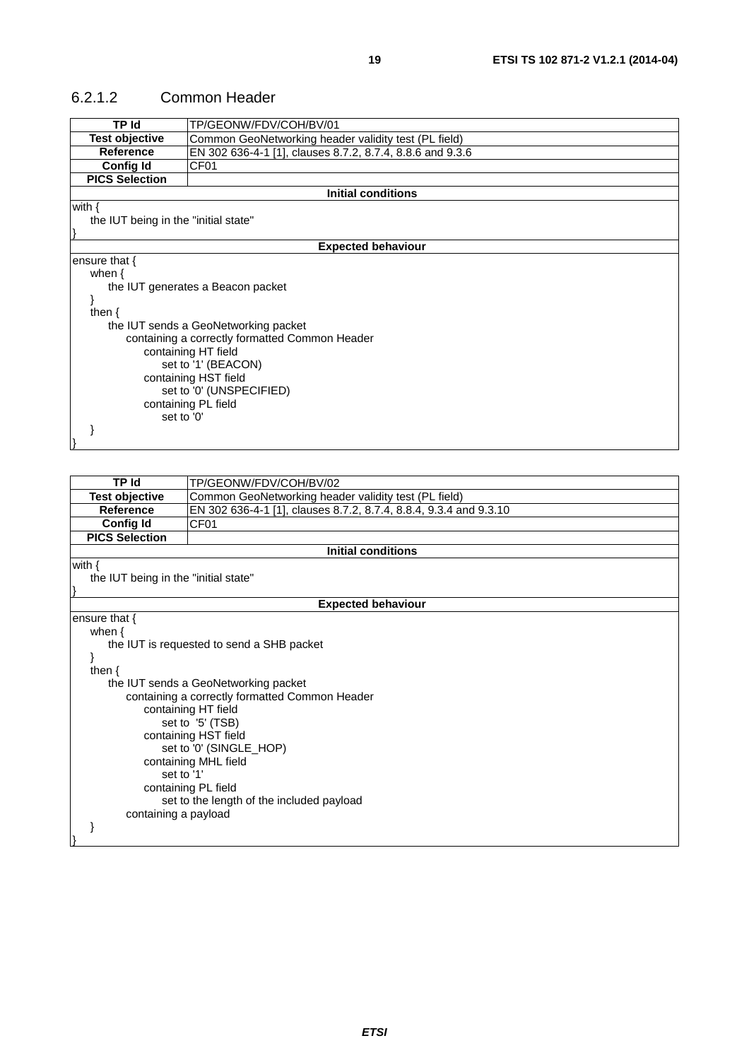### 6.2.1.2 Common Header

| TP Id | TP/GEONW/FDV/COH/BV/01 |
|---|---|
| **Test objective** | Common GeoNetworking header validity test (PL field) |
| **Reference** | EN 302 636-4-1 [1], clauses 8.7.2, 8.7.4, 8.8.6 and 9.3.6 |
| **Config Id** | CF01 |
| **PICS Selection** | |

**Initial conditions**

```
with {
    the IUT being in the "initial state"
}
```

**Expected behaviour**

```
ensure that {
    when {
        the IUT generates a Beacon packet
    }
    then {
        the IUT sends a GeoNetworking packet
            containing a correctly formatted Common Header
                containing HT field
                    set to '1' (BEACON)
                containing HST field
                    set to '0' (UNSPECIFIED)
                containing PL field
                    set to '0'
    }
}
```

| TP Id | TP/GEONW/FDV/COH/BV/02 |
|---|---|
| **Test objective** | Common GeoNetworking header validity test (PL field) |
| **Reference** | EN 302 636-4-1 [1], clauses 8.7.2, 8.7.4, 8.8.4, 9.3.4 and 9.3.10 |
| **Config Id** | CF01 |
| **PICS Selection** | |

**Initial conditions**

```
with {
    the IUT being in the "initial state"
}
```

**Expected behaviour**

```
ensure that {
    when {
        the IUT is requested to send a SHB packet
    }
    then {
        the IUT sends a GeoNetworking packet
            containing a correctly formatted Common Header
                containing HT field
                    set to  '5' (TSB)
                containing HST field
                    set to '0' (SINGLE_HOP)
                containing MHL field
                    set to '1'
                containing PL field
                    set to the length of the included payload
            containing a payload
    }
}
```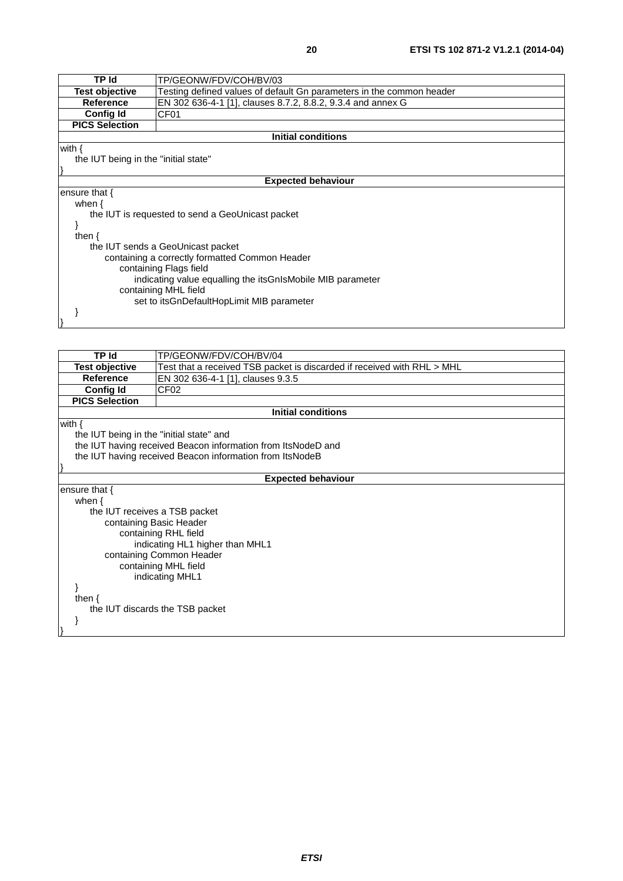| TP Id | TP/GEONW/FDV/COH/BV/03 |
|---|---|
| **Test objective** | Testing defined values of default Gn parameters in the common header |
| **Reference** | EN 302 636-4-1 [1], clauses 8.7.2, 8.8.2, 9.3.4 and annex G |
| **Config Id** | CF01 |
| **PICS Selection** | |
| **Initial conditions** | |
| with {<br>    the IUT being in the "initial state"<br>} | |
| **Expected behaviour** | |
| ensure that {<br>    when {<br>        the IUT is requested to send a GeoUnicast packet<br>    }<br>    then {<br>        the IUT sends a GeoUnicast packet<br>            containing a correctly formatted Common Header<br>                containing Flags field<br>                    indicating value equalling the itsGnIsMobile MIB parameter<br>                containing MHL field<br>                    set to itsGnDefaultHopLimit MIB parameter<br>    }<br>} | |

| TP Id | TP/GEONW/FDV/COH/BV/04 |
|---|---|
| **Test objective** | Test that a received TSB packet is discarded if received with RHL > MHL |
| **Reference** | EN 302 636-4-1 [1], clauses 9.3.5 |
| **Config Id** | CF02 |
| **PICS Selection** | |
| **Initial conditions** | |
| with {<br>    the IUT being in the "initial state" and<br>    the IUT having received Beacon information from ItsNodeD and<br>    the IUT having received Beacon information from ItsNodeB<br>} | |
| **Expected behaviour** | |
| ensure that {<br>    when {<br>        the IUT receives a TSB packet<br>            containing Basic Header<br>                containing RHL field<br>                    indicating HL1 higher than MHL1<br>            containing Common Header<br>                containing MHL field<br>                    indicating MHL1<br>    }<br>    then {<br>        the IUT discards the TSB packet<br>    }<br>} | |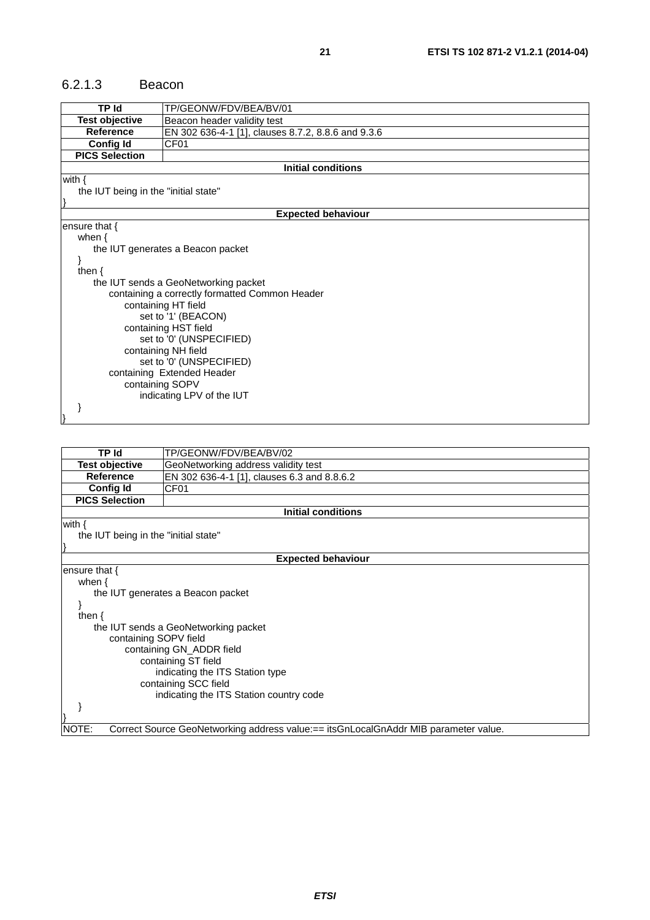### 6.2.1.3 Beacon

| TP Id | TP/GEONW/FDV/BEA/BV/01 |
|---|---|
| **Test objective** | Beacon header validity test |
| **Reference** | EN 302 636-4-1 [1], clauses 8.7.2, 8.8.6 and 9.3.6 |
| **Config Id** | CF01 |
| **PICS Selection** | |
| **Initial conditions** | |
| with {<br>    the IUT being in the "initial state"<br>} | |
| **Expected behaviour** | |
| ensure that {<br>    when {<br>        the IUT generates a Beacon packet<br>    }<br>    then {<br>        the IUT sends a GeoNetworking packet<br>            containing a correctly formatted Common Header<br>                containing HT field<br>                    set to '1' (BEACON)<br>                containing HST field<br>                    set to '0' (UNSPECIFIED)<br>                containing NH field<br>                    set to '0' (UNSPECIFIED)<br>            containing  Extended Header<br>                containing SOPV<br>                    indicating LPV of the IUT<br>    }<br>} | |

| TP Id | TP/GEONW/FDV/BEA/BV/02 |
|---|---|
| **Test objective** | GeoNetworking address validity test |
| **Reference** | EN 302 636-4-1 [1], clauses 6.3 and 8.8.6.2 |
| **Config Id** | CF01 |
| **PICS Selection** | |
| **Initial conditions** | |
| with {<br>    the IUT being in the "initial state"<br>} | |
| **Expected behaviour** | |
| ensure that {<br>    when {<br>        the IUT generates a Beacon packet<br>    }<br>    then {<br>        the IUT sends a GeoNetworking packet<br>            containing SOPV field<br>                containing GN_ADDR field<br>                    containing ST field<br>                        indicating the ITS Station type<br>                    containing SCC field<br>                        indicating the ITS Station country code<br>    }<br>} | |
| NOTE: Correct Source GeoNetworking address value:== itsGnLocalGnAddr MIB parameter value. | |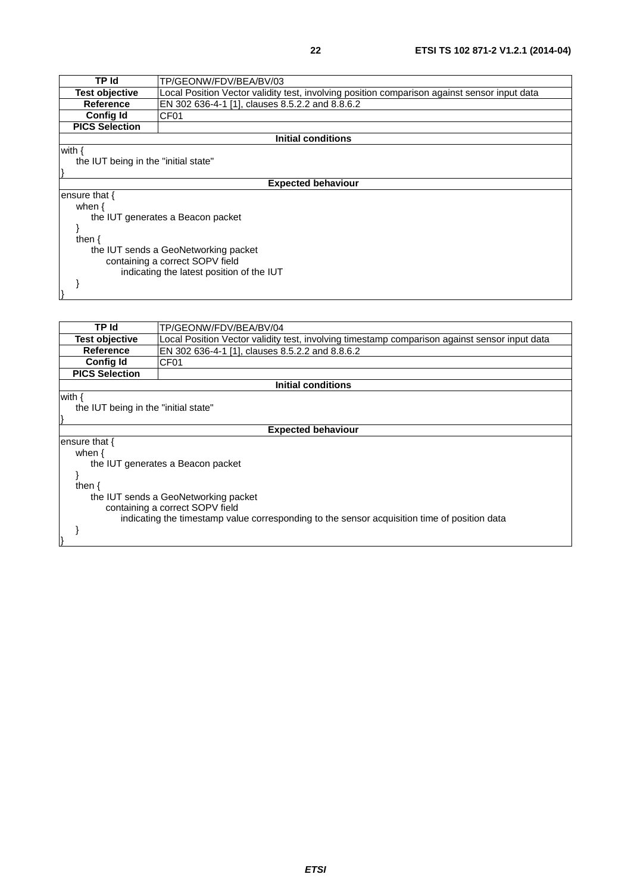| TP Id | TP/GEONW/FDV/BEA/BV/03 |
|---|---|
| **Test objective** | Local Position Vector validity test, involving position comparison against sensor input data |
| **Reference** | EN 302 636-4-1 [1], clauses 8.5.2.2 and 8.8.6.2 |
| **Config Id** | CF01 |
| **PICS Selection** | |
| | **Initial conditions** |
| with {<br>    the IUT being in the "initial state"<br>} | |
| | **Expected behaviour** |
| ensure that {<br>    when {<br>        the IUT generates a Beacon packet<br>    }<br>    then {<br>        the IUT sends a GeoNetworking packet<br>            containing a correct SOPV field<br>                indicating the latest position of the IUT<br>    }<br>} | |

| TP Id | TP/GEONW/FDV/BEA/BV/04 |
|---|---|
| **Test objective** | Local Position Vector validity test, involving timestamp comparison against sensor input data |
| **Reference** | EN 302 636-4-1 [1], clauses 8.5.2.2 and 8.8.6.2 |
| **Config Id** | CF01 |
| **PICS Selection** | |
| | **Initial conditions** |
| with {<br>    the IUT being in the "initial state"<br>} | |
| | **Expected behaviour** |
| ensure that {<br>    when {<br>        the IUT generates a Beacon packet<br>    }<br>    then {<br>        the IUT sends a GeoNetworking packet<br>            containing a correct SOPV field<br>                indicating the timestamp value corresponding to the sensor acquisition time of position data<br>    }<br>} | |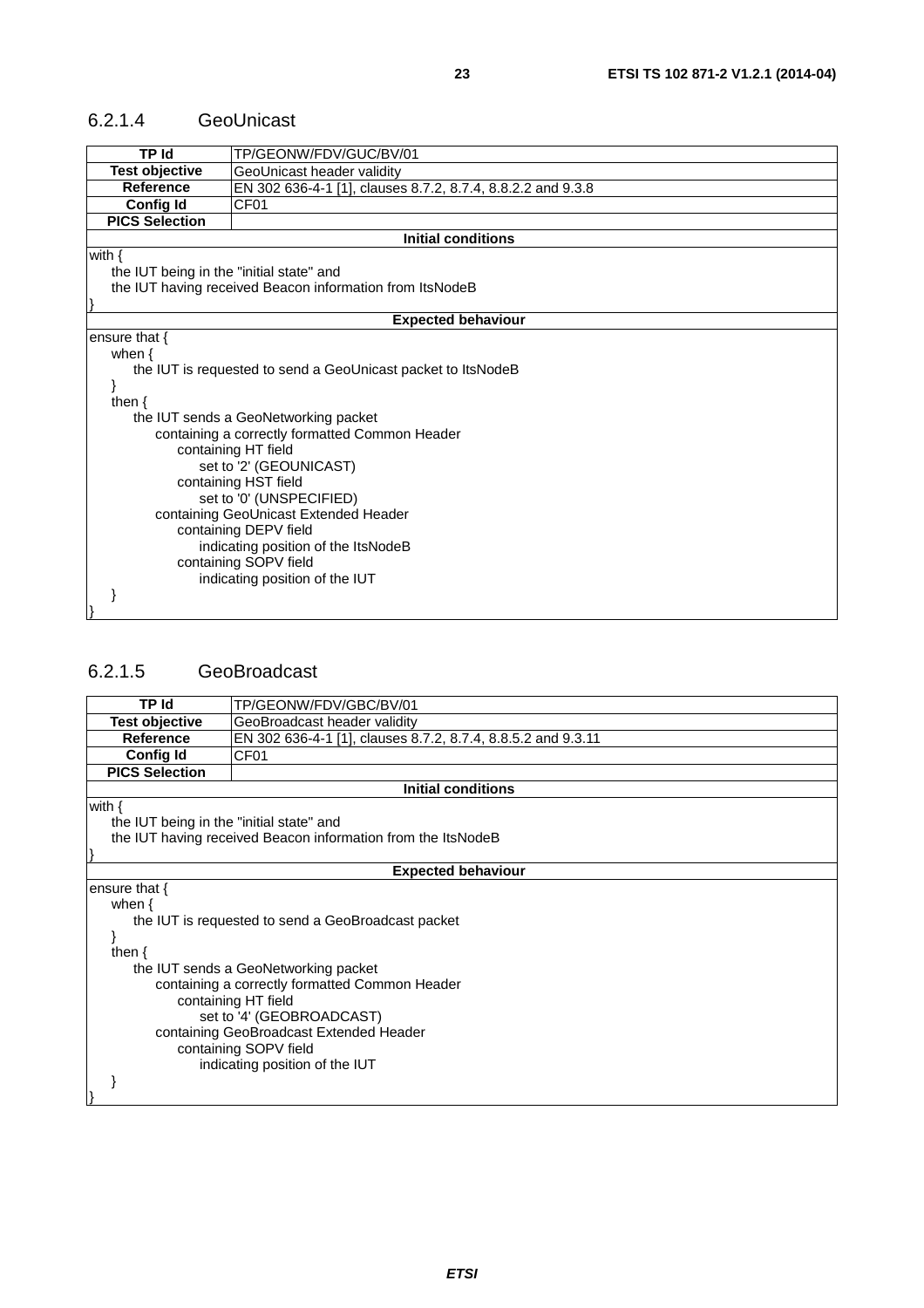### 6.2.1.4 GeoUnicast

| TP Id | TP/GEONW/FDV/GUC/BV/01 |
|---|---|
| **Test objective** | GeoUnicast header validity |
| **Reference** | EN 302 636-4-1 [1], clauses 8.7.2, 8.7.4, 8.8.2.2 and 9.3.8 |
| **Config Id** | CF01 |
| **PICS Selection** | |
| **Initial conditions** | |
| with {<br>    the IUT being in the "initial state" and<br>    the IUT having received Beacon information from ItsNodeB<br>} | |
| **Expected behaviour** | |
| ensure that {<br>    when {<br>        the IUT is requested to send a GeoUnicast packet to ItsNodeB<br>    }<br>    then {<br>        the IUT sends a GeoNetworking packet<br>            containing a correctly formatted Common Header<br>                containing HT field<br>                    set to '2' (GEOUNICAST)<br>                containing HST field<br>                    set to '0' (UNSPECIFIED)<br>            containing GeoUnicast Extended Header<br>                containing DEPV field<br>                    indicating position of the ItsNodeB<br>                containing SOPV field<br>                    indicating position of the IUT<br>    }<br>} | |

### 6.2.1.5 GeoBroadcast

| TP Id | TP/GEONW/FDV/GBC/BV/01 |
|---|---|
| **Test objective** | GeoBroadcast header validity |
| **Reference** | EN 302 636-4-1 [1], clauses 8.7.2, 8.7.4, 8.8.5.2 and 9.3.11 |
| **Config Id** | CF01 |
| **PICS Selection** | |
| **Initial conditions** | |
| with {<br>    the IUT being in the "initial state" and<br>    the IUT having received Beacon information from the ItsNodeB<br>} | |
| **Expected behaviour** | |
| ensure that {<br>    when {<br>        the IUT is requested to send a GeoBroadcast packet<br>    }<br>    then {<br>        the IUT sends a GeoNetworking packet<br>            containing a correctly formatted Common Header<br>                containing HT field<br>                    set to '4' (GEOBROADCAST)<br>            containing GeoBroadcast Extended Header<br>                containing SOPV field<br>                    indicating position of the IUT<br>    }<br>} | |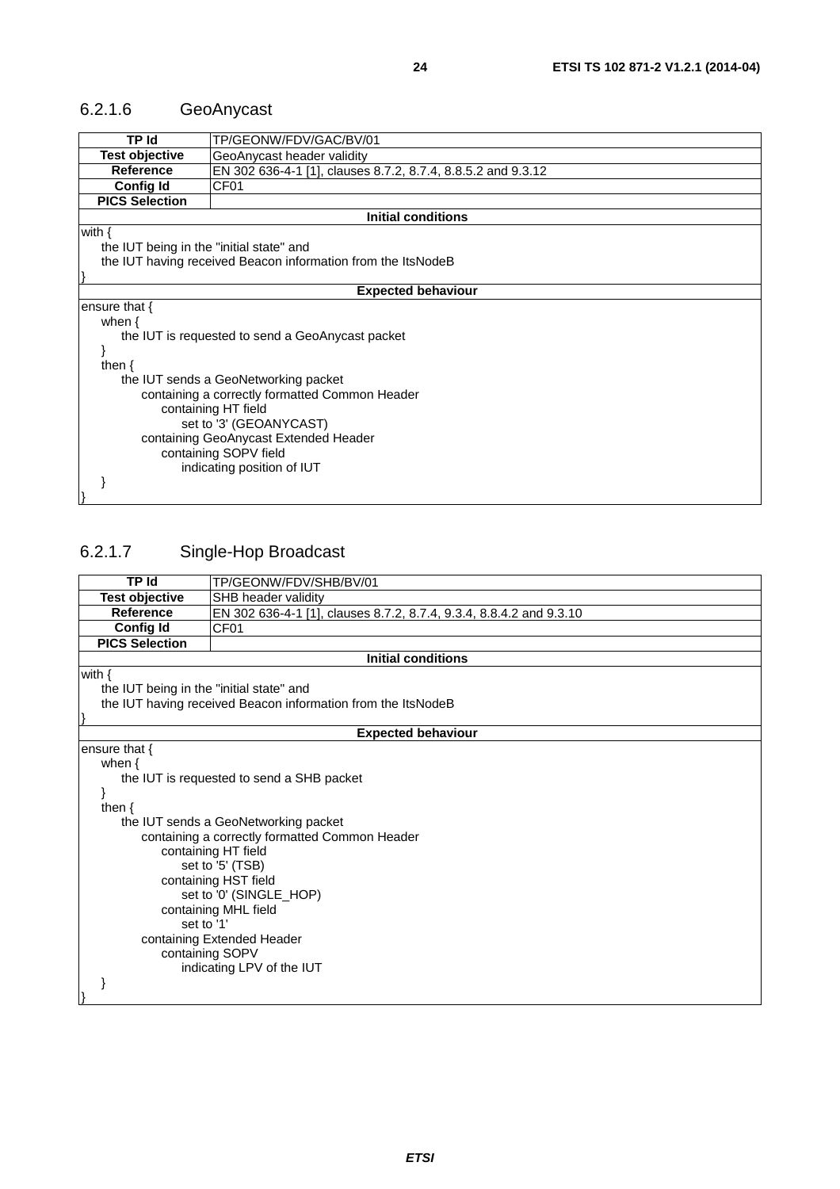### 6.2.1.6 GeoAnycast

| TP Id | TP/GEONW/FDV/GAC/BV/01 |
|---|---|
| **Test objective** | GeoAnycast header validity |
| **Reference** | EN 302 636-4-1 [1], clauses 8.7.2, 8.7.4, 8.8.5.2 and 9.3.12 |
| **Config Id** | CF01 |
| **PICS Selection** | |

**Initial conditions**

```
with {
    the IUT being in the "initial state" and
    the IUT having received Beacon information from the ItsNodeB
}
```

**Expected behaviour**

```
ensure that {
    when {
        the IUT is requested to send a GeoAnycast packet
    }
    then {
        the IUT sends a GeoNetworking packet
            containing a correctly formatted Common Header
                containing HT field
                    set to '3' (GEOANYCAST)
            containing GeoAnycast Extended Header
                containing SOPV field
                    indicating position of IUT
    }
}
```

### 6.2.1.7 Single-Hop Broadcast

| TP Id | TP/GEONW/FDV/SHB/BV/01 |
|---|---|
| **Test objective** | SHB header validity |
| **Reference** | EN 302 636-4-1 [1], clauses 8.7.2, 8.7.4, 9.3.4, 8.8.4.2 and 9.3.10 |
| **Config Id** | CF01 |
| **PICS Selection** | |

**Initial conditions**

```
with {
    the IUT being in the "initial state" and
    the IUT having received Beacon information from the ItsNodeB
}
```

**Expected behaviour**

```
ensure that {
    when {
        the IUT is requested to send a SHB packet
    }
    then {
        the IUT sends a GeoNetworking packet
            containing a correctly formatted Common Header
                containing HT field
                    set to '5' (TSB)
                containing HST field
                    set to '0' (SINGLE_HOP)
                containing MHL field
                    set to '1'
            containing Extended Header
                containing SOPV
                    indicating LPV of the IUT
    }
}
```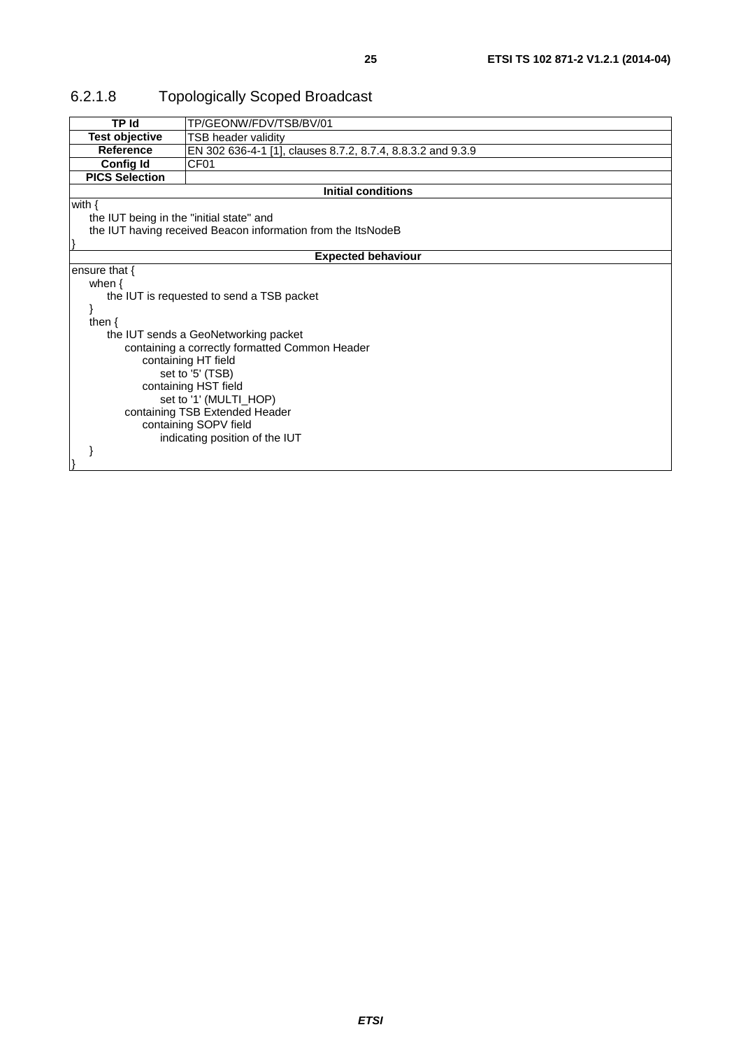### 6.2.1.8 Topologically Scoped Broadcast

| TP Id | TP/GEONW/FDV/TSB/BV/01 |
| --- | --- |
| **Test objective** | TSB header validity |
| **Reference** | EN 302 636-4-1 [1], clauses 8.7.2, 8.7.4, 8.8.3.2 and 9.3.9 |
| **Config Id** | CF01 |
| **PICS Selection** | |

**Initial conditions**

```
with {
    the IUT being in the "initial state" and
    the IUT having received Beacon information from the ItsNodeB
}
```

**Expected behaviour**

```
ensure that {
    when {
        the IUT is requested to send a TSB packet
    }
    then {
        the IUT sends a GeoNetworking packet
            containing a correctly formatted Common Header
                containing HT field
                    set to '5' (TSB)
                containing HST field
                    set to '1' (MULTI_HOP)
            containing TSB Extended Header
                containing SOPV field
                    indicating position of the IUT
    }
}
```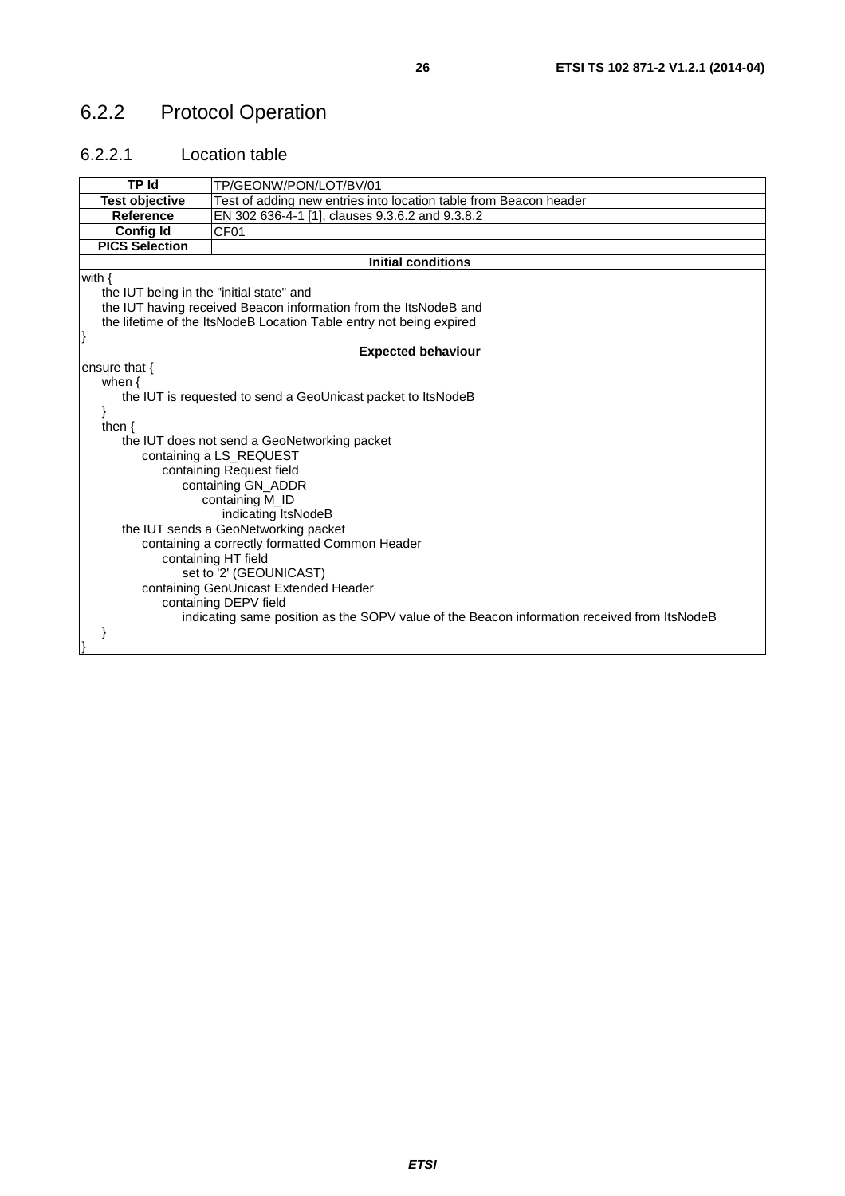## 6.2.2 Protocol Operation

### 6.2.2.1 Location table

| **TP Id** | TP/GEONW/PON/LOT/BV/01 |
|---|---|
| **Test objective** | Test of adding new entries into location table from Beacon header |
| **Reference** | EN 302 636-4-1 [1], clauses 9.3.6.2 and 9.3.8.2 |
| **Config Id** | CF01 |
| **PICS Selection** | |

**Initial conditions**

```
with {
    the IUT being in the "initial state" and
    the IUT having received Beacon information from the ItsNodeB and
    the lifetime of the ItsNodeB Location Table entry not being expired
}
```

**Expected behaviour**

```
ensure that {
    when {
        the IUT is requested to send a GeoUnicast packet to ItsNodeB
    }
    then {
        the IUT does not send a GeoNetworking packet
            containing a LS_REQUEST
                containing Request field
                    containing GN_ADDR
                        containing M_ID
                            indicating ItsNodeB
        the IUT sends a GeoNetworking packet
            containing a correctly formatted Common Header
                containing HT field
                    set to '2' (GEOUNICAST)
            containing GeoUnicast Extended Header
                containing DEPV field
                    indicating same position as the SOPV value of the Beacon information received from ItsNodeB
    }
}
```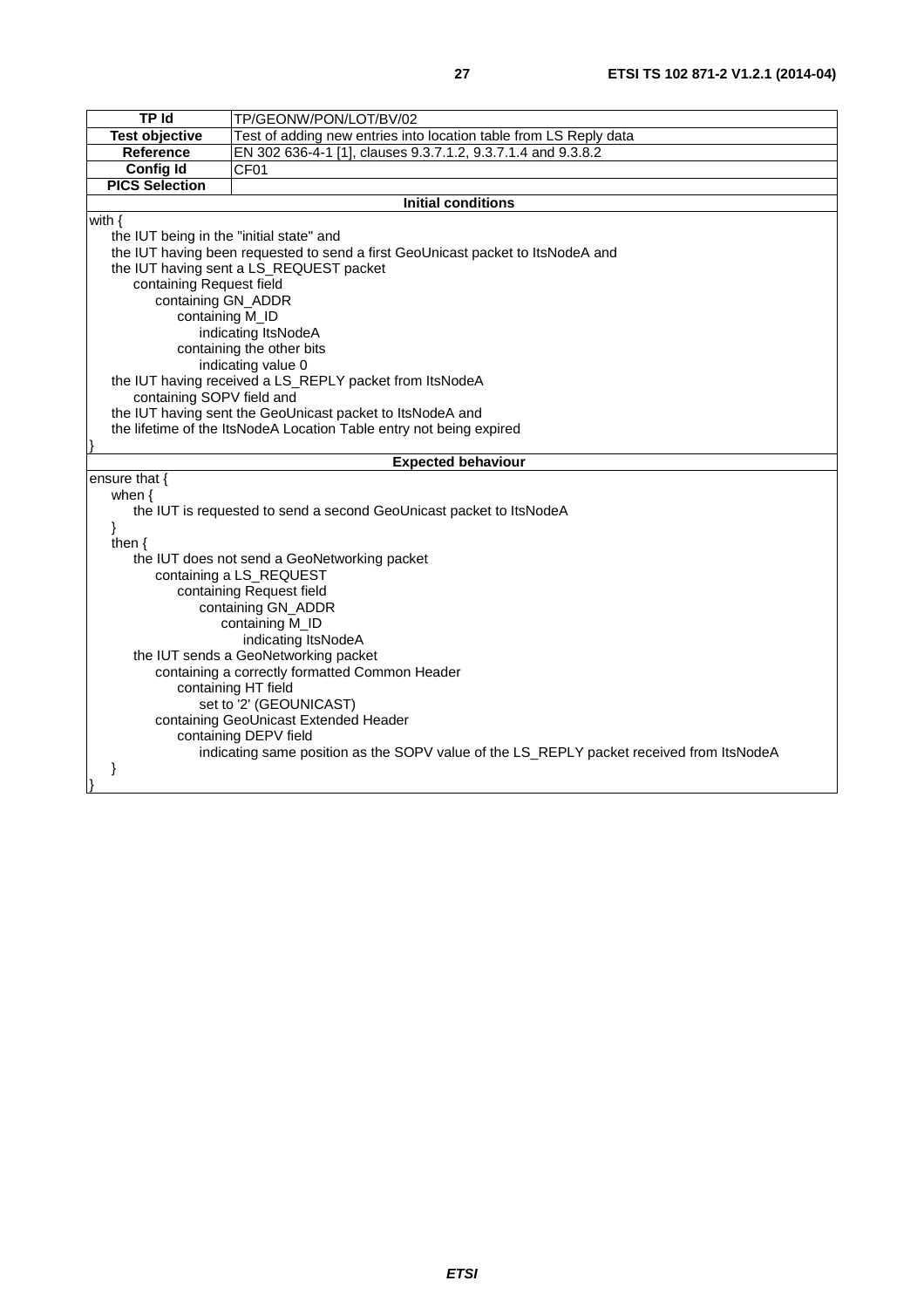| TP Id | TP/GEONW/PON/LOT/BV/02 |
|---|---|
| **Test objective** | Test of adding new entries into location table from LS Reply data |
| **Reference** | EN 302 636-4-1 [1], clauses 9.3.7.1.2, 9.3.7.1.4 and 9.3.8.2 |
| **Config Id** | CF01 |
| **PICS Selection** | |

**Initial conditions**

```
with {
    the IUT being in the "initial state" and
    the IUT having been requested to send a first GeoUnicast packet to ItsNodeA and
    the IUT having sent a LS_REQUEST packet
        containing Request field
            containing GN_ADDR
                containing M_ID
                    indicating ItsNodeA
                containing the other bits
                    indicating value 0
    the IUT having received a LS_REPLY packet from ItsNodeA
        containing SOPV field and
    the IUT having sent the GeoUnicast packet to ItsNodeA and
    the lifetime of the ItsNodeA Location Table entry not being expired
}
```

**Expected behaviour**

```
ensure that {
    when {
        the IUT is requested to send a second GeoUnicast packet to ItsNodeA
    }
    then {
        the IUT does not send a GeoNetworking packet
            containing a LS_REQUEST
                containing Request field
                    containing GN_ADDR
                        containing M_ID
                            indicating ItsNodeA
        the IUT sends a GeoNetworking packet
            containing a correctly formatted Common Header
                containing HT field
                    set to '2' (GEOUNICAST)
            containing GeoUnicast Extended Header
                containing DEPV field
                    indicating same position as the SOPV value of the LS_REPLY packet received from ItsNodeA
    }
}
```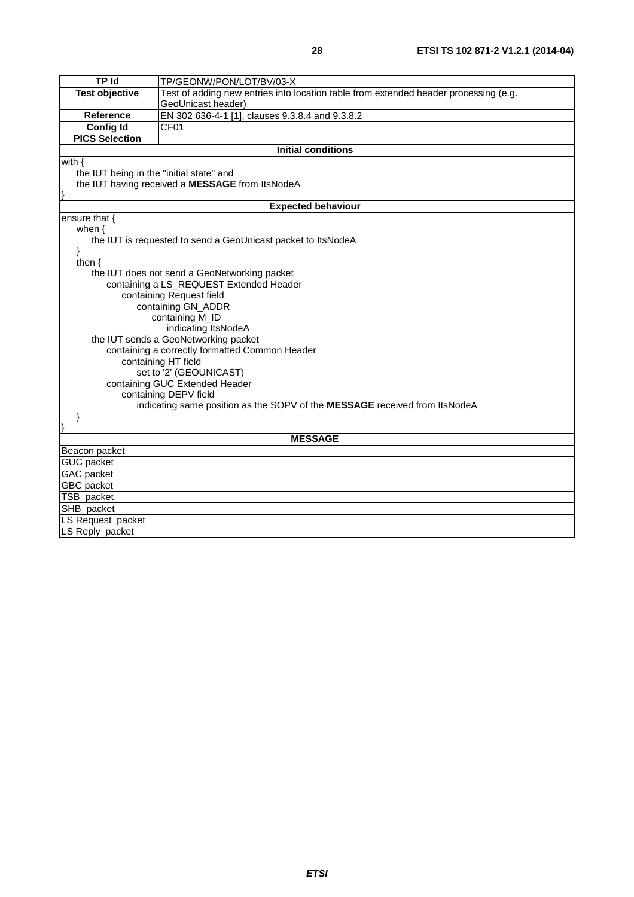| TP Id | TP/GEONW/PON/LOT/BV/03-X |
|---|---|
| **Test objective** | Test of adding new entries into location table from extended header processing (e.g. GeoUnicast header) |
| **Reference** | EN 302 636-4-1 [1], clauses 9.3.8.4 and 9.3.8.2 |
| **Config Id** | CF01 |
| **PICS Selection** | |
| **Initial conditions** | |
| with {<br>    the IUT being in the "initial state" and<br>    the IUT having received a **MESSAGE** from ItsNodeA<br>} | |
| **Expected behaviour** | |
| ensure that {<br>    when {<br>        the IUT is requested to send a GeoUnicast packet to ItsNodeA<br>    }<br>    then {<br>        the IUT does not send a GeoNetworking packet<br>            containing a LS_REQUEST Extended Header<br>                containing Request field<br>                    containing GN_ADDR<br>                        containing M_ID<br>                            indicating ItsNodeA<br>        the IUT sends a GeoNetworking packet<br>            containing a correctly formatted Common Header<br>                containing HT field<br>                    set to '2' (GEOUNICAST)<br>            containing GUC Extended Header<br>                containing DEPV field<br>                    indicating same position as the SOPV of the **MESSAGE** received from ItsNodeA<br>    }<br>} | |
| **MESSAGE** | |
| Beacon packet | |
| GUC packet | |
| GAC packet | |
| GBC packet | |
| TSB packet | |
| SHB packet | |
| LS Request packet | |
| LS Reply packet | |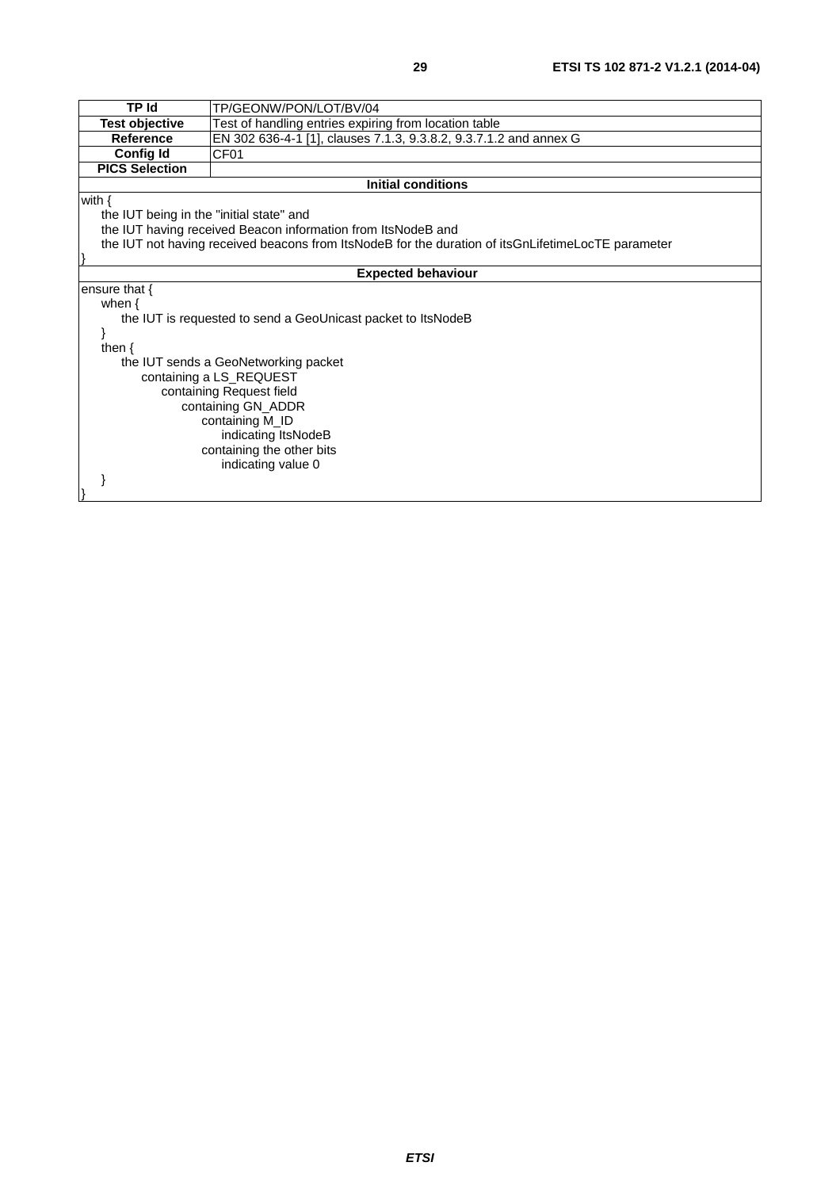| TP Id | TP/GEONW/PON/LOT/BV/04 |
|---|---|
| Test objective | Test of handling entries expiring from location table |
| Reference | EN 302 636-4-1 [1], clauses 7.1.3, 9.3.8.2, 9.3.7.1.2 and annex G |
| Config Id | CF01 |
| PICS Selection | |
| **Initial conditions** | |
| with {<br>    the IUT being in the "initial state" and<br>    the IUT having received Beacon information from ItsNodeB and<br>    the IUT not having received beacons from ItsNodeB for the duration of itsGnLifetimeLocTE parameter<br>} | |
| **Expected behaviour** | |
| ensure that {<br>    when {<br>        the IUT is requested to send a GeoUnicast packet to ItsNodeB<br>    }<br>    then {<br>        the IUT sends a GeoNetworking packet<br>            containing a LS_REQUEST<br>                containing Request field<br>                    containing GN_ADDR<br>                        containing M_ID<br>                            indicating ItsNodeB<br>                        containing the other bits<br>                            indicating value 0<br>    }<br>} | |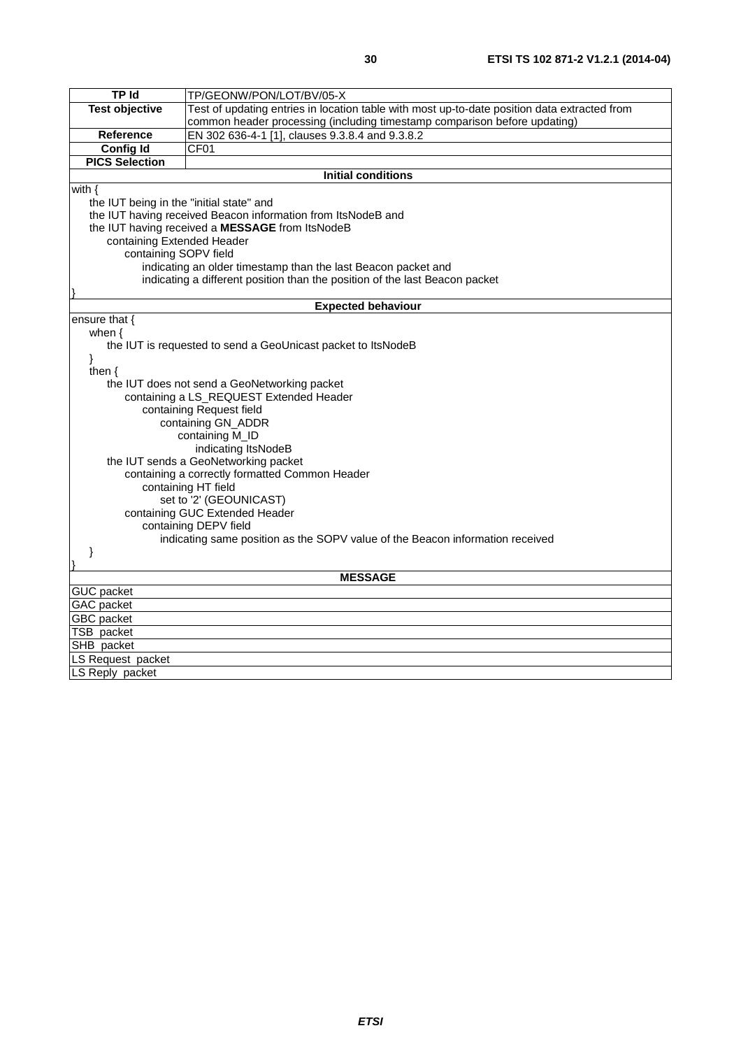| TP Id | TP/GEONW/PON/LOT/BV/05-X |
|---|---|
| Test objective | Test of updating entries in location table with most up-to-date position data extracted from common header processing (including timestamp comparison before updating) |
| Reference | EN 302 636-4-1 [1], clauses 9.3.8.4 and 9.3.8.2 |
| Config Id | CF01 |
| PICS Selection | |
| **Initial conditions** | |
| with {<br>the IUT being in the "initial state" and<br>the IUT having received Beacon information from ItsNodeB and<br>the IUT having received a **MESSAGE** from ItsNodeB<br>containing Extended Header<br>containing SOPV field<br>indicating an older timestamp than the last Beacon packet and<br>indicating a different position than the position of the last Beacon packet<br>} | |
| **Expected behaviour** | |
| ensure that {<br>when {<br>the IUT is requested to send a GeoUnicast packet to ItsNodeB<br>}<br>then {<br>the IUT does not send a GeoNetworking packet<br>containing a LS_REQUEST Extended Header<br>containing Request field<br>containing GN_ADDR<br>containing M_ID<br>indicating ItsNodeB<br>the IUT sends a GeoNetworking packet<br>containing a correctly formatted Common Header<br>containing HT field<br>set to '2' (GEOUNICAST)<br>containing GUC Extended Header<br>containing DEPV field<br>indicating same position as the SOPV value of the Beacon information received<br>}<br>} | |
| **MESSAGE** | |
| GUC packet | |
| GAC packet | |
| GBC packet | |
| TSB packet | |
| SHB packet | |
| LS Request packet | |
| LS Reply packet | |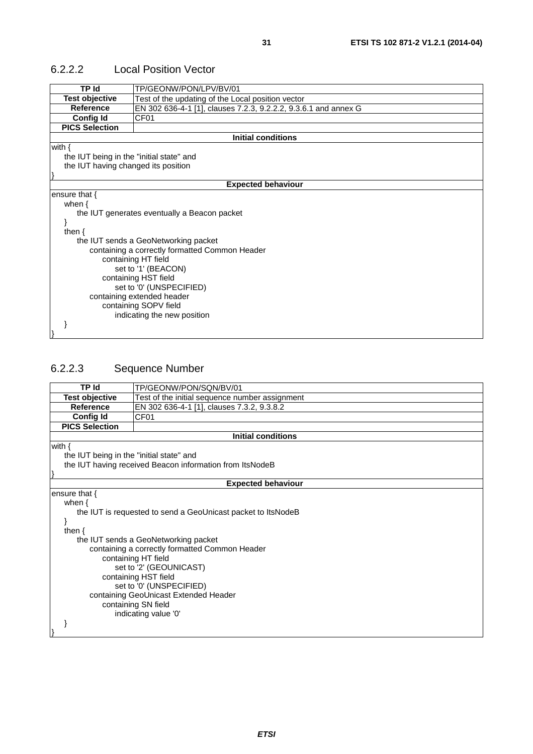### 6.2.2.2 Local Position Vector

| TP Id | TP/GEONW/PON/LPV/BV/01 |
|---|---|
| **Test objective** | Test of the updating of the Local position vector |
| **Reference** | EN 302 636-4-1 [1], clauses 7.2.3, 9.2.2.2, 9.3.6.1 and annex G |
| **Config Id** | CF01 |
| **PICS Selection** | |
| **Initial conditions** | |
| with {<br>&nbsp;&nbsp;&nbsp;&nbsp;the IUT being in the "initial state" and<br>&nbsp;&nbsp;&nbsp;&nbsp;the IUT having changed its position<br>} | |
| **Expected behaviour** | |
| ensure that {<br>&nbsp;&nbsp;&nbsp;&nbsp;when {<br>&nbsp;&nbsp;&nbsp;&nbsp;&nbsp;&nbsp;&nbsp;&nbsp;the IUT generates eventually a Beacon packet<br>&nbsp;&nbsp;&nbsp;&nbsp;}<br>&nbsp;&nbsp;&nbsp;&nbsp;then {<br>&nbsp;&nbsp;&nbsp;&nbsp;&nbsp;&nbsp;&nbsp;&nbsp;the IUT sends a GeoNetworking packet<br>&nbsp;&nbsp;&nbsp;&nbsp;&nbsp;&nbsp;&nbsp;&nbsp;&nbsp;&nbsp;&nbsp;&nbsp;containing a correctly formatted Common Header<br>&nbsp;&nbsp;&nbsp;&nbsp;&nbsp;&nbsp;&nbsp;&nbsp;&nbsp;&nbsp;&nbsp;&nbsp;&nbsp;&nbsp;&nbsp;&nbsp;containing HT field<br>&nbsp;&nbsp;&nbsp;&nbsp;&nbsp;&nbsp;&nbsp;&nbsp;&nbsp;&nbsp;&nbsp;&nbsp;&nbsp;&nbsp;&nbsp;&nbsp;&nbsp;&nbsp;&nbsp;&nbsp;set to '1' (BEACON)<br>&nbsp;&nbsp;&nbsp;&nbsp;&nbsp;&nbsp;&nbsp;&nbsp;&nbsp;&nbsp;&nbsp;&nbsp;&nbsp;&nbsp;&nbsp;&nbsp;containing HST field<br>&nbsp;&nbsp;&nbsp;&nbsp;&nbsp;&nbsp;&nbsp;&nbsp;&nbsp;&nbsp;&nbsp;&nbsp;&nbsp;&nbsp;&nbsp;&nbsp;&nbsp;&nbsp;&nbsp;&nbsp;set to '0' (UNSPECIFIED)<br>&nbsp;&nbsp;&nbsp;&nbsp;&nbsp;&nbsp;&nbsp;&nbsp;&nbsp;&nbsp;&nbsp;&nbsp;containing extended header<br>&nbsp;&nbsp;&nbsp;&nbsp;&nbsp;&nbsp;&nbsp;&nbsp;&nbsp;&nbsp;&nbsp;&nbsp;&nbsp;&nbsp;&nbsp;&nbsp;containing SOPV field<br>&nbsp;&nbsp;&nbsp;&nbsp;&nbsp;&nbsp;&nbsp;&nbsp;&nbsp;&nbsp;&nbsp;&nbsp;&nbsp;&nbsp;&nbsp;&nbsp;&nbsp;&nbsp;&nbsp;&nbsp;indicating the new position<br>&nbsp;&nbsp;&nbsp;&nbsp;}<br>} | |

### 6.2.2.3 Sequence Number

| TP Id | TP/GEONW/PON/SQN/BV/01 |
|---|---|
| **Test objective** | Test of the initial sequence number assignment |
| **Reference** | EN 302 636-4-1 [1], clauses 7.3.2, 9.3.8.2 |
| **Config Id** | CF01 |
| **PICS Selection** | |
| **Initial conditions** | |
| with {<br>&nbsp;&nbsp;&nbsp;&nbsp;the IUT being in the "initial state" and<br>&nbsp;&nbsp;&nbsp;&nbsp;the IUT having received Beacon information from ItsNodeB<br>} | |
| **Expected behaviour** | |
| ensure that {<br>&nbsp;&nbsp;&nbsp;&nbsp;when {<br>&nbsp;&nbsp;&nbsp;&nbsp;&nbsp;&nbsp;&nbsp;&nbsp;the IUT is requested to send a GeoUnicast packet to ItsNodeB<br>&nbsp;&nbsp;&nbsp;&nbsp;}<br>&nbsp;&nbsp;&nbsp;&nbsp;then {<br>&nbsp;&nbsp;&nbsp;&nbsp;&nbsp;&nbsp;&nbsp;&nbsp;the IUT sends a GeoNetworking packet<br>&nbsp;&nbsp;&nbsp;&nbsp;&nbsp;&nbsp;&nbsp;&nbsp;&nbsp;&nbsp;&nbsp;&nbsp;containing a correctly formatted Common Header<br>&nbsp;&nbsp;&nbsp;&nbsp;&nbsp;&nbsp;&nbsp;&nbsp;&nbsp;&nbsp;&nbsp;&nbsp;&nbsp;&nbsp;&nbsp;&nbsp;containing HT field<br>&nbsp;&nbsp;&nbsp;&nbsp;&nbsp;&nbsp;&nbsp;&nbsp;&nbsp;&nbsp;&nbsp;&nbsp;&nbsp;&nbsp;&nbsp;&nbsp;&nbsp;&nbsp;&nbsp;&nbsp;set to '2' (GEOUNICAST)<br>&nbsp;&nbsp;&nbsp;&nbsp;&nbsp;&nbsp;&nbsp;&nbsp;&nbsp;&nbsp;&nbsp;&nbsp;&nbsp;&nbsp;&nbsp;&nbsp;containing HST field<br>&nbsp;&nbsp;&nbsp;&nbsp;&nbsp;&nbsp;&nbsp;&nbsp;&nbsp;&nbsp;&nbsp;&nbsp;&nbsp;&nbsp;&nbsp;&nbsp;&nbsp;&nbsp;&nbsp;&nbsp;set to '0' (UNSPECIFIED)<br>&nbsp;&nbsp;&nbsp;&nbsp;&nbsp;&nbsp;&nbsp;&nbsp;&nbsp;&nbsp;&nbsp;&nbsp;containing GeoUnicast Extended Header<br>&nbsp;&nbsp;&nbsp;&nbsp;&nbsp;&nbsp;&nbsp;&nbsp;&nbsp;&nbsp;&nbsp;&nbsp;&nbsp;&nbsp;&nbsp;&nbsp;containing SN field<br>&nbsp;&nbsp;&nbsp;&nbsp;&nbsp;&nbsp;&nbsp;&nbsp;&nbsp;&nbsp;&nbsp;&nbsp;&nbsp;&nbsp;&nbsp;&nbsp;&nbsp;&nbsp;&nbsp;&nbsp;indicating value '0'<br>&nbsp;&nbsp;&nbsp;&nbsp;}<br>} | |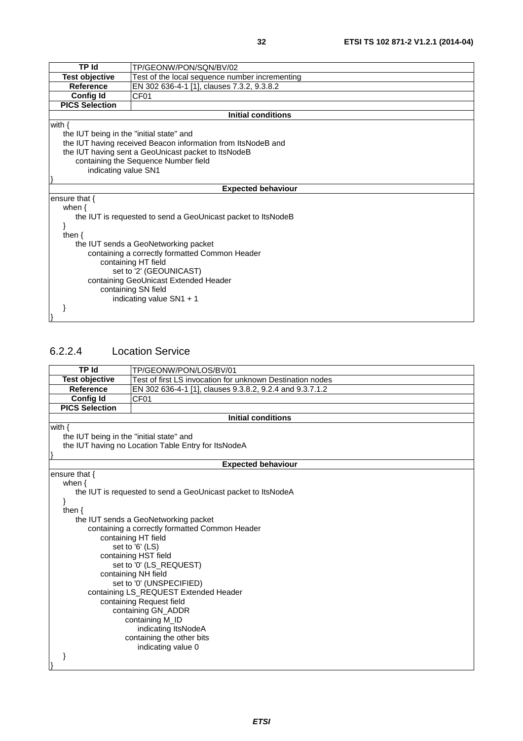| TP Id | TP/GEONW/PON/SQN/BV/02 |
|---|---|
| **Test objective** | Test of the local sequence number incrementing |
| **Reference** | EN 302 636-4-1 [1], clauses 7.3.2, 9.3.8.2 |
| **Config Id** | CF01 |
| **PICS Selection** | |

**Initial conditions**

```
with {
    the IUT being in the "initial state" and
    the IUT having received Beacon information from ItsNodeB and
    the IUT having sent a GeoUnicast packet to ItsNodeB
        containing the Sequence Number field
            indicating value SN1
}
```

**Expected behaviour**

```
ensure that {
    when {
        the IUT is requested to send a GeoUnicast packet to ItsNodeB
    }
    then {
        the IUT sends a GeoNetworking packet
            containing a correctly formatted Common Header
                containing HT field
                    set to '2' (GEOUNICAST)
            containing GeoUnicast Extended Header
                containing SN field
                    indicating value SN1 + 1
    }
}
```

### 6.2.2.4 Location Service

| TP Id | TP/GEONW/PON/LOS/BV/01 |
|---|---|
| **Test objective** | Test of first LS invocation for unknown Destination nodes |
| **Reference** | EN 302 636-4-1 [1], clauses 9.3.8.2, 9.2.4 and 9.3.7.1.2 |
| **Config Id** | CF01 |
| **PICS Selection** | |

**Initial conditions**

```
with {
    the IUT being in the "initial state" and
    the IUT having no Location Table Entry for ItsNodeA
}
```

**Expected behaviour**

```
ensure that {
    when {
        the IUT is requested to send a GeoUnicast packet to ItsNodeA
    }
    then {
        the IUT sends a GeoNetworking packet
            containing a correctly formatted Common Header
                containing HT field
                    set to '6' (LS)
                containing HST field
                    set to '0' (LS_REQUEST)
                containing NH field
                    set to '0' (UNSPECIFIED)
            containing LS_REQUEST Extended Header
                containing Request field
                    containing GN_ADDR
                        containing M_ID
                            indicating ItsNodeA
                        containing the other bits
                            indicating value 0
    }
}
```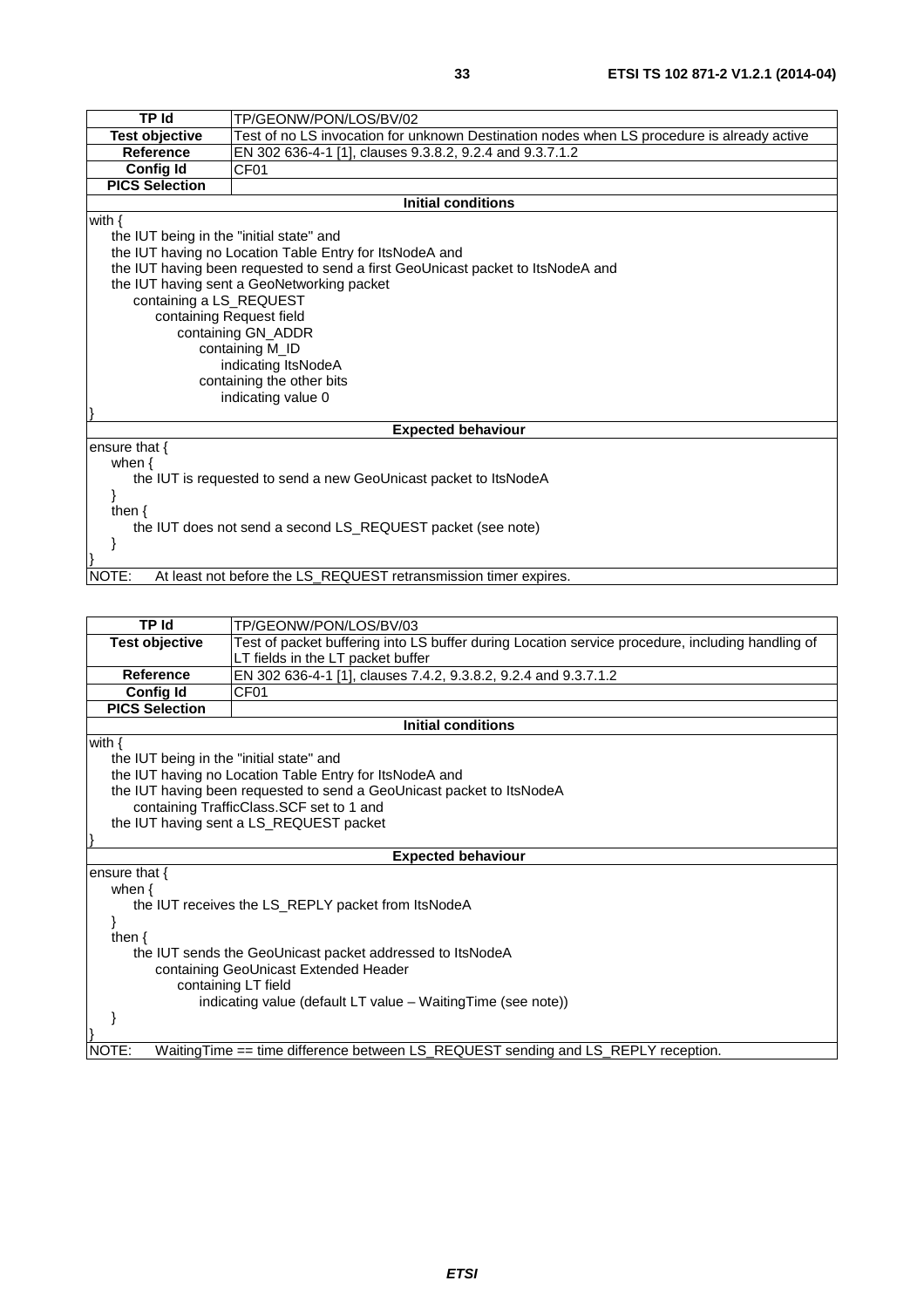| TP Id | TP/GEONW/PON/LOS/BV/02 |
| --- | --- |
| Test objective | Test of no LS invocation for unknown Destination nodes when LS procedure is already active |
| Reference | EN 302 636-4-1 [1], clauses 9.3.8.2, 9.2.4 and 9.3.7.1.2 |
| Config Id | CF01 |
| PICS Selection | |

**Initial conditions**

```
with {
    the IUT being in the "initial state" and
    the IUT having no Location Table Entry for ItsNodeA and
    the IUT having been requested to send a first GeoUnicast packet to ItsNodeA and
    the IUT having sent a GeoNetworking packet
        containing a LS_REQUEST
            containing Request field
                containing GN_ADDR
                    containing M_ID
                        indicating ItsNodeA
                    containing the other bits
                        indicating value 0
}
```

**Expected behaviour**

```
ensure that {
    when {
        the IUT is requested to send a new GeoUnicast packet to ItsNodeA
    }
    then {
        the IUT does not send a second LS_REQUEST packet (see note)
    }
}
```

NOTE: At least not before the LS_REQUEST retransmission timer expires.

| TP Id | TP/GEONW/PON/LOS/BV/03 |
| --- | --- |
| Test objective | Test of packet buffering into LS buffer during Location service procedure, including handling of LT fields in the LT packet buffer |
| Reference | EN 302 636-4-1 [1], clauses 7.4.2, 9.3.8.2, 9.2.4 and 9.3.7.1.2 |
| Config Id | CF01 |
| PICS Selection | |

**Initial conditions**

```
with {
    the IUT being in the "initial state" and
    the IUT having no Location Table Entry for ItsNodeA and
    the IUT having been requested to send a GeoUnicast packet to ItsNodeA
        containing TrafficClass.SCF set to 1 and
    the IUT having sent a LS_REQUEST packet
}
```

**Expected behaviour**

```
ensure that {
    when {
        the IUT receives the LS_REPLY packet from ItsNodeA
    }
    then {
        the IUT sends the GeoUnicast packet addressed to ItsNodeA
            containing GeoUnicast Extended Header
                containing LT field
                    indicating value (default LT value – WaitingTime (see note))
    }
}
```

NOTE: WaitingTime == time difference between LS_REQUEST sending and LS_REPLY reception.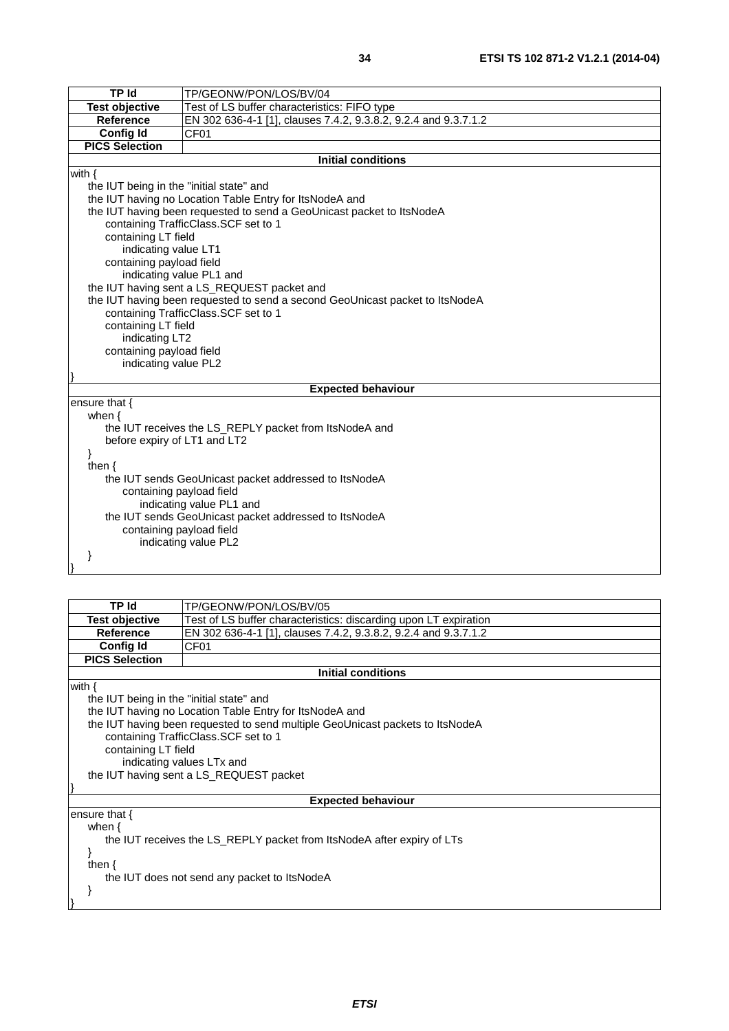| TP Id | TP/GEONW/PON/LOS/BV/04 |
|---|---|
| **Test objective** | Test of LS buffer characteristics: FIFO type |
| **Reference** | EN 302 636-4-1 [1], clauses 7.4.2, 9.3.8.2, 9.2.4 and 9.3.7.1.2 |
| **Config Id** | CF01 |
| **PICS Selection** | |

**Initial conditions**

```
with {
    the IUT being in the "initial state" and
    the IUT having no Location Table Entry for ItsNodeA and
    the IUT having been requested to send a GeoUnicast packet to ItsNodeA
        containing TrafficClass.SCF set to 1
        containing LT field
            indicating value LT1
        containing payload field
            indicating value PL1 and
    the IUT having sent a LS_REQUEST packet and
    the IUT having been requested to send a second GeoUnicast packet to ItsNodeA
        containing TrafficClass.SCF set to 1
        containing LT field
            indicating LT2
        containing payload field
            indicating value PL2
}
```

**Expected behaviour**

```
ensure that {
    when {
        the IUT receives the LS_REPLY packet from ItsNodeA and
        before expiry of LT1 and LT2
    }
    then {
        the IUT sends GeoUnicast packet addressed to ItsNodeA
            containing payload field
                indicating value PL1 and
        the IUT sends GeoUnicast packet addressed to ItsNodeA
            containing payload field
                indicating value PL2
    }
}
```

| TP Id | TP/GEONW/PON/LOS/BV/05 |
|---|---|
| **Test objective** | Test of LS buffer characteristics: discarding upon LT expiration |
| **Reference** | EN 302 636-4-1 [1], clauses 7.4.2, 9.3.8.2, 9.2.4 and 9.3.7.1.2 |
| **Config Id** | CF01 |
| **PICS Selection** | |

**Initial conditions**

```
with {
    the IUT being in the "initial state" and
    the IUT having no Location Table Entry for ItsNodeA and
    the IUT having been requested to send multiple GeoUnicast packets to ItsNodeA
        containing TrafficClass.SCF set to 1
        containing LT field
            indicating values LTx and
    the IUT having sent a LS_REQUEST packet
}
```

**Expected behaviour**

```
ensure that {
    when {
        the IUT receives the LS_REPLY packet from ItsNodeA after expiry of LTs
    }
    then {
        the IUT does not send any packet to ItsNodeA
    }
}
```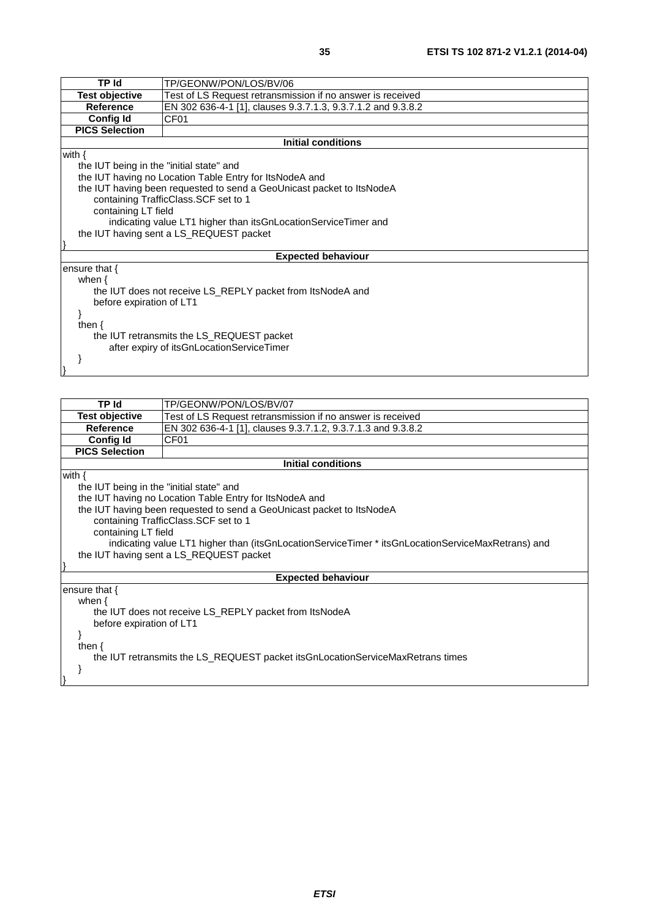| TP Id | TP/GEONW/PON/LOS/BV/06 |
|---|---|
| **Test objective** | Test of LS Request retransmission if no answer is received |
| **Reference** | EN 302 636-4-1 [1], clauses 9.3.7.1.3, 9.3.7.1.2 and 9.3.8.2 |
| **Config Id** | CF01 |
| **PICS Selection** | |

**Initial conditions**

```
with {
    the IUT being in the "initial state" and
    the IUT having no Location Table Entry for ItsNodeA and
    the IUT having been requested to send a GeoUnicast packet to ItsNodeA
        containing TrafficClass.SCF set to 1
        containing LT field
            indicating value LT1 higher than itsGnLocationServiceTimer and
    the IUT having sent a LS_REQUEST packet
}
```

**Expected behaviour**

```
ensure that {
    when {
        the IUT does not receive LS_REPLY packet from ItsNodeA and
        before expiration of LT1
    }
    then {
        the IUT retransmits the LS_REQUEST packet
            after expiry of itsGnLocationServiceTimer
    }
}
```

| TP Id | TP/GEONW/PON/LOS/BV/07 |
|---|---|
| **Test objective** | Test of LS Request retransmission if no answer is received |
| **Reference** | EN 302 636-4-1 [1], clauses 9.3.7.1.2, 9.3.7.1.3 and 9.3.8.2 |
| **Config Id** | CF01 |
| **PICS Selection** | |

**Initial conditions**

```
with {
    the IUT being in the "initial state" and
    the IUT having no Location Table Entry for ItsNodeA and
    the IUT having been requested to send a GeoUnicast packet to ItsNodeA
        containing TrafficClass.SCF set to 1
        containing LT field
            indicating value LT1 higher than (itsGnLocationServiceTimer * itsGnLocationServiceMaxRetrans) and
    the IUT having sent a LS_REQUEST packet
}
```

**Expected behaviour**

```
ensure that {
    when {
        the IUT does not receive LS_REPLY packet from ItsNodeA
        before expiration of LT1
    }
    then {
        the IUT retransmits the LS_REQUEST packet itsGnLocationServiceMaxRetrans times
    }
}
```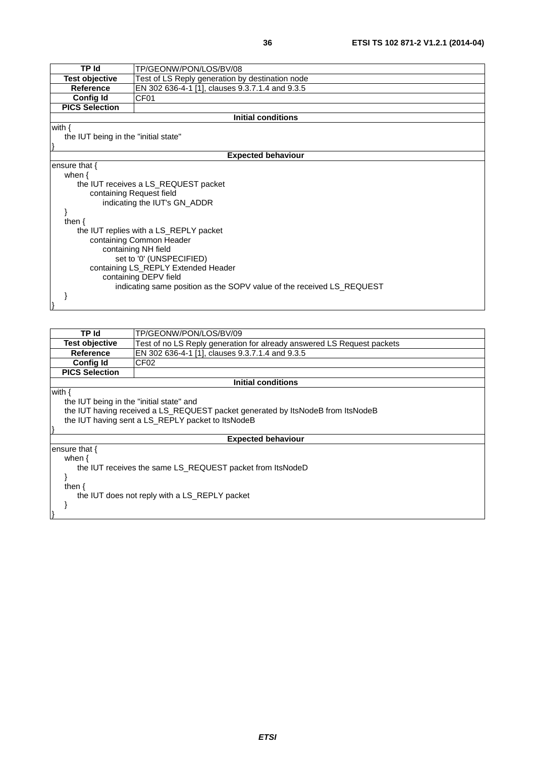| TP Id | TP/GEONW/PON/LOS/BV/08 |
|---|---|
| **Test objective** | Test of LS Reply generation by destination node |
| **Reference** | EN 302 636-4-1 [1], clauses 9.3.7.1.4 and 9.3.5 |
| **Config Id** | CF01 |
| **PICS Selection** | |
| **Initial conditions** | |

```
with {
    the IUT being in the "initial state"
}
```

**Expected behaviour**

```
ensure that {
    when {
        the IUT receives a LS_REQUEST packet
            containing Request field
                indicating the IUT's GN_ADDR
    }
    then {
        the IUT replies with a LS_REPLY packet
            containing Common Header
                containing NH field
                    set to '0' (UNSPECIFIED)
            containing LS_REPLY Extended Header
                containing DEPV field
                    indicating same position as the SOPV value of the received LS_REQUEST
    }
}
```

| TP Id | TP/GEONW/PON/LOS/BV/09 |
|---|---|
| **Test objective** | Test of no LS Reply generation for already answered LS Request packets |
| **Reference** | EN 302 636-4-1 [1], clauses 9.3.7.1.4 and 9.3.5 |
| **Config Id** | CF02 |
| **PICS Selection** | |
| **Initial conditions** | |

```
with {
    the IUT being in the "initial state" and
    the IUT having received a LS_REQUEST packet generated by ItsNodeB from ItsNodeB
    the IUT having sent a LS_REPLY packet to ItsNodeB
}
```

**Expected behaviour**

```
ensure that {
    when {
        the IUT receives the same LS_REQUEST packet from ItsNodeD
    }
    then {
        the IUT does not reply with a LS_REPLY packet
    }
}
```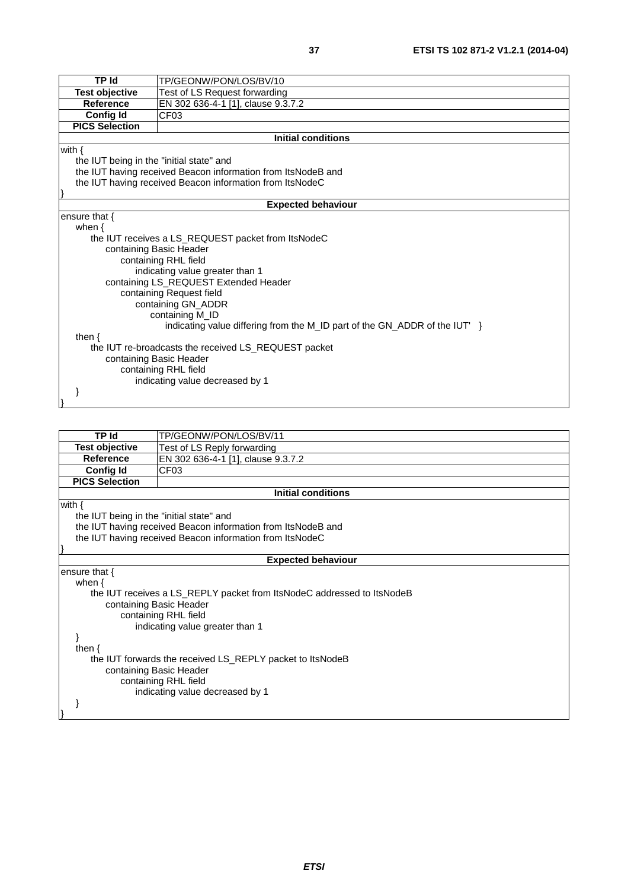| TP Id | TP/GEONW/PON/LOS/BV/10 |
|---|---|
| **Test objective** | Test of LS Request forwarding |
| **Reference** | EN 302 636-4-1 [1], clause 9.3.7.2 |
| **Config Id** | CF03 |
| **PICS Selection** | |
| **Initial conditions** | |
| with {<br>the IUT being in the "initial state" and<br>the IUT having received Beacon information from ItsNodeB and<br>the IUT having received Beacon information from ItsNodeC<br>} | |
| **Expected behaviour** | |
| ensure that {<br>when {<br>the IUT receives a LS_REQUEST packet from ItsNodeC<br>containing Basic Header<br>containing RHL field<br>indicating value greater than 1<br>containing LS_REQUEST Extended Header<br>containing Request field<br>containing GN_ADDR<br>containing M_ID<br>indicating value differing from the M_ID part of the GN_ADDR of the IUT' }<br>then {<br>the IUT re-broadcasts the received LS_REQUEST packet<br>containing Basic Header<br>containing RHL field<br>indicating value decreased by 1<br>}<br>} | |

| TP Id | TP/GEONW/PON/LOS/BV/11 |
|---|---|
| **Test objective** | Test of LS Reply forwarding |
| **Reference** | EN 302 636-4-1 [1], clause 9.3.7.2 |
| **Config Id** | CF03 |
| **PICS Selection** | |
| **Initial conditions** | |
| with {<br>the IUT being in the "initial state" and<br>the IUT having received Beacon information from ItsNodeB and<br>the IUT having received Beacon information from ItsNodeC<br>} | |
| **Expected behaviour** | |
| ensure that {<br>when {<br>the IUT receives a LS_REPLY packet from ItsNodeC addressed to ItsNodeB<br>containing Basic Header<br>containing RHL field<br>indicating value greater than 1<br>}<br>then {<br>the IUT forwards the received LS_REPLY packet to ItsNodeB<br>containing Basic Header<br>containing RHL field<br>indicating value decreased by 1<br>}<br>} | |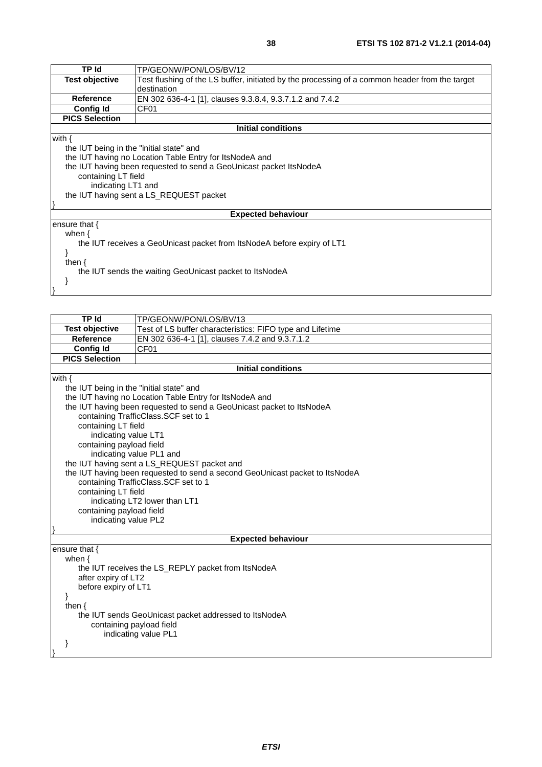| TP Id | TP/GEONW/PON/LOS/BV/12 |
|---|---|
| **Test objective** | Test flushing of the LS buffer, initiated by the processing of a common header from the target destination |
| **Reference** | EN 302 636-4-1 [1], clauses 9.3.8.4, 9.3.7.1.2 and 7.4.2 |
| **Config Id** | CF01 |
| **PICS Selection** | |
| **Initial conditions** | |

```
with {
    the IUT being in the "initial state" and
    the IUT having no Location Table Entry for ItsNodeA and
    the IUT having been requested to send a GeoUnicast packet ItsNodeA
        containing LT field
            indicating LT1 and
    the IUT having sent a LS_REQUEST packet
}
```

**Expected behaviour**

```
ensure that {
    when {
        the IUT receives a GeoUnicast packet from ItsNodeA before expiry of LT1
    }
    then {
        the IUT sends the waiting GeoUnicast packet to ItsNodeA
    }
}
```

| TP Id | TP/GEONW/PON/LOS/BV/13 |
|---|---|
| **Test objective** | Test of LS buffer characteristics: FIFO type and Lifetime |
| **Reference** | EN 302 636-4-1 [1], clauses 7.4.2 and 9.3.7.1.2 |
| **Config Id** | CF01 |
| **PICS Selection** | |
| **Initial conditions** | |

```
with {
    the IUT being in the "initial state" and
    the IUT having no Location Table Entry for ItsNodeA and
    the IUT having been requested to send a GeoUnicast packet to ItsNodeA
        containing TrafficClass.SCF set to 1
        containing LT field
            indicating value LT1
        containing payload field
            indicating value PL1 and
    the IUT having sent a LS_REQUEST packet and
    the IUT having been requested to send a second GeoUnicast packet to ItsNodeA
        containing TrafficClass.SCF set to 1
        containing LT field
            indicating LT2 lower than LT1
        containing payload field
            indicating value PL2
}
```

**Expected behaviour**

```
ensure that {
    when {
        the IUT receives the LS_REPLY packet from ItsNodeA
        after expiry of LT2
        before expiry of LT1
    }
    then {
        the IUT sends GeoUnicast packet addressed to ItsNodeA
            containing payload field
                indicating value PL1
    }
}
```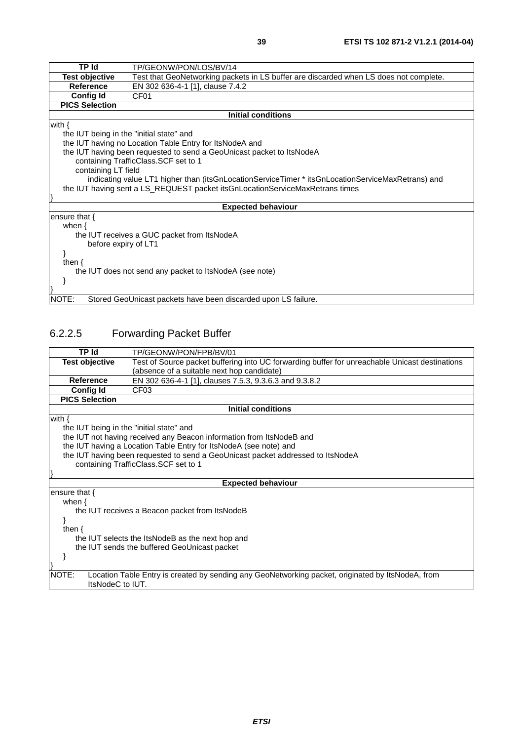| TP Id | TP/GEONW/PON/LOS/BV/14 |
| --- | --- |
| **Test objective** | Test that GeoNetworking packets in LS buffer are discarded when LS does not complete. |
| **Reference** | EN 302 636-4-1 [1], clause 7.4.2 |
| **Config Id** | CF01 |
| **PICS Selection** | |
| **Initial conditions** | |
| with {<br>the IUT being in the "initial state" and<br>the IUT having no Location Table Entry for ItsNodeA and<br>the IUT having been requested to send a GeoUnicast packet to ItsNodeA<br>containing TrafficClass.SCF set to 1<br>containing LT field<br>indicating value LT1 higher than (itsGnLocationServiceTimer * itsGnLocationServiceMaxRetrans) and<br>the IUT having sent a LS_REQUEST packet itsGnLocationServiceMaxRetrans times<br>} | |
| **Expected behaviour** | |
| ensure that {<br>when {<br>the IUT receives a GUC packet from ItsNodeA<br>before expiry of LT1<br>}<br>then {<br>the IUT does not send any packet to ItsNodeA (see note)<br>}<br>} | |
| NOTE: Stored GeoUnicast packets have been discarded upon LS failure. | |

### 6.2.2.5 Forwarding Packet Buffer

| TP Id | TP/GEONW/PON/FPB/BV/01 |
| --- | --- |
| **Test objective** | Test of Source packet buffering into UC forwarding buffer for unreachable Unicast destinations (absence of a suitable next hop candidate) |
| **Reference** | EN 302 636-4-1 [1], clauses 7.5.3, 9.3.6.3 and 9.3.8.2 |
| **Config Id** | CF03 |
| **PICS Selection** | |
| **Initial conditions** | |
| with {<br>the IUT being in the "initial state" and<br>the IUT not having received any Beacon information from ItsNodeB and<br>the IUT having a Location Table Entry for ItsNodeA (see note) and<br>the IUT having been requested to send a GeoUnicast packet addressed to ItsNodeA<br>containing TrafficClass.SCF set to 1<br>} | |
| **Expected behaviour** | |
| ensure that {<br>when {<br>the IUT receives a Beacon packet from ItsNodeB<br>}<br>then {<br>the IUT selects the ItsNodeB as the next hop and<br>the IUT sends the buffered GeoUnicast packet<br>}<br>} | |
| NOTE: Location Table Entry is created by sending any GeoNetworking packet, originated by ItsNodeA, from ItsNodeC to IUT. | |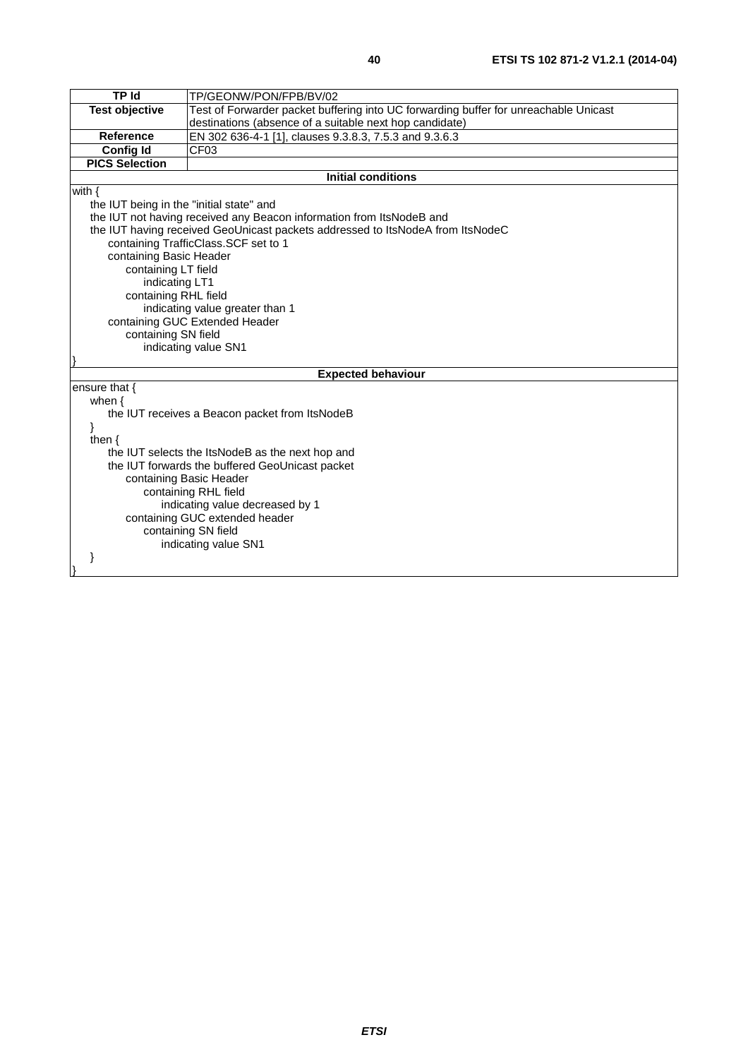| TP Id | TP/GEONW/PON/FPB/BV/02 |
|---|---|
| Test objective | Test of Forwarder packet buffering into UC forwarding buffer for unreachable Unicast destinations (absence of a suitable next hop candidate) |
| Reference | EN 302 636-4-1 [1], clauses 9.3.8.3, 7.5.3 and 9.3.6.3 |
| Config Id | CF03 |
| PICS Selection | |

**Initial conditions**

```
with {
    the IUT being in the "initial state" and
    the IUT not having received any Beacon information from ItsNodeB and
    the IUT having received GeoUnicast packets addressed to ItsNodeA from ItsNodeC
        containing TrafficClass.SCF set to 1
        containing Basic Header
            containing LT field
                indicating LT1
            containing RHL field
                indicating value greater than 1
        containing GUC Extended Header
            containing SN field
                indicating value SN1
}
```

**Expected behaviour**

```
ensure that {
    when {
        the IUT receives a Beacon packet from ItsNodeB
    }
    then {
        the IUT selects the ItsNodeB as the next hop and
        the IUT forwards the buffered GeoUnicast packet
            containing Basic Header
                containing RHL field
                    indicating value decreased by 1
            containing GUC extended header
                containing SN field
                    indicating value SN1
    }
}
```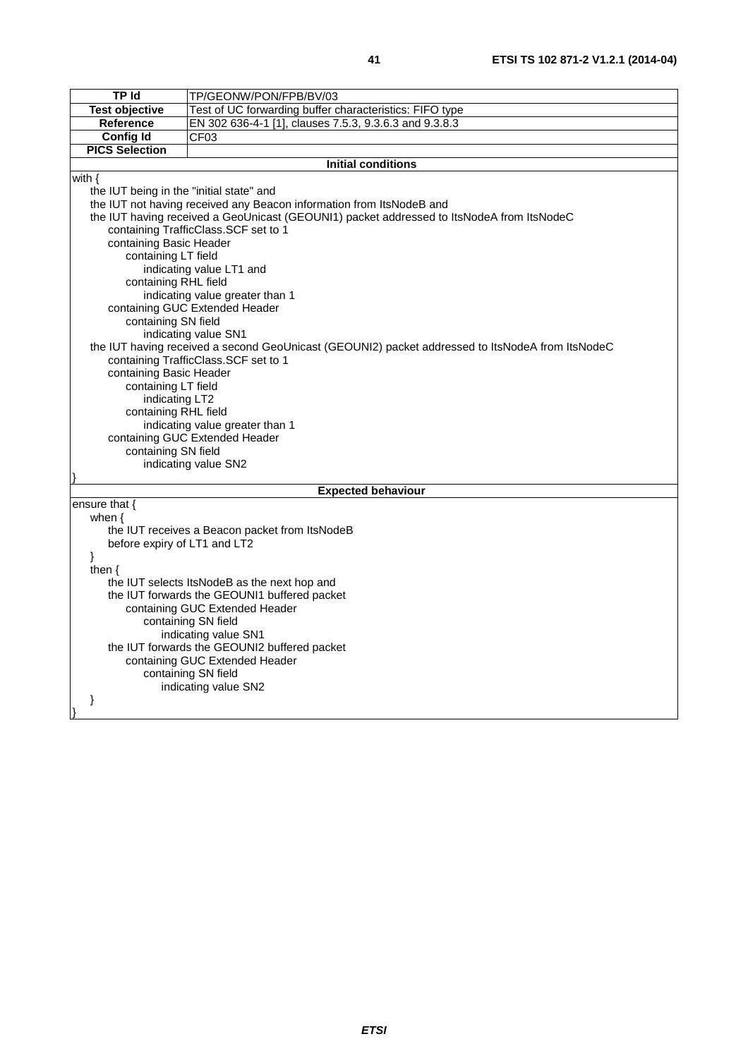| TP Id | TP/GEONW/PON/FPB/BV/03 |
|---|---|
| **Test objective** | Test of UC forwarding buffer characteristics: FIFO type |
| **Reference** | EN 302 636-4-1 [1], clauses 7.5.3, 9.3.6.3 and 9.3.8.3 |
| **Config Id** | CF03 |
| **PICS Selection** | |

**Initial conditions**

```
with {
    the IUT being in the "initial state" and
    the IUT not having received any Beacon information from ItsNodeB and
    the IUT having received a GeoUnicast (GEOUNI1) packet addressed to ItsNodeA from ItsNodeC
        containing TrafficClass.SCF set to 1
        containing Basic Header
            containing LT field
                indicating value LT1 and
            containing RHL field
                indicating value greater than 1
        containing GUC Extended Header
            containing SN field
                indicating value SN1
    the IUT having received a second GeoUnicast (GEOUNI2) packet addressed to ItsNodeA from ItsNodeC
        containing TrafficClass.SCF set to 1
        containing Basic Header
            containing LT field
                indicating LT2
            containing RHL field
                indicating value greater than 1
        containing GUC Extended Header
            containing SN field
                indicating value SN2
}
```

**Expected behaviour**

```
ensure that {
    when {
        the IUT receives a Beacon packet from ItsNodeB
        before expiry of LT1 and LT2
    }
    then {
        the IUT selects ItsNodeB as the next hop and
        the IUT forwards the GEOUNI1 buffered packet
            containing GUC Extended Header
                containing SN field
                    indicating value SN1
        the IUT forwards the GEOUNI2 buffered packet
            containing GUC Extended Header
                containing SN field
                    indicating value SN2
    }
}
```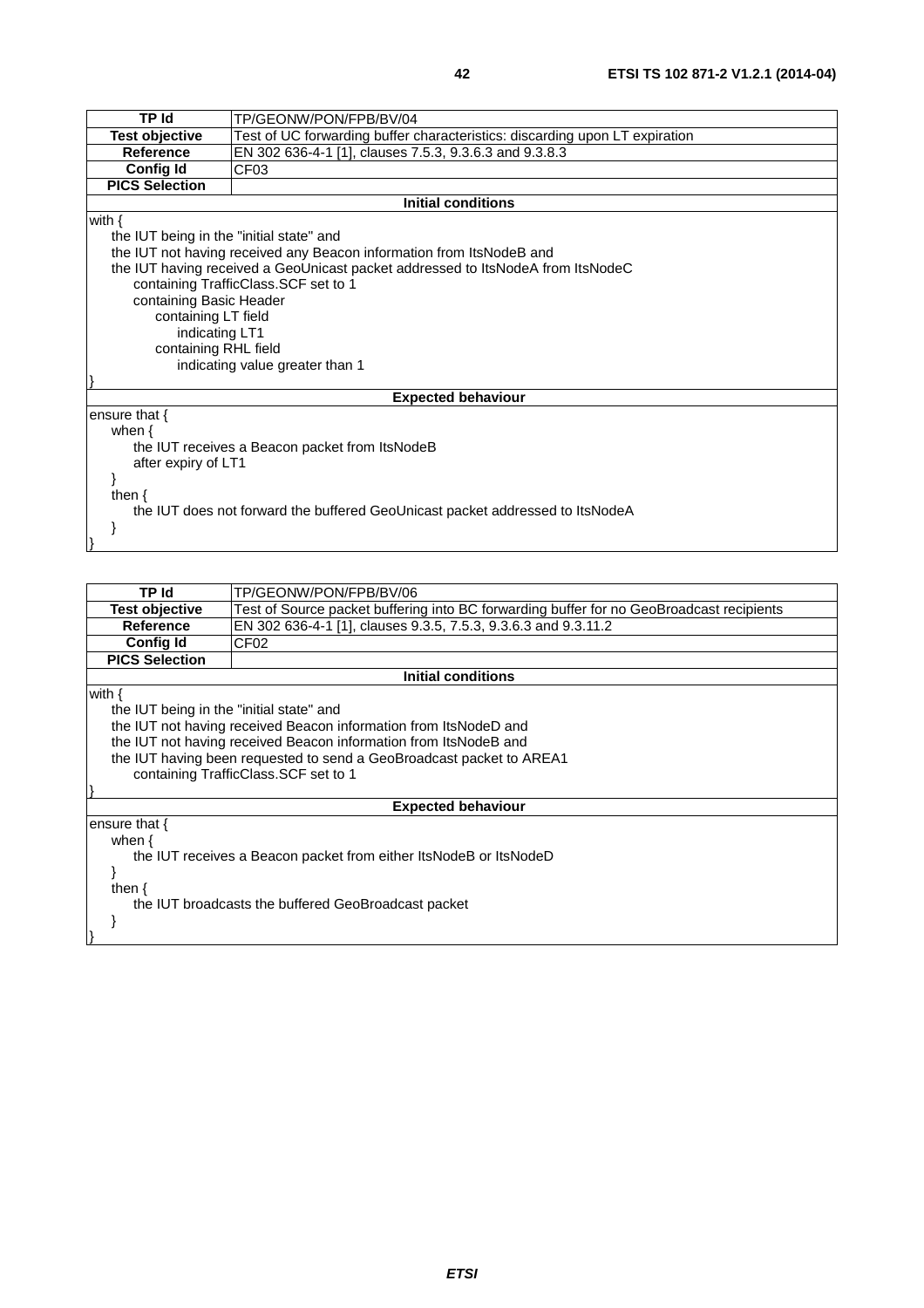| TP Id | TP/GEONW/PON/FPB/BV/04 |
|---|---|
| **Test objective** | Test of UC forwarding buffer characteristics: discarding upon LT expiration |
| **Reference** | EN 302 636-4-1 [1], clauses 7.5.3, 9.3.6.3 and 9.3.8.3 |
| **Config Id** | CF03 |
| **PICS Selection** | |
| **Initial conditions** | |

```
with {
    the IUT being in the "initial state" and
    the IUT not having received any Beacon information from ItsNodeB and
    the IUT having received a GeoUnicast packet addressed to ItsNodeA from ItsNodeC
        containing TrafficClass.SCF set to 1
        containing Basic Header
            containing LT field
                indicating LT1
            containing RHL field
                indicating value greater than 1
}
```

**Expected behaviour**

```
ensure that {
    when {
        the IUT receives a Beacon packet from ItsNodeB
        after expiry of LT1
    }
    then {
        the IUT does not forward the buffered GeoUnicast packet addressed to ItsNodeA
    }
}
```

| TP Id | TP/GEONW/PON/FPB/BV/06 |
|---|---|
| **Test objective** | Test of Source packet buffering into BC forwarding buffer for no GeoBroadcast recipients |
| **Reference** | EN 302 636-4-1 [1], clauses 9.3.5, 7.5.3, 9.3.6.3 and 9.3.11.2 |
| **Config Id** | CF02 |
| **PICS Selection** | |
| **Initial conditions** | |

```
with {
    the IUT being in the "initial state" and
    the IUT not having received Beacon information from ItsNodeD and
    the IUT not having received Beacon information from ItsNodeB and
    the IUT having been requested to send a GeoBroadcast packet to AREA1
        containing TrafficClass.SCF set to 1
}
```

**Expected behaviour**

```
ensure that {
    when {
        the IUT receives a Beacon packet from either ItsNodeB or ItsNodeD
    }
    then {
        the IUT broadcasts the buffered GeoBroadcast packet
    }
}
```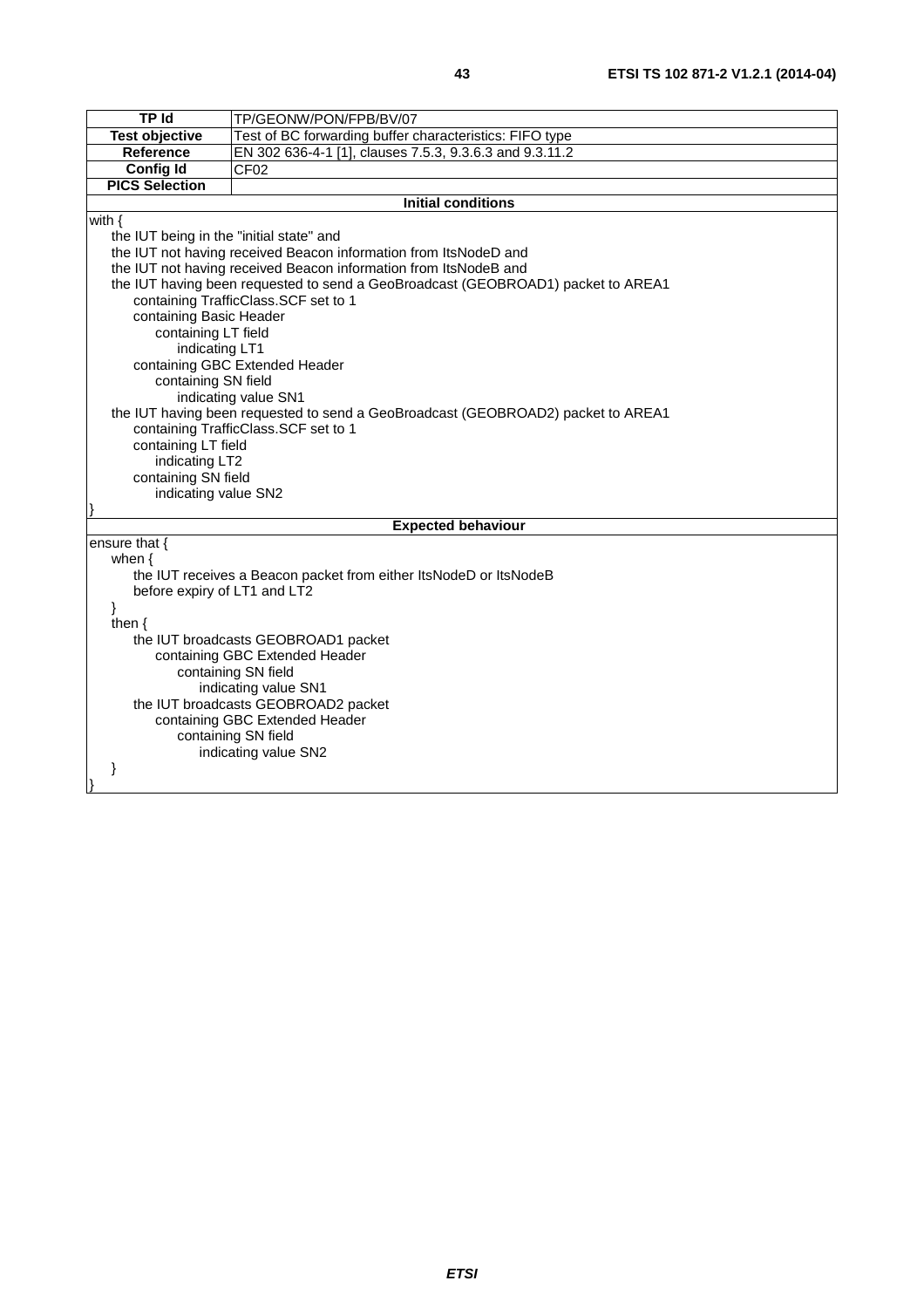| TP Id | TP/GEONW/PON/FPB/BV/07 |
|---|---|
| Test objective | Test of BC forwarding buffer characteristics: FIFO type |
| Reference | EN 302 636-4-1 [1], clauses 7.5.3, 9.3.6.3 and 9.3.11.2 |
| Config Id | CF02 |
| PICS Selection | |

**Initial conditions**

```
with {
    the IUT being in the "initial state" and
    the IUT not having received Beacon information from ItsNodeD and
    the IUT not having received Beacon information from ItsNodeB and
    the IUT having been requested to send a GeoBroadcast (GEOBROAD1) packet to AREA1
        containing TrafficClass.SCF set to 1
        containing Basic Header
            containing LT field
                indicating LT1
        containing GBC Extended Header
            containing SN field
                indicating value SN1
    the IUT having been requested to send a GeoBroadcast (GEOBROAD2) packet to AREA1
        containing TrafficClass.SCF set to 1
        containing LT field
            indicating LT2
        containing SN field
            indicating value SN2
}
```

**Expected behaviour**

```
ensure that {
    when {
        the IUT receives a Beacon packet from either ItsNodeD or ItsNodeB
        before expiry of LT1 and LT2
    }
    then {
        the IUT broadcasts GEOBROAD1 packet
            containing GBC Extended Header
                containing SN field
                    indicating value SN1
        the IUT broadcasts GEOBROAD2 packet
            containing GBC Extended Header
                containing SN field
                    indicating value SN2
    }
}
```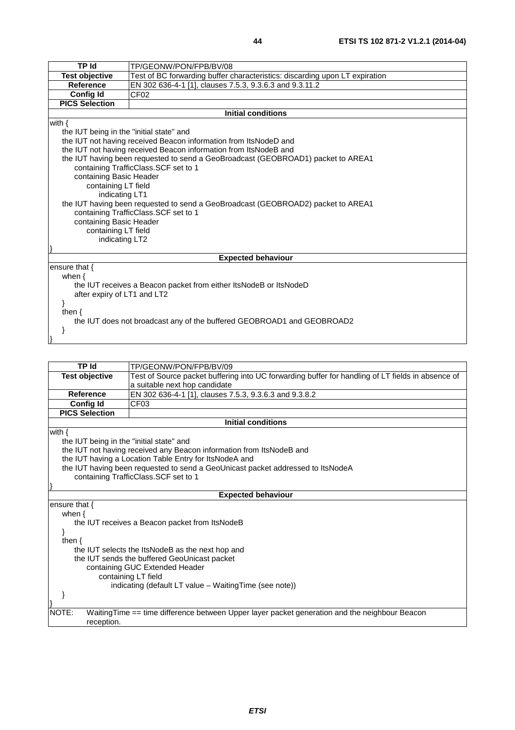| TP Id | TP/GEONW/PON/FPB/BV/08 |
|---|---|
| **Test objective** | Test of BC forwarding buffer characteristics: discarding upon LT expiration |
| **Reference** | EN 302 636-4-1 [1], clauses 7.5.3, 9.3.6.3 and 9.3.11.2 |
| **Config Id** | CF02 |
| **PICS Selection** | |

**Initial conditions**

```
with {
    the IUT being in the "initial state" and
    the IUT not having received Beacon information from ItsNodeD and
    the IUT not having received Beacon information from ItsNodeB and
    the IUT having been requested to send a GeoBroadcast (GEOBROAD1) packet to AREA1
        containing TrafficClass.SCF set to 1
        containing Basic Header
            containing LT field
                indicating LT1
    the IUT having been requested to send a GeoBroadcast (GEOBROAD2) packet to AREA1
        containing TrafficClass.SCF set to 1
        containing Basic Header
            containing LT field
                indicating LT2
}
```

**Expected behaviour**

```
ensure that {
    when {
        the IUT receives a Beacon packet from either ItsNodeB or ItsNodeD
        after expiry of LT1 and LT2
    }
    then {
        the IUT does not broadcast any of the buffered GEOBROAD1 and GEOBROAD2
    }
}
```

| TP Id | TP/GEONW/PON/FPB/BV/09 |
|---|---|
| **Test objective** | Test of Source packet buffering into UC forwarding buffer for handling of LT fields in absence of a suitable next hop candidate |
| **Reference** | EN 302 636-4-1 [1], clauses 7.5.3, 9.3.6.3 and 9.3.8.2 |
| **Config Id** | CF03 |
| **PICS Selection** | |

**Initial conditions**

```
with {
    the IUT being in the "initial state" and
    the IUT not having received any Beacon information from ItsNodeB and
    the IUT having a Location Table Entry for ItsNodeA and
    the IUT having been requested to send a GeoUnicast packet addressed to ItsNodeA
        containing TrafficClass.SCF set to 1
}
```

**Expected behaviour**

```
ensure that {
    when {
        the IUT receives a Beacon packet from ItsNodeB
    }
    then {
        the IUT selects the ItsNodeB as the next hop and
        the IUT sends the buffered GeoUnicast packet
            containing GUC Extended Header
                containing LT field
                    indicating (default LT value – WaitingTime (see note))
    }
}
```

NOTE: WaitingTime == time difference between Upper layer packet generation and the neighbour Beacon reception.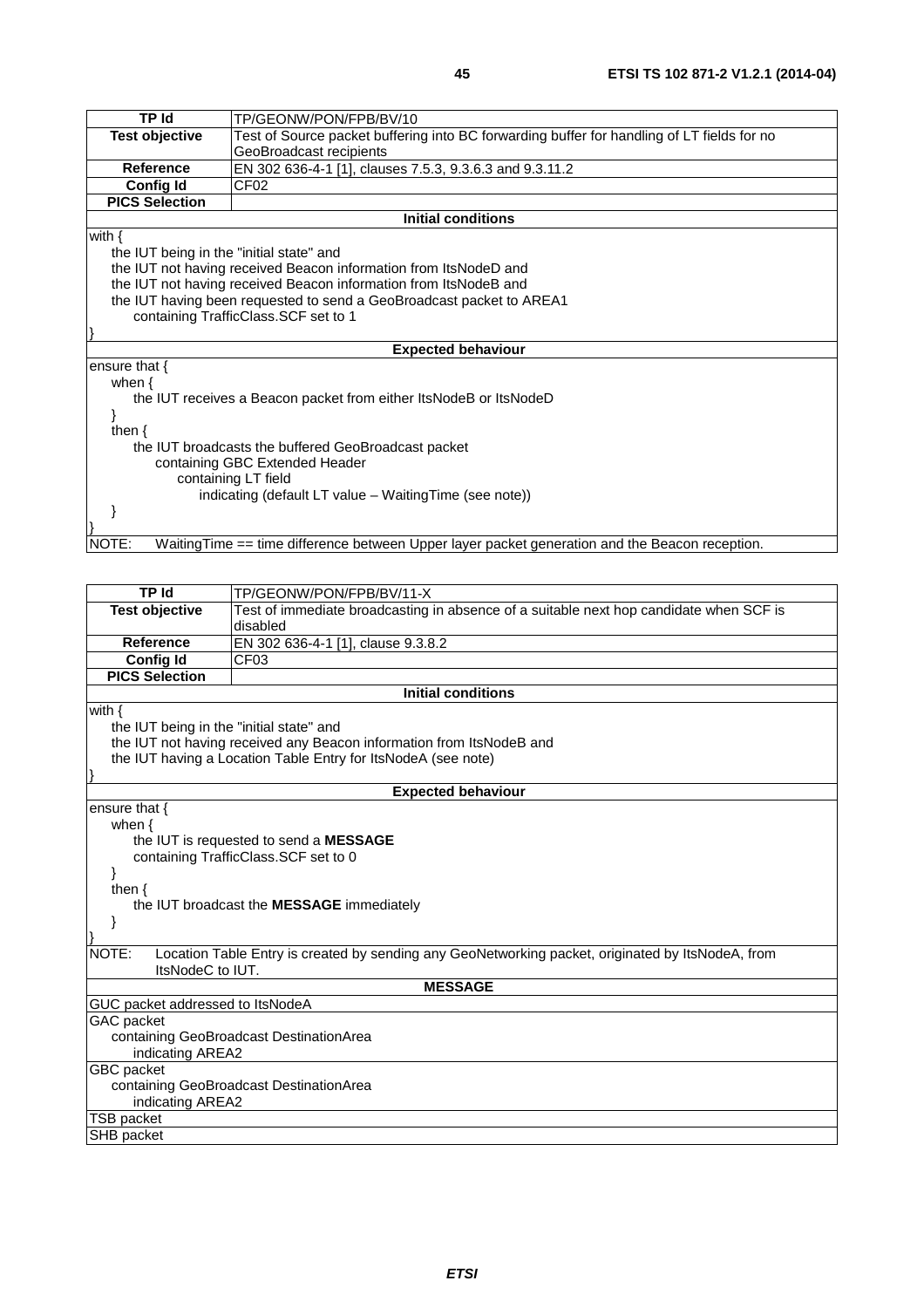| TP Id | TP/GEONW/PON/FPB/BV/10 |
|---|---|
| Test objective | Test of Source packet buffering into BC forwarding buffer for handling of LT fields for no GeoBroadcast recipients |
| Reference | EN 302 636-4-1 [1], clauses 7.5.3, 9.3.6.3 and 9.3.11.2 |
| Config Id | CF02 |
| PICS Selection | |
| **Initial conditions** | |
| with {<br>    the IUT being in the "initial state" and<br>    the IUT not having received Beacon information from ItsNodeD and<br>    the IUT not having received Beacon information from ItsNodeB and<br>    the IUT having been requested to send a GeoBroadcast packet to AREA1<br>        containing TrafficClass.SCF set to 1<br>} | |
| **Expected behaviour** | |
| ensure that {<br>    when {<br>        the IUT receives a Beacon packet from either ItsNodeB or ItsNodeD<br>    }<br>    then {<br>        the IUT broadcasts the buffered GeoBroadcast packet<br>            containing GBC Extended Header<br>                containing LT field<br>                    indicating (default LT value – WaitingTime (see note))<br>    }<br>} | |
| NOTE: WaitingTime == time difference between Upper layer packet generation and the Beacon reception. | |

| TP Id | TP/GEONW/PON/FPB/BV/11-X |
|---|---|
| Test objective | Test of immediate broadcasting in absence of a suitable next hop candidate when SCF is disabled |
| Reference | EN 302 636-4-1 [1], clause 9.3.8.2 |
| Config Id | CF03 |
| PICS Selection | |
| **Initial conditions** | |
| with {<br>    the IUT being in the "initial state" and<br>    the IUT not having received any Beacon information from ItsNodeB and<br>    the IUT having a Location Table Entry for ItsNodeA (see note)<br>} | |
| **Expected behaviour** | |
| ensure that {<br>    when {<br>        the IUT is requested to send a **MESSAGE**<br>        containing TrafficClass.SCF set to 0<br>    }<br>    then {<br>        the IUT broadcast the **MESSAGE** immediately<br>    }<br>} | |
| NOTE: Location Table Entry is created by sending any GeoNetworking packet, originated by ItsNodeA, from ItsNodeC to IUT. | |
| **MESSAGE** | |
| GUC packet addressed to ItsNodeA | |
| GAC packet<br>    containing GeoBroadcast DestinationArea<br>        indicating AREA2 | |
| GBC packet<br>    containing GeoBroadcast DestinationArea<br>        indicating AREA2 | |
| TSB packet | |
| SHB packet | |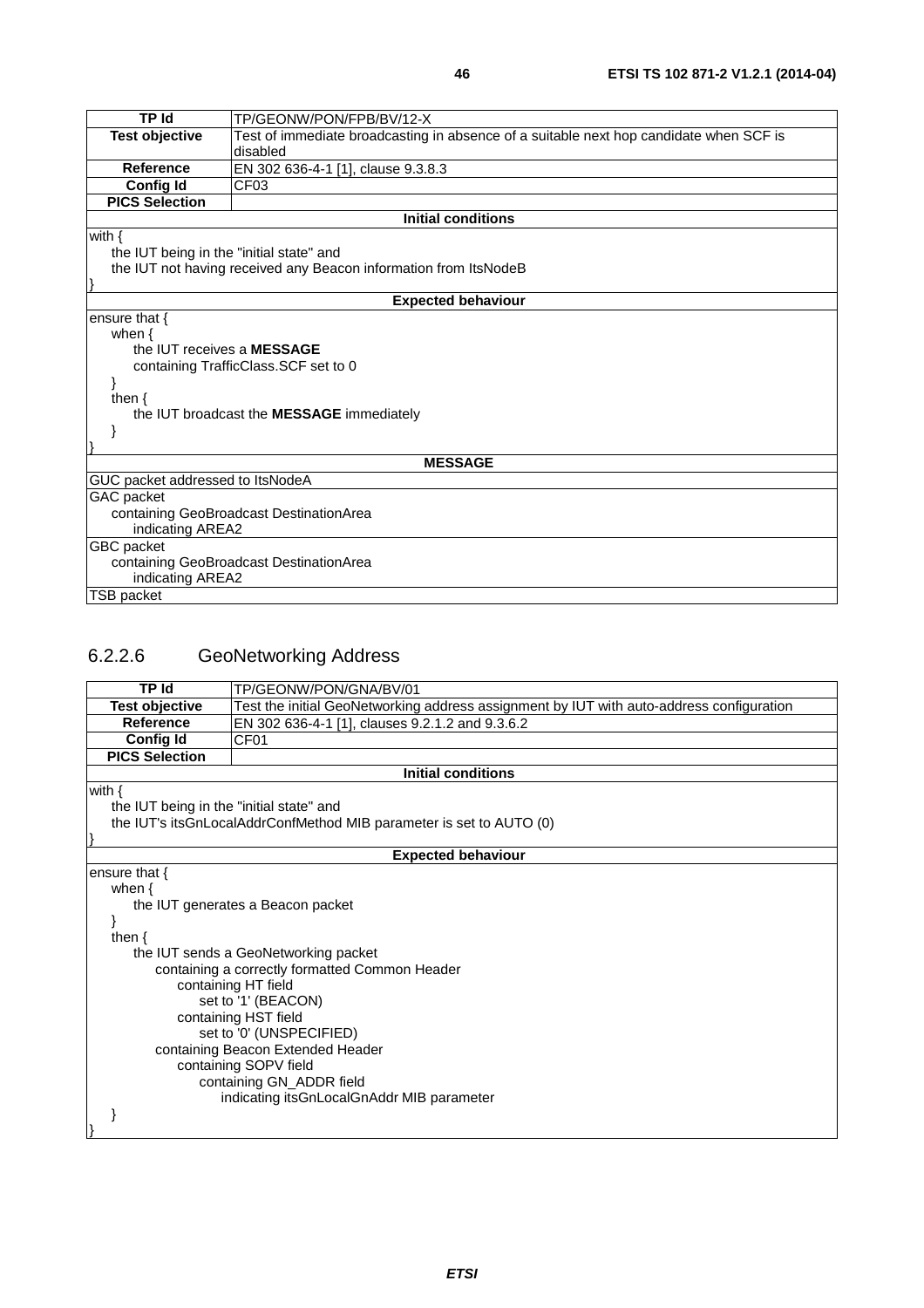| TP Id | TP/GEONW/PON/FPB/BV/12-X |
|---|---|
| Test objective | Test of immediate broadcasting in absence of a suitable next hop candidate when SCF is disabled |
| Reference | EN 302 636-4-1 [1], clause 9.3.8.3 |
| Config Id | CF03 |
| PICS Selection | |
| **Initial conditions** | |
| with {<br>  the IUT being in the "initial state" and<br>  the IUT not having received any Beacon information from ItsNodeB<br>} | |
| **Expected behaviour** | |
| ensure that {<br>  when {<br>    the IUT receives a **MESSAGE**<br>    containing TrafficClass.SCF set to 0<br>  }<br>  then {<br>    the IUT broadcast the **MESSAGE** immediately<br>  }<br>} | |
| **MESSAGE** | |
| GUC packet addressed to ItsNodeA | |
| GAC packet<br>  containing GeoBroadcast DestinationArea<br>    indicating AREA2 | |
| GBC packet<br>  containing GeoBroadcast DestinationArea<br>    indicating AREA2 | |
| TSB packet | |

### 6.2.2.6 GeoNetworking Address

| TP Id | TP/GEONW/PON/GNA/BV/01 |
|---|---|
| Test objective | Test the initial GeoNetworking address assignment by IUT with auto-address configuration |
| Reference | EN 302 636-4-1 [1], clauses 9.2.1.2 and 9.3.6.2 |
| Config Id | CF01 |
| PICS Selection | |
| **Initial conditions** | |
| with {<br>  the IUT being in the "initial state" and<br>  the IUT's itsGnLocalAddrConfMethod MIB parameter is set to AUTO (0)<br>} | |
| **Expected behaviour** | |
| ensure that {<br>  when {<br>    the IUT generates a Beacon packet<br>  }<br>  then {<br>    the IUT sends a GeoNetworking packet<br>      containing a correctly formatted Common Header<br>        containing HT field<br>          set to '1' (BEACON)<br>        containing HST field<br>          set to '0' (UNSPECIFIED)<br>      containing Beacon Extended Header<br>        containing SOPV field<br>          containing GN_ADDR field<br>            indicating itsGnLocalGnAddr MIB parameter<br>  }<br>} | |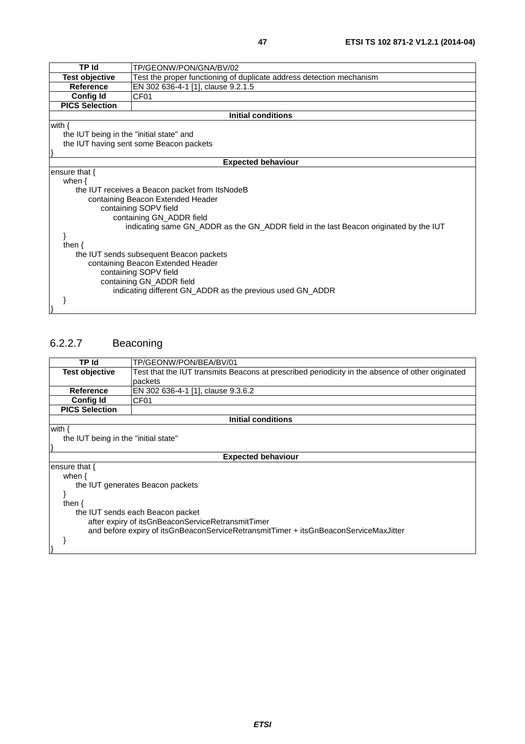| TP Id | TP/GEONW/PON/GNA/BV/02 |
|---|---|
| **Test objective** | Test the proper functioning of duplicate address detection mechanism |
| **Reference** | EN 302 636-4-1 [1], clause 9.2.1.5 |
| **Config Id** | CF01 |
| **PICS Selection** | |
| **Initial conditions** | |
| with {<br>the IUT being in the "initial state" and<br>the IUT having sent some Beacon packets<br>} | |
| **Expected behaviour** | |
| ensure that {<br>when {<br>the IUT receives a Beacon packet from ItsNodeB<br>containing Beacon Extended Header<br>containing SOPV field<br>containing GN_ADDR field<br>indicating same GN_ADDR as the GN_ADDR field in the last Beacon originated by the IUT<br>}<br>then {<br>the IUT sends subsequent Beacon packets<br>containing Beacon Extended Header<br>containing SOPV field<br>containing GN_ADDR field<br>indicating different GN_ADDR as the previous used GN_ADDR<br>}<br>} | |

### 6.2.2.7 Beaconing

| TP Id | TP/GEONW/PON/BEA/BV/01 |
|---|---|
| **Test objective** | Test that the IUT transmits Beacons at prescribed periodicity in the absence of other originated packets |
| **Reference** | EN 302 636-4-1 [1], clause 9.3.6.2 |
| **Config Id** | CF01 |
| **PICS Selection** | |
| **Initial conditions** | |
| with {<br>the IUT being in the "initial state"<br>} | |
| **Expected behaviour** | |
| ensure that {<br>when {<br>the IUT generates Beacon packets<br>}<br>then {<br>the IUT sends each Beacon packet<br>after expiry of itsGnBeaconServiceRetransmitTimer<br>and before expiry of itsGnBeaconServiceRetransmitTimer + itsGnBeaconServiceMaxJitter<br>}<br>} | |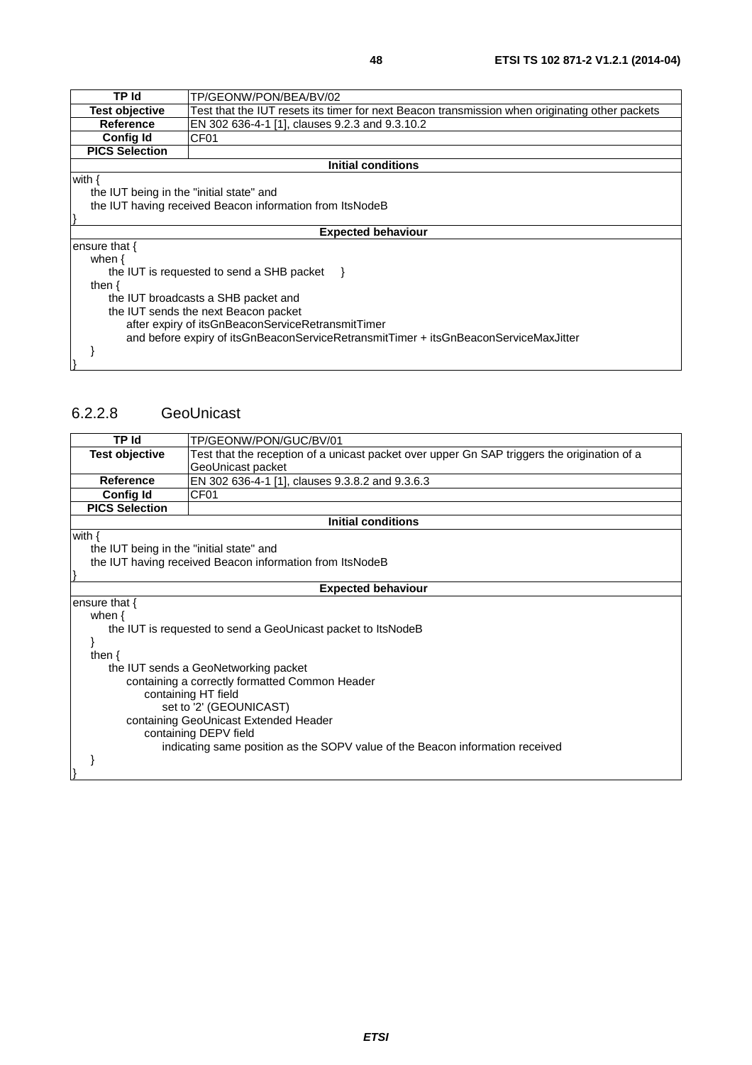| TP Id | TP/GEONW/PON/BEA/BV/02 |
|---|---|
| Test objective | Test that the IUT resets its timer for next Beacon transmission when originating other packets |
| Reference | EN 302 636-4-1 [1], clauses 9.2.3 and 9.3.10.2 |
| Config Id | CF01 |
| PICS Selection | |
| **Initial conditions** | |
| with {<br>&nbsp;&nbsp;&nbsp;&nbsp;the IUT being in the "initial state" and<br>&nbsp;&nbsp;&nbsp;&nbsp;the IUT having received Beacon information from ItsNodeB<br>} | |
| **Expected behaviour** | |
| ensure that {<br>&nbsp;&nbsp;&nbsp;&nbsp;when {<br>&nbsp;&nbsp;&nbsp;&nbsp;&nbsp;&nbsp;&nbsp;&nbsp;the IUT is requested to send a SHB packet }<br>&nbsp;&nbsp;&nbsp;&nbsp;then {<br>&nbsp;&nbsp;&nbsp;&nbsp;&nbsp;&nbsp;&nbsp;&nbsp;the IUT broadcasts a SHB packet and<br>&nbsp;&nbsp;&nbsp;&nbsp;&nbsp;&nbsp;&nbsp;&nbsp;the IUT sends the next Beacon packet<br>&nbsp;&nbsp;&nbsp;&nbsp;&nbsp;&nbsp;&nbsp;&nbsp;&nbsp;&nbsp;&nbsp;&nbsp;after expiry of itsGnBeaconServiceRetransmitTimer<br>&nbsp;&nbsp;&nbsp;&nbsp;&nbsp;&nbsp;&nbsp;&nbsp;&nbsp;&nbsp;&nbsp;&nbsp;and before expiry of itsGnBeaconServiceRetransmitTimer + itsGnBeaconServiceMaxJitter<br>&nbsp;&nbsp;&nbsp;&nbsp;}<br>} | |

### 6.2.2.8 GeoUnicast

| TP Id | TP/GEONW/PON/GUC/BV/01 |
|---|---|
| Test objective | Test that the reception of a unicast packet over upper Gn SAP triggers the origination of a GeoUnicast packet |
| Reference | EN 302 636-4-1 [1], clauses 9.3.8.2 and 9.3.6.3 |
| Config Id | CF01 |
| PICS Selection | |
| **Initial conditions** | |
| with {<br>&nbsp;&nbsp;&nbsp;&nbsp;the IUT being in the "initial state" and<br>&nbsp;&nbsp;&nbsp;&nbsp;the IUT having received Beacon information from ItsNodeB<br>} | |
| **Expected behaviour** | |
| ensure that {<br>&nbsp;&nbsp;&nbsp;&nbsp;when {<br>&nbsp;&nbsp;&nbsp;&nbsp;&nbsp;&nbsp;&nbsp;&nbsp;the IUT is requested to send a GeoUnicast packet to ItsNodeB<br>&nbsp;&nbsp;&nbsp;&nbsp;}<br>&nbsp;&nbsp;&nbsp;&nbsp;then {<br>&nbsp;&nbsp;&nbsp;&nbsp;&nbsp;&nbsp;&nbsp;&nbsp;the IUT sends a GeoNetworking packet<br>&nbsp;&nbsp;&nbsp;&nbsp;&nbsp;&nbsp;&nbsp;&nbsp;&nbsp;&nbsp;&nbsp;&nbsp;containing a correctly formatted Common Header<br>&nbsp;&nbsp;&nbsp;&nbsp;&nbsp;&nbsp;&nbsp;&nbsp;&nbsp;&nbsp;&nbsp;&nbsp;&nbsp;&nbsp;&nbsp;&nbsp;containing HT field<br>&nbsp;&nbsp;&nbsp;&nbsp;&nbsp;&nbsp;&nbsp;&nbsp;&nbsp;&nbsp;&nbsp;&nbsp;&nbsp;&nbsp;&nbsp;&nbsp;&nbsp;&nbsp;&nbsp;&nbsp;set to '2' (GEOUNICAST)<br>&nbsp;&nbsp;&nbsp;&nbsp;&nbsp;&nbsp;&nbsp;&nbsp;&nbsp;&nbsp;&nbsp;&nbsp;containing GeoUnicast Extended Header<br>&nbsp;&nbsp;&nbsp;&nbsp;&nbsp;&nbsp;&nbsp;&nbsp;&nbsp;&nbsp;&nbsp;&nbsp;&nbsp;&nbsp;&nbsp;&nbsp;containing DEPV field<br>&nbsp;&nbsp;&nbsp;&nbsp;&nbsp;&nbsp;&nbsp;&nbsp;&nbsp;&nbsp;&nbsp;&nbsp;&nbsp;&nbsp;&nbsp;&nbsp;&nbsp;&nbsp;&nbsp;&nbsp;indicating same position as the SOPV value of the Beacon information received<br>&nbsp;&nbsp;&nbsp;&nbsp;}<br>} | |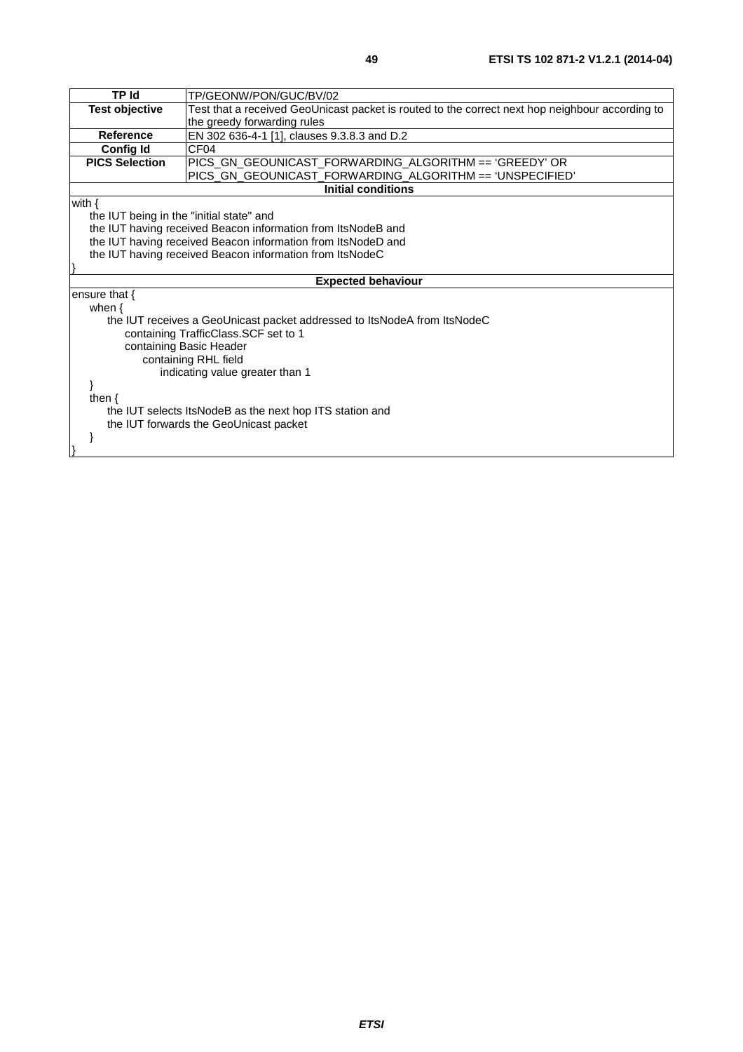| TP Id | TP/GEONW/PON/GUC/BV/02 |
|---|---|
| **Test objective** | Test that a received GeoUnicast packet is routed to the correct next hop neighbour according to the greedy forwarding rules |
| **Reference** | EN 302 636-4-1 [1], clauses 9.3.8.3 and D.2 |
| **Config Id** | CF04 |
| **PICS Selection** | PICS_GN_GEOUNICAST_FORWARDING_ALGORITHM == 'GREEDY' OR PICS_GN_GEOUNICAST_FORWARDING_ALGORITHM == 'UNSPECIFIED' |
| **Initial conditions** | |
| with {<br>&nbsp;&nbsp;&nbsp;&nbsp;the IUT being in the "initial state" and<br>&nbsp;&nbsp;&nbsp;&nbsp;the IUT having received Beacon information from ItsNodeB and<br>&nbsp;&nbsp;&nbsp;&nbsp;the IUT having received Beacon information from ItsNodeD and<br>&nbsp;&nbsp;&nbsp;&nbsp;the IUT having received Beacon information from ItsNodeC<br>} | |
| **Expected behaviour** | |
| ensure that {<br>&nbsp;&nbsp;&nbsp;&nbsp;when {<br>&nbsp;&nbsp;&nbsp;&nbsp;&nbsp;&nbsp;&nbsp;&nbsp;the IUT receives a GeoUnicast packet addressed to ItsNodeA from ItsNodeC<br>&nbsp;&nbsp;&nbsp;&nbsp;&nbsp;&nbsp;&nbsp;&nbsp;&nbsp;&nbsp;&nbsp;&nbsp;containing TrafficClass.SCF set to 1<br>&nbsp;&nbsp;&nbsp;&nbsp;&nbsp;&nbsp;&nbsp;&nbsp;&nbsp;&nbsp;&nbsp;&nbsp;containing Basic Header<br>&nbsp;&nbsp;&nbsp;&nbsp;&nbsp;&nbsp;&nbsp;&nbsp;&nbsp;&nbsp;&nbsp;&nbsp;&nbsp;&nbsp;&nbsp;&nbsp;containing RHL field<br>&nbsp;&nbsp;&nbsp;&nbsp;&nbsp;&nbsp;&nbsp;&nbsp;&nbsp;&nbsp;&nbsp;&nbsp;&nbsp;&nbsp;&nbsp;&nbsp;&nbsp;&nbsp;&nbsp;&nbsp;indicating value greater than 1<br>&nbsp;&nbsp;&nbsp;&nbsp;}<br>&nbsp;&nbsp;&nbsp;&nbsp;then {<br>&nbsp;&nbsp;&nbsp;&nbsp;&nbsp;&nbsp;&nbsp;&nbsp;the IUT selects ItsNodeB as the next hop ITS station and<br>&nbsp;&nbsp;&nbsp;&nbsp;&nbsp;&nbsp;&nbsp;&nbsp;the IUT forwards the GeoUnicast packet<br>&nbsp;&nbsp;&nbsp;&nbsp;}<br>} | |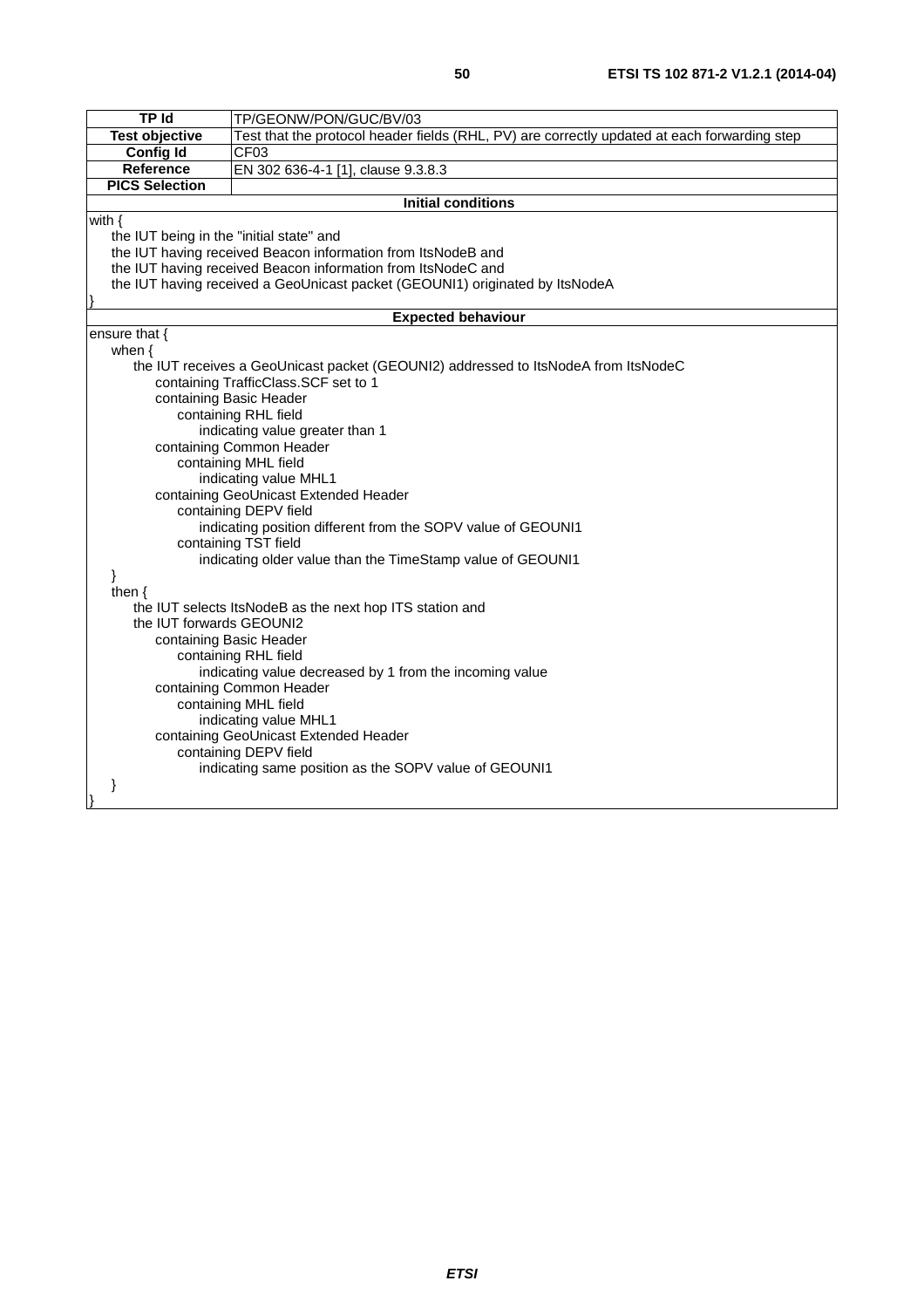| TP Id | TP/GEONW/PON/GUC/BV/03 |
|---|---|
| **Test objective** | Test that the protocol header fields (RHL, PV) are correctly updated at each forwarding step |
| **Config Id** | CF03 |
| **Reference** | EN 302 636-4-1 [1], clause 9.3.8.3 |
| **PICS Selection** | |
| **Initial conditions** | |

```
with {
    the IUT being in the "initial state" and
    the IUT having received Beacon information from ItsNodeB and
    the IUT having received Beacon information from ItsNodeC and
    the IUT having received a GeoUnicast packet (GEOUNI1) originated by ItsNodeA
}
```

**Expected behaviour**

```
ensure that {
    when {
        the IUT receives a GeoUnicast packet (GEOUNI2) addressed to ItsNodeA from ItsNodeC
            containing TrafficClass.SCF set to 1
            containing Basic Header
                containing RHL field
                    indicating value greater than 1
            containing Common Header
                containing MHL field
                    indicating value MHL1
            containing GeoUnicast Extended Header
                containing DEPV field
                    indicating position different from the SOPV value of GEOUNI1
                containing TST field
                    indicating older value than the TimeStamp value of GEOUNI1
    }
    then {
        the IUT selects ItsNodeB as the next hop ITS station and
        the IUT forwards GEOUNI2
            containing Basic Header
                containing RHL field
                    indicating value decreased by 1 from the incoming value
            containing Common Header
                containing MHL field
                    indicating value MHL1
            containing GeoUnicast Extended Header
                containing DEPV field
                    indicating same position as the SOPV value of GEOUNI1
    }
}
```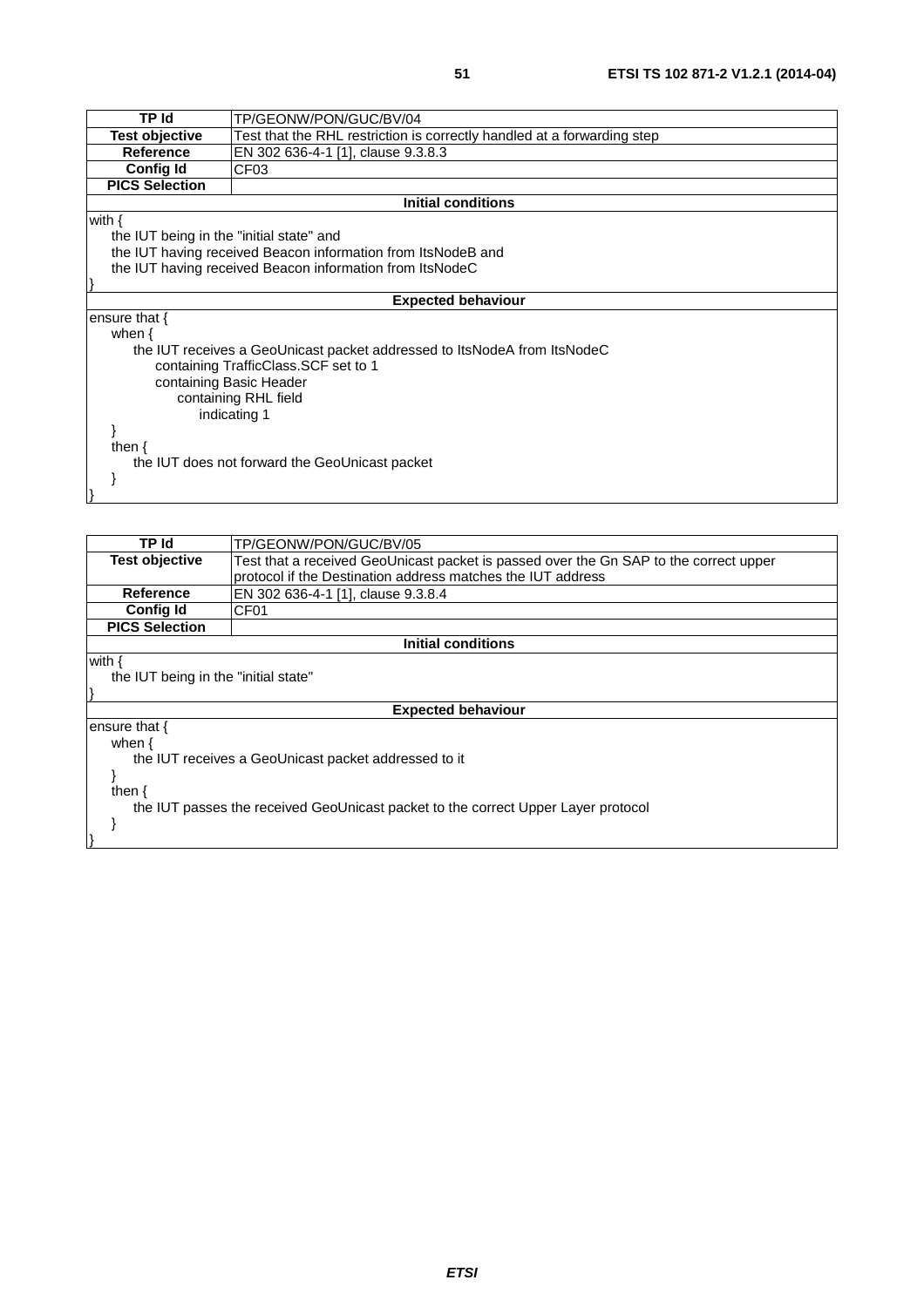| TP Id | TP/GEONW/PON/GUC/BV/04 |
|---|---|
| **Test objective** | Test that the RHL restriction is correctly handled at a forwarding step |
| **Reference** | EN 302 636-4-1 [1], clause 9.3.8.3 |
| **Config Id** | CF03 |
| **PICS Selection** | |

**Initial conditions**

```
with {
    the IUT being in the "initial state" and
    the IUT having received Beacon information from ItsNodeB and
    the IUT having received Beacon information from ItsNodeC
}
```

**Expected behaviour**

```
ensure that {
    when {
        the IUT receives a GeoUnicast packet addressed to ItsNodeA from ItsNodeC
            containing TrafficClass.SCF set to 1
            containing Basic Header
                containing RHL field
                    indicating 1
    }
    then {
        the IUT does not forward the GeoUnicast packet
    }
}
```

| TP Id | TP/GEONW/PON/GUC/BV/05 |
|---|---|
| **Test objective** | Test that a received GeoUnicast packet is passed over the Gn SAP to the correct upper protocol if the Destination address matches the IUT address |
| **Reference** | EN 302 636-4-1 [1], clause 9.3.8.4 |
| **Config Id** | CF01 |
| **PICS Selection** | |

**Initial conditions**

```
with {
    the IUT being in the "initial state"
}
```

**Expected behaviour**

```
ensure that {
    when {
        the IUT receives a GeoUnicast packet addressed to it
    }
    then {
        the IUT passes the received GeoUnicast packet to the correct Upper Layer protocol
    }
}
```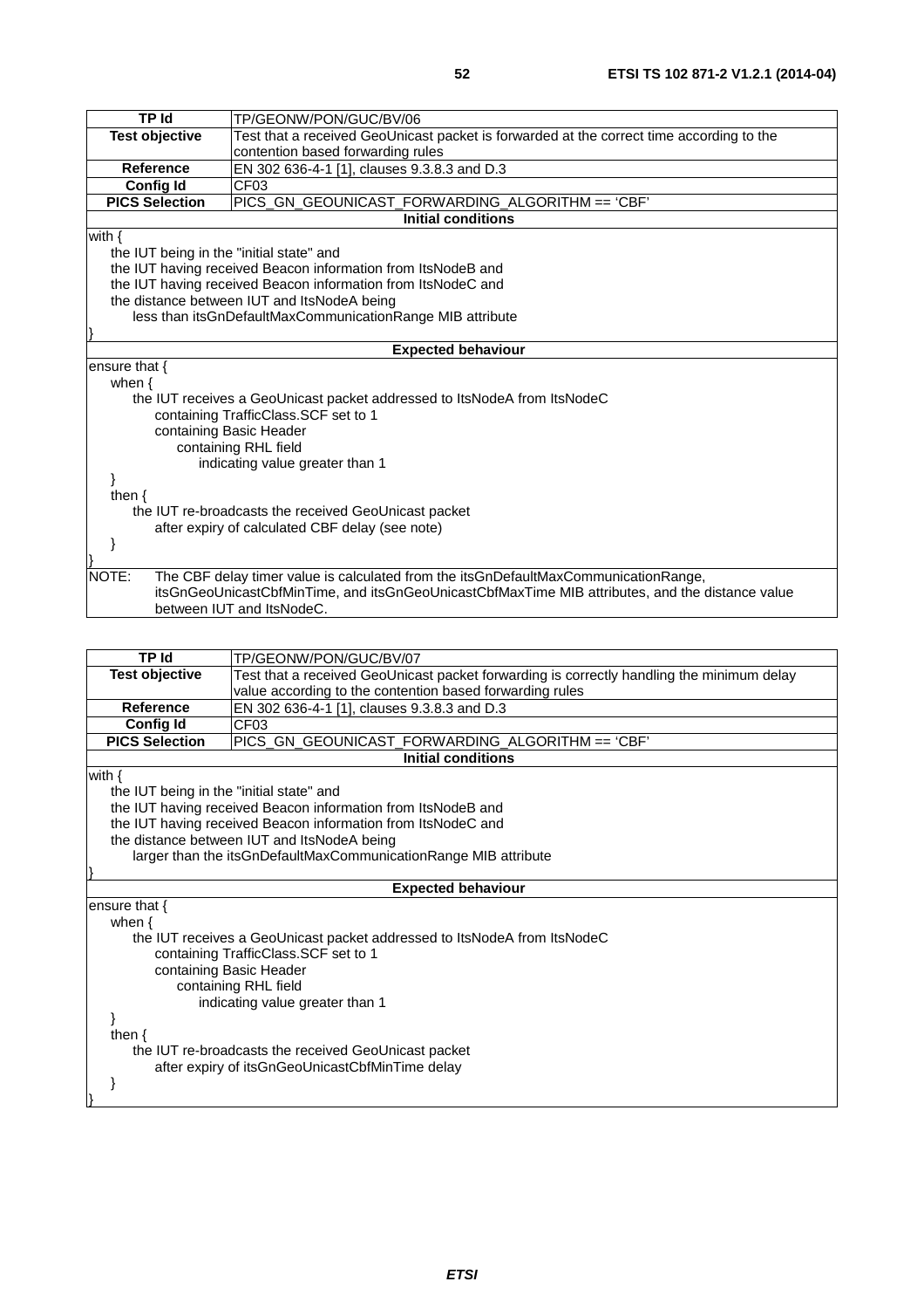| TP Id | TP/GEONW/PON/GUC/BV/06 |
|---|---|
| **Test objective** | Test that a received GeoUnicast packet is forwarded at the correct time according to the contention based forwarding rules |
| **Reference** | EN 302 636-4-1 [1], clauses 9.3.8.3 and D.3 |
| **Config Id** | CF03 |
| **PICS Selection** | PICS_GN_GEOUNICAST_FORWARDING_ALGORITHM == 'CBF' |
| **Initial conditions** | |
| with {<br>    the IUT being in the "initial state" and<br>    the IUT having received Beacon information from ItsNodeB and<br>    the IUT having received Beacon information from ItsNodeC and<br>    the distance between IUT and ItsNodeA being<br>        less than itsGnDefaultMaxCommunicationRange MIB attribute<br>} | |
| **Expected behaviour** | |
| ensure that {<br>    when {<br>        the IUT receives a GeoUnicast packet addressed to ItsNodeA from ItsNodeC<br>            containing TrafficClass.SCF set to 1<br>            containing Basic Header<br>                containing RHL field<br>                    indicating value greater than 1<br>    }<br>    then {<br>        the IUT re-broadcasts the received GeoUnicast packet<br>            after expiry of calculated CBF delay (see note)<br>    }<br>} | |
| NOTE: The CBF delay timer value is calculated from the itsGnDefaultMaxCommunicationRange, itsGnGeoUnicastCbfMinTime, and itsGnGeoUnicastCbfMaxTime MIB attributes, and the distance value between IUT and ItsNodeC. | |

| TP Id | TP/GEONW/PON/GUC/BV/07 |
|---|---|
| **Test objective** | Test that a received GeoUnicast packet forwarding is correctly handling the minimum delay value according to the contention based forwarding rules |
| **Reference** | EN 302 636-4-1 [1], clauses 9.3.8.3 and D.3 |
| **Config Id** | CF03 |
| **PICS Selection** | PICS_GN_GEOUNICAST_FORWARDING_ALGORITHM == 'CBF' |
| **Initial conditions** | |
| with {<br>    the IUT being in the "initial state" and<br>    the IUT having received Beacon information from ItsNodeB and<br>    the IUT having received Beacon information from ItsNodeC and<br>    the distance between IUT and ItsNodeA being<br>        larger than the itsGnDefaultMaxCommunicationRange MIB attribute<br>} | |
| **Expected behaviour** | |
| ensure that {<br>    when {<br>        the IUT receives a GeoUnicast packet addressed to ItsNodeA from ItsNodeC<br>            containing TrafficClass.SCF set to 1<br>            containing Basic Header<br>                containing RHL field<br>                    indicating value greater than 1<br>    }<br>    then {<br>        the IUT re-broadcasts the received GeoUnicast packet<br>            after expiry of itsGnGeoUnicastCbfMinTime delay<br>    }<br>} | |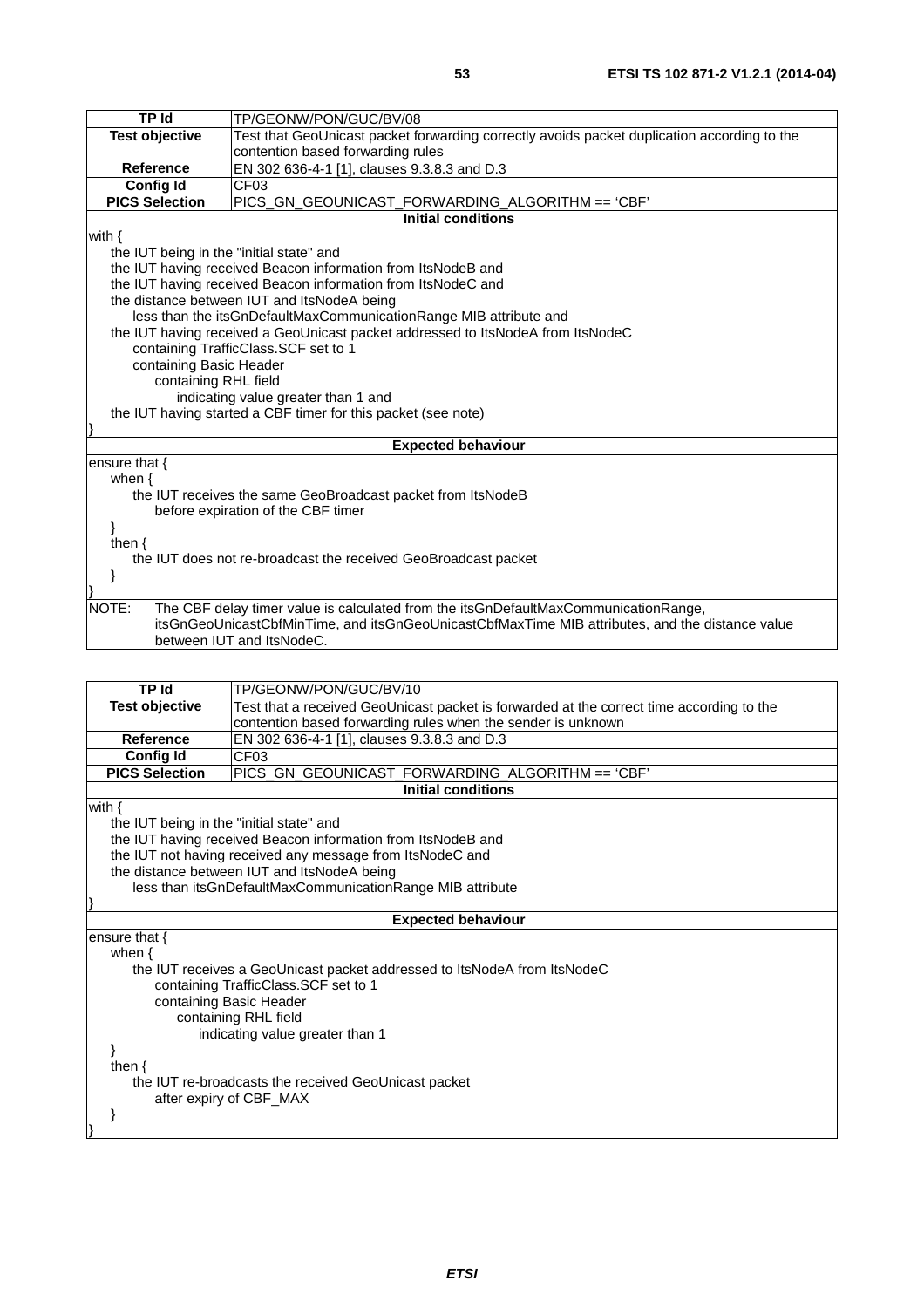| TP Id | TP/GEONW/PON/GUC/BV/08 |
|---|---|
| Test objective | Test that GeoUnicast packet forwarding correctly avoids packet duplication according to the contention based forwarding rules |
| Reference | EN 302 636-4-1 [1], clauses 9.3.8.3 and D.3 |
| Config Id | CF03 |
| PICS Selection | PICS_GN_GEOUNICAST_FORWARDING_ALGORITHM == 'CBF' |
| **Initial conditions** | |
| with {<br>the IUT being in the "initial state" and<br>the IUT having received Beacon information from ItsNodeB and<br>the IUT having received Beacon information from ItsNodeC and<br>the distance between IUT and ItsNodeA being<br>less than the itsGnDefaultMaxCommunicationRange MIB attribute and<br>the IUT having received a GeoUnicast packet addressed to ItsNodeA from ItsNodeC<br>containing TrafficClass.SCF set to 1<br>containing Basic Header<br>containing RHL field<br>indicating value greater than 1 and<br>the IUT having started a CBF timer for this packet (see note)<br>} | |
| **Expected behaviour** | |
| ensure that {<br>when {<br>the IUT receives the same GeoBroadcast packet from ItsNodeB<br>before expiration of the CBF timer<br>}<br>then {<br>the IUT does not re-broadcast the received GeoBroadcast packet<br>}<br>} | |
| NOTE: The CBF delay timer value is calculated from the itsGnDefaultMaxCommunicationRange, itsGnGeoUnicastCbfMinTime, and itsGnGeoUnicastCbfMaxTime MIB attributes, and the distance value between IUT and ItsNodeC. | |

| TP Id | TP/GEONW/PON/GUC/BV/10 |
|---|---|
| Test objective | Test that a received GeoUnicast packet is forwarded at the correct time according to the contention based forwarding rules when the sender is unknown |
| Reference | EN 302 636-4-1 [1], clauses 9.3.8.3 and D.3 |
| Config Id | CF03 |
| PICS Selection | PICS_GN_GEOUNICAST_FORWARDING_ALGORITHM == 'CBF' |
| **Initial conditions** | |
| with {<br>the IUT being in the "initial state" and<br>the IUT having received Beacon information from ItsNodeB and<br>the IUT not having received any message from ItsNodeC and<br>the distance between IUT and ItsNodeA being<br>less than itsGnDefaultMaxCommunicationRange MIB attribute<br>} | |
| **Expected behaviour** | |
| ensure that {<br>when {<br>the IUT receives a GeoUnicast packet addressed to ItsNodeA from ItsNodeC<br>containing TrafficClass.SCF set to 1<br>containing Basic Header<br>containing RHL field<br>indicating value greater than 1<br>}<br>then {<br>the IUT re-broadcasts the received GeoUnicast packet<br>after expiry of CBF_MAX<br>}<br>} | |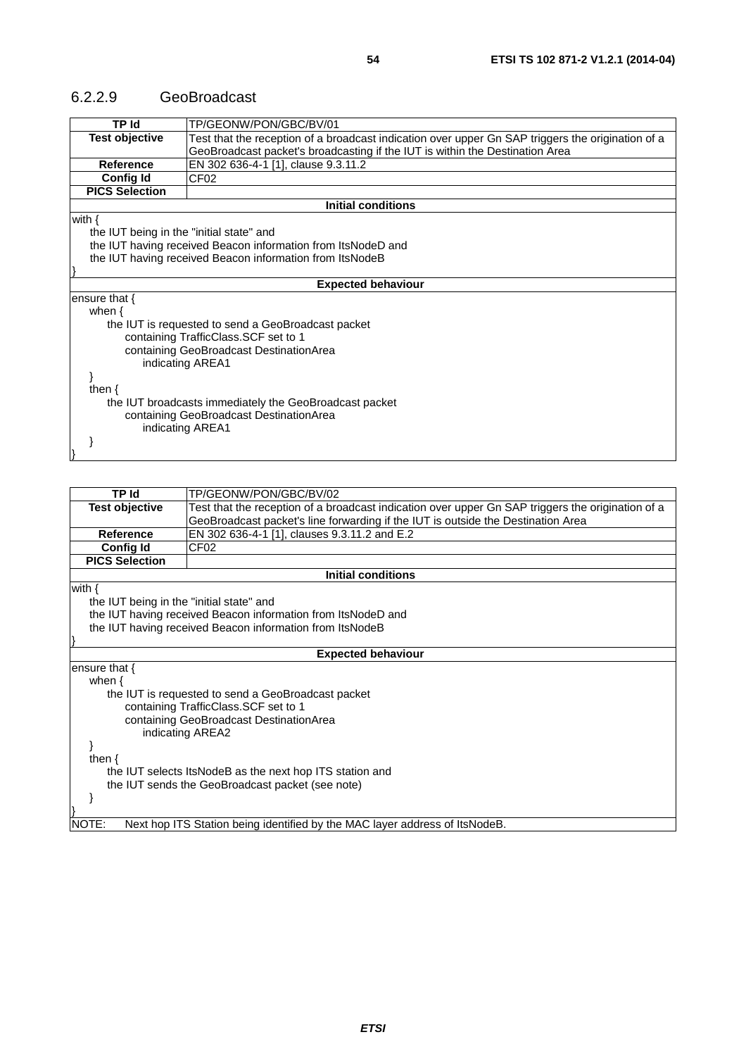### 6.2.2.9 GeoBroadcast

| TP Id | TP/GEONW/PON/GBC/BV/01 |
|---|---|
| **Test objective** | Test that the reception of a broadcast indication over upper Gn SAP triggers the origination of a GeoBroadcast packet's broadcasting if the IUT is within the Destination Area |
| **Reference** | EN 302 636-4-1 [1], clause 9.3.11.2 |
| **Config Id** | CF02 |
| **PICS Selection** | |

**Initial conditions**

```
with {
    the IUT being in the "initial state" and
    the IUT having received Beacon information from ItsNodeD and
    the IUT having received Beacon information from ItsNodeB
}
```

**Expected behaviour**

```
ensure that {
    when {
        the IUT is requested to send a GeoBroadcast packet
            containing TrafficClass.SCF set to 1
            containing GeoBroadcast DestinationArea
                indicating AREA1
    }
    then {
        the IUT broadcasts immediately the GeoBroadcast packet
            containing GeoBroadcast DestinationArea
                indicating AREA1
    }
}
```

| TP Id | TP/GEONW/PON/GBC/BV/02 |
|---|---|
| **Test objective** | Test that the reception of a broadcast indication over upper Gn SAP triggers the origination of a GeoBroadcast packet's line forwarding if the IUT is outside the Destination Area |
| **Reference** | EN 302 636-4-1 [1], clauses 9.3.11.2 and E.2 |
| **Config Id** | CF02 |
| **PICS Selection** | |

**Initial conditions**

```
with {
    the IUT being in the "initial state" and
    the IUT having received Beacon information from ItsNodeD and
    the IUT having received Beacon information from ItsNodeB
}
```

**Expected behaviour**

```
ensure that {
    when {
        the IUT is requested to send a GeoBroadcast packet
            containing TrafficClass.SCF set to 1
            containing GeoBroadcast DestinationArea
                indicating AREA2
    }
    then {
        the IUT selects ItsNodeB as the next hop ITS station and
        the IUT sends the GeoBroadcast packet (see note)
    }
}
```

NOTE: Next hop ITS Station being identified by the MAC layer address of ItsNodeB.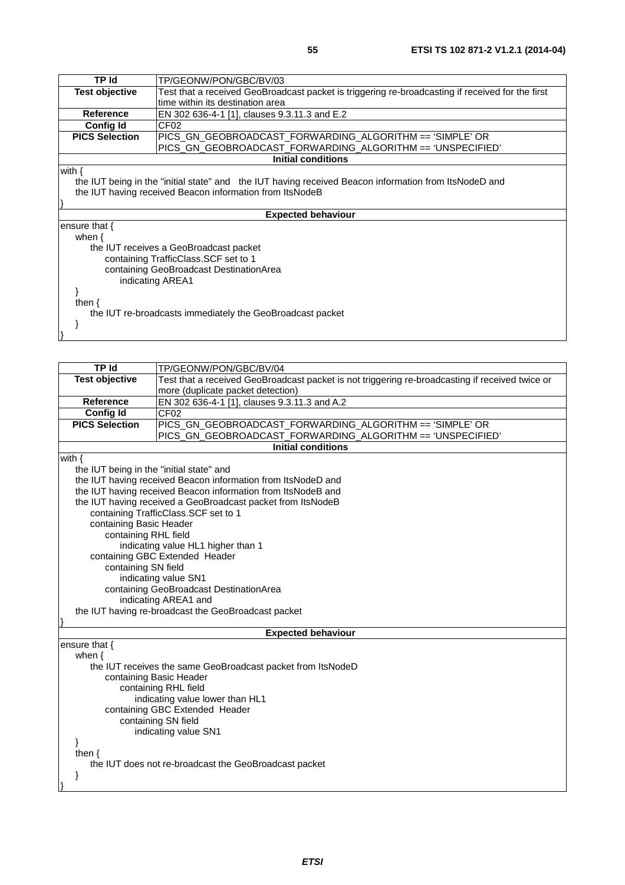| TP Id | TP/GEONW/PON/GBC/BV/03 |
|---|---|
| **Test objective** | Test that a received GeoBroadcast packet is triggering re-broadcasting if received for the first time within its destination area |
| **Reference** | EN 302 636-4-1 [1], clauses 9.3.11.3 and E.2 |
| **Config Id** | CF02 |
| **PICS Selection** | PICS_GN_GEOBROADCAST_FORWARDING_ALGORITHM == 'SIMPLE' OR PICS_GN_GEOBROADCAST_FORWARDING_ALGORITHM == 'UNSPECIFIED' |
| **Initial conditions** | |
| with {<br>&nbsp;&nbsp;&nbsp;&nbsp;the IUT being in the "initial state" and &nbsp;&nbsp;the IUT having received Beacon information from ItsNodeD and<br>&nbsp;&nbsp;&nbsp;&nbsp;the IUT having received Beacon information from ItsNodeB<br>} | |
| **Expected behaviour** | |
| ensure that {<br>&nbsp;&nbsp;&nbsp;&nbsp;when {<br>&nbsp;&nbsp;&nbsp;&nbsp;&nbsp;&nbsp;&nbsp;&nbsp;the IUT receives a GeoBroadcast packet<br>&nbsp;&nbsp;&nbsp;&nbsp;&nbsp;&nbsp;&nbsp;&nbsp;&nbsp;&nbsp;&nbsp;&nbsp;containing TrafficClass.SCF set to 1<br>&nbsp;&nbsp;&nbsp;&nbsp;&nbsp;&nbsp;&nbsp;&nbsp;&nbsp;&nbsp;&nbsp;&nbsp;containing GeoBroadcast DestinationArea<br>&nbsp;&nbsp;&nbsp;&nbsp;&nbsp;&nbsp;&nbsp;&nbsp;&nbsp;&nbsp;&nbsp;&nbsp;&nbsp;&nbsp;&nbsp;&nbsp;indicating AREA1<br>&nbsp;&nbsp;&nbsp;&nbsp;}<br>&nbsp;&nbsp;&nbsp;&nbsp;then {<br>&nbsp;&nbsp;&nbsp;&nbsp;&nbsp;&nbsp;&nbsp;&nbsp;the IUT re-broadcasts immediately the GeoBroadcast packet<br>&nbsp;&nbsp;&nbsp;&nbsp;}<br>} | |

| TP Id | TP/GEONW/PON/GBC/BV/04 |
|---|---|
| **Test objective** | Test that a received GeoBroadcast packet is not triggering re-broadcasting if received twice or more (duplicate packet detection) |
| **Reference** | EN 302 636-4-1 [1], clauses 9.3.11.3 and A.2 |
| **Config Id** | CF02 |
| **PICS Selection** | PICS_GN_GEOBROADCAST_FORWARDING_ALGORITHM == 'SIMPLE' OR PICS_GN_GEOBROADCAST_FORWARDING_ALGORITHM == 'UNSPECIFIED' |
| **Initial conditions** | |
| with {<br>&nbsp;&nbsp;&nbsp;&nbsp;the IUT being in the "initial state" and<br>&nbsp;&nbsp;&nbsp;&nbsp;the IUT having received Beacon information from ItsNodeD and<br>&nbsp;&nbsp;&nbsp;&nbsp;the IUT having received Beacon information from ItsNodeB and<br>&nbsp;&nbsp;&nbsp;&nbsp;the IUT having received a GeoBroadcast packet from ItsNodeB<br>&nbsp;&nbsp;&nbsp;&nbsp;&nbsp;&nbsp;&nbsp;&nbsp;containing TrafficClass.SCF set to 1<br>&nbsp;&nbsp;&nbsp;&nbsp;&nbsp;&nbsp;&nbsp;&nbsp;containing Basic Header<br>&nbsp;&nbsp;&nbsp;&nbsp;&nbsp;&nbsp;&nbsp;&nbsp;&nbsp;&nbsp;&nbsp;&nbsp;containing RHL field<br>&nbsp;&nbsp;&nbsp;&nbsp;&nbsp;&nbsp;&nbsp;&nbsp;&nbsp;&nbsp;&nbsp;&nbsp;&nbsp;&nbsp;&nbsp;&nbsp;indicating value HL1 higher than 1<br>&nbsp;&nbsp;&nbsp;&nbsp;&nbsp;&nbsp;&nbsp;&nbsp;containing GBC Extended Header<br>&nbsp;&nbsp;&nbsp;&nbsp;&nbsp;&nbsp;&nbsp;&nbsp;&nbsp;&nbsp;&nbsp;&nbsp;containing SN field<br>&nbsp;&nbsp;&nbsp;&nbsp;&nbsp;&nbsp;&nbsp;&nbsp;&nbsp;&nbsp;&nbsp;&nbsp;&nbsp;&nbsp;&nbsp;&nbsp;indicating value SN1<br>&nbsp;&nbsp;&nbsp;&nbsp;&nbsp;&nbsp;&nbsp;&nbsp;&nbsp;&nbsp;&nbsp;&nbsp;containing GeoBroadcast DestinationArea<br>&nbsp;&nbsp;&nbsp;&nbsp;&nbsp;&nbsp;&nbsp;&nbsp;&nbsp;&nbsp;&nbsp;&nbsp;&nbsp;&nbsp;&nbsp;&nbsp;indicating AREA1 and<br>&nbsp;&nbsp;&nbsp;&nbsp;the IUT having re-broadcast the GeoBroadcast packet<br>} | |
| **Expected behaviour** | |
| ensure that {<br>&nbsp;&nbsp;&nbsp;&nbsp;when {<br>&nbsp;&nbsp;&nbsp;&nbsp;&nbsp;&nbsp;&nbsp;&nbsp;the IUT receives the same GeoBroadcast packet from ItsNodeD<br>&nbsp;&nbsp;&nbsp;&nbsp;&nbsp;&nbsp;&nbsp;&nbsp;&nbsp;&nbsp;&nbsp;&nbsp;containing Basic Header<br>&nbsp;&nbsp;&nbsp;&nbsp;&nbsp;&nbsp;&nbsp;&nbsp;&nbsp;&nbsp;&nbsp;&nbsp;&nbsp;&nbsp;&nbsp;&nbsp;containing RHL field<br>&nbsp;&nbsp;&nbsp;&nbsp;&nbsp;&nbsp;&nbsp;&nbsp;&nbsp;&nbsp;&nbsp;&nbsp;&nbsp;&nbsp;&nbsp;&nbsp;&nbsp;&nbsp;&nbsp;&nbsp;indicating value lower than HL1<br>&nbsp;&nbsp;&nbsp;&nbsp;&nbsp;&nbsp;&nbsp;&nbsp;&nbsp;&nbsp;&nbsp;&nbsp;containing GBC Extended Header<br>&nbsp;&nbsp;&nbsp;&nbsp;&nbsp;&nbsp;&nbsp;&nbsp;&nbsp;&nbsp;&nbsp;&nbsp;&nbsp;&nbsp;&nbsp;&nbsp;containing SN field<br>&nbsp;&nbsp;&nbsp;&nbsp;&nbsp;&nbsp;&nbsp;&nbsp;&nbsp;&nbsp;&nbsp;&nbsp;&nbsp;&nbsp;&nbsp;&nbsp;&nbsp;&nbsp;&nbsp;&nbsp;indicating value SN1<br>&nbsp;&nbsp;&nbsp;&nbsp;}<br>&nbsp;&nbsp;&nbsp;&nbsp;then {<br>&nbsp;&nbsp;&nbsp;&nbsp;&nbsp;&nbsp;&nbsp;&nbsp;the IUT does not re-broadcast the GeoBroadcast packet<br>&nbsp;&nbsp;&nbsp;&nbsp;}<br>} | |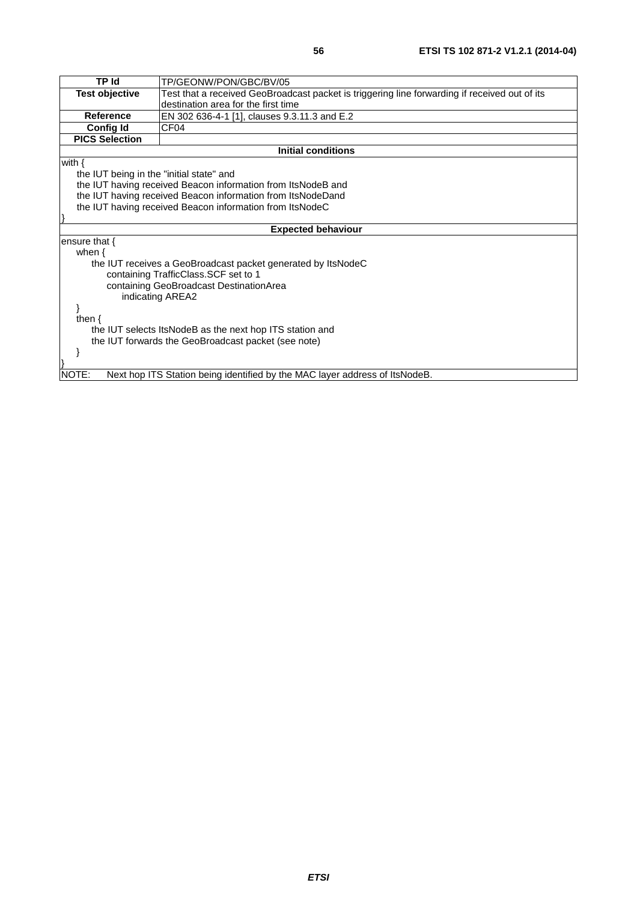| TP Id | TP/GEONW/PON/GBC/BV/05 |
|---|---|
| **Test objective** | Test that a received GeoBroadcast packet is triggering line forwarding if received out of its destination area for the first time |
| **Reference** | EN 302 636-4-1 [1], clauses 9.3.11.3 and E.2 |
| **Config Id** | CF04 |
| **PICS Selection** | |
| **Initial conditions** | |
| with {<br>    the IUT being in the "initial state" and<br>    the IUT having received Beacon information from ItsNodeB and<br>    the IUT having received Beacon information from ItsNodeDand<br>    the IUT having received Beacon information from ItsNodeC<br>} | |
| **Expected behaviour** | |
| ensure that {<br>    when {<br>        the IUT receives a GeoBroadcast packet generated by ItsNodeC<br>            containing TrafficClass.SCF set to 1<br>            containing GeoBroadcast DestinationArea<br>                indicating AREA2<br>    }<br>    then {<br>        the IUT selects ItsNodeB as the next hop ITS station and<br>        the IUT forwards the GeoBroadcast packet (see note)<br>    }<br>} | |
| NOTE: Next hop ITS Station being identified by the MAC layer address of ItsNodeB. | |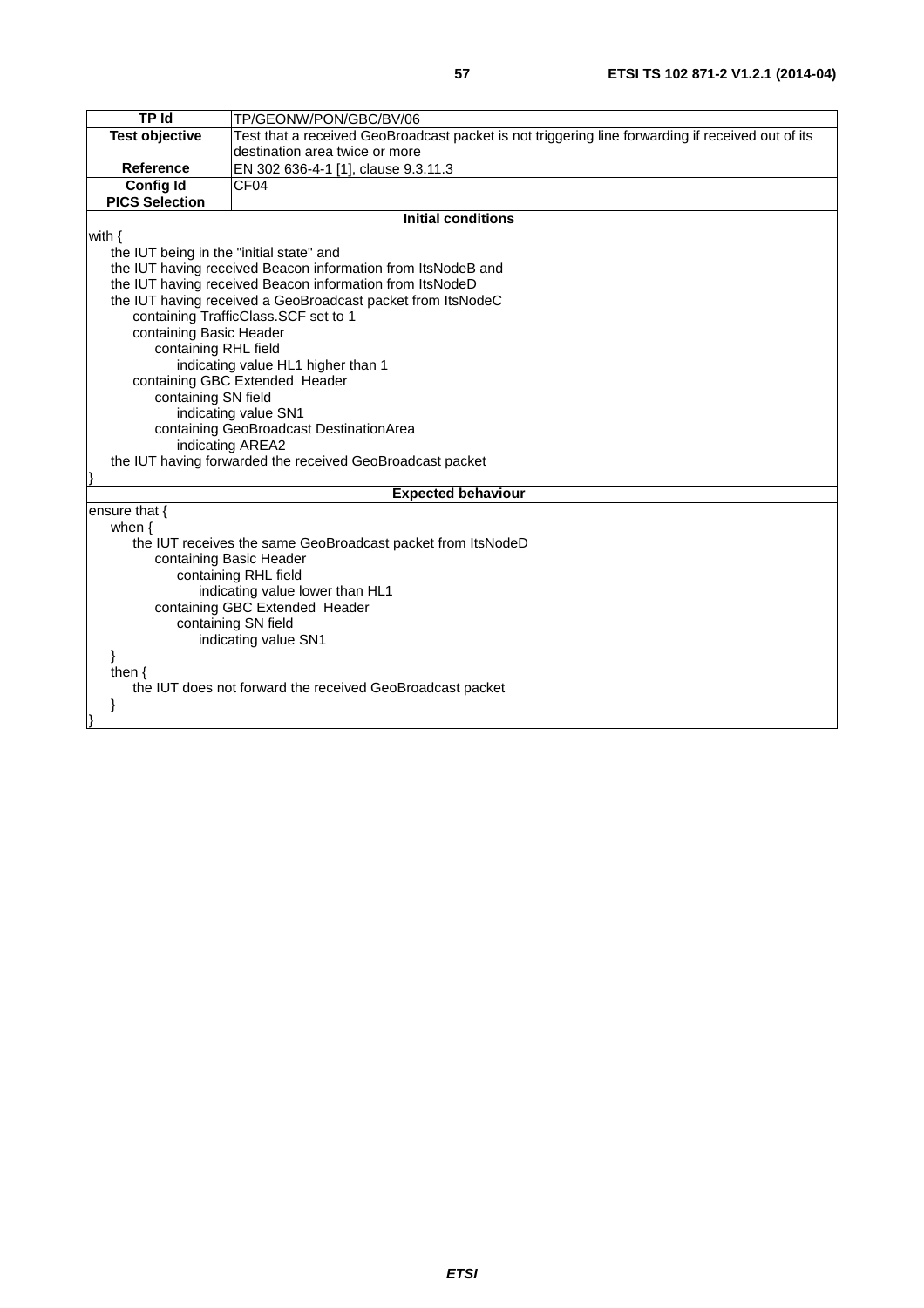| TP Id | TP/GEONW/PON/GBC/BV/06 |
|---|---|
| **Test objective** | Test that a received GeoBroadcast packet is not triggering line forwarding if received out of its destination area twice or more |
| **Reference** | EN 302 636-4-1 [1], clause 9.3.11.3 |
| **Config Id** | CF04 |
| **PICS Selection** | |

**Initial conditions**

```
with {
    the IUT being in the "initial state" and
    the IUT having received Beacon information from ItsNodeB and
    the IUT having received Beacon information from ItsNodeD
    the IUT having received a GeoBroadcast packet from ItsNodeC
        containing TrafficClass.SCF set to 1
        containing Basic Header
            containing RHL field
                indicating value HL1 higher than 1
        containing GBC Extended  Header
            containing SN field
                indicating value SN1
            containing GeoBroadcast DestinationArea
                indicating AREA2
    the IUT having forwarded the received GeoBroadcast packet
}
```

**Expected behaviour**

```
ensure that {
    when {
        the IUT receives the same GeoBroadcast packet from ItsNodeD
            containing Basic Header
                containing RHL field
                    indicating value lower than HL1
            containing GBC Extended  Header
                containing SN field
                    indicating value SN1
    }
    then {
        the IUT does not forward the received GeoBroadcast packet
    }
}
```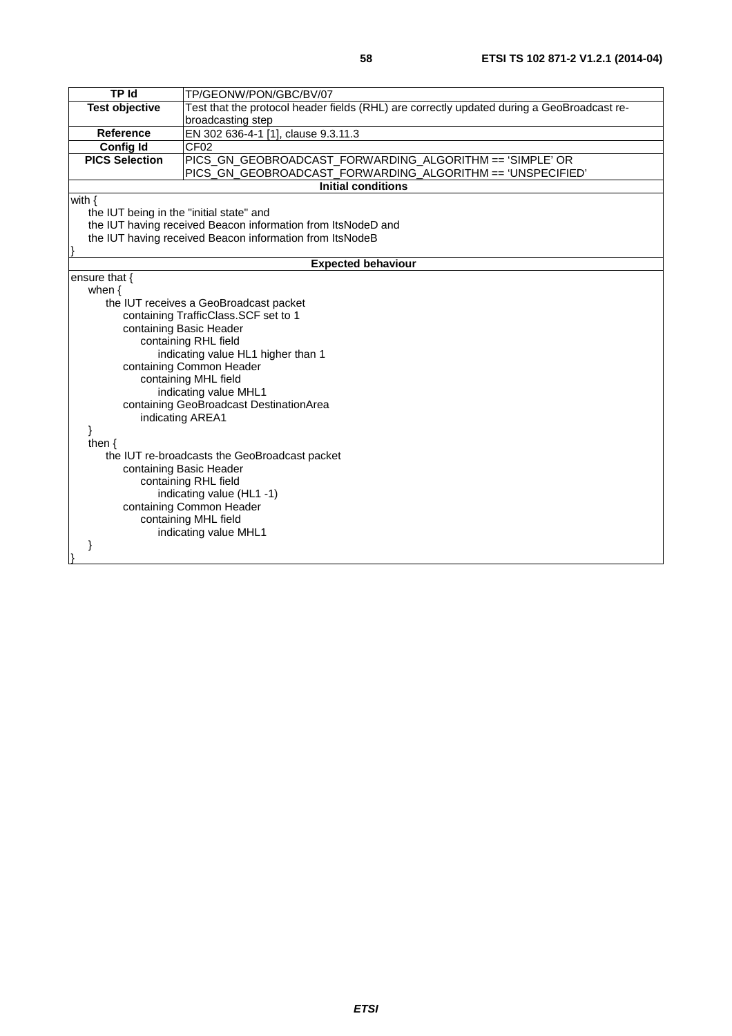| TP Id | TP/GEONW/PON/GBC/BV/07 |
|---|---|
| **Test objective** | Test that the protocol header fields (RHL) are correctly updated during a GeoBroadcast re-broadcasting step |
| **Reference** | EN 302 636-4-1 [1], clause 9.3.11.3 |
| **Config Id** | CF02 |
| **PICS Selection** | PICS_GN_GEOBROADCAST_FORWARDING_ALGORITHM == 'SIMPLE' OR PICS_GN_GEOBROADCAST_FORWARDING_ALGORITHM == 'UNSPECIFIED' |
| **Initial conditions** | |
| with {<br>&nbsp;&nbsp;&nbsp;&nbsp;the IUT being in the "initial state" and<br>&nbsp;&nbsp;&nbsp;&nbsp;the IUT having received Beacon information from ItsNodeD and<br>&nbsp;&nbsp;&nbsp;&nbsp;the IUT having received Beacon information from ItsNodeB<br>} | |
| **Expected behaviour** | |
| ensure that {<br>&nbsp;&nbsp;&nbsp;&nbsp;when {<br>&nbsp;&nbsp;&nbsp;&nbsp;&nbsp;&nbsp;&nbsp;&nbsp;the IUT receives a GeoBroadcast packet<br>&nbsp;&nbsp;&nbsp;&nbsp;&nbsp;&nbsp;&nbsp;&nbsp;&nbsp;&nbsp;&nbsp;&nbsp;containing TrafficClass.SCF set to 1<br>&nbsp;&nbsp;&nbsp;&nbsp;&nbsp;&nbsp;&nbsp;&nbsp;&nbsp;&nbsp;&nbsp;&nbsp;containing Basic Header<br>&nbsp;&nbsp;&nbsp;&nbsp;&nbsp;&nbsp;&nbsp;&nbsp;&nbsp;&nbsp;&nbsp;&nbsp;&nbsp;&nbsp;&nbsp;&nbsp;containing RHL field<br>&nbsp;&nbsp;&nbsp;&nbsp;&nbsp;&nbsp;&nbsp;&nbsp;&nbsp;&nbsp;&nbsp;&nbsp;&nbsp;&nbsp;&nbsp;&nbsp;&nbsp;&nbsp;&nbsp;&nbsp;indicating value HL1 higher than 1<br>&nbsp;&nbsp;&nbsp;&nbsp;&nbsp;&nbsp;&nbsp;&nbsp;&nbsp;&nbsp;&nbsp;&nbsp;containing Common Header<br>&nbsp;&nbsp;&nbsp;&nbsp;&nbsp;&nbsp;&nbsp;&nbsp;&nbsp;&nbsp;&nbsp;&nbsp;&nbsp;&nbsp;&nbsp;&nbsp;containing MHL field<br>&nbsp;&nbsp;&nbsp;&nbsp;&nbsp;&nbsp;&nbsp;&nbsp;&nbsp;&nbsp;&nbsp;&nbsp;&nbsp;&nbsp;&nbsp;&nbsp;&nbsp;&nbsp;&nbsp;&nbsp;indicating value MHL1<br>&nbsp;&nbsp;&nbsp;&nbsp;&nbsp;&nbsp;&nbsp;&nbsp;&nbsp;&nbsp;&nbsp;&nbsp;containing GeoBroadcast DestinationArea<br>&nbsp;&nbsp;&nbsp;&nbsp;&nbsp;&nbsp;&nbsp;&nbsp;&nbsp;&nbsp;&nbsp;&nbsp;&nbsp;&nbsp;&nbsp;&nbsp;indicating AREA1<br>&nbsp;&nbsp;&nbsp;&nbsp;}<br>&nbsp;&nbsp;&nbsp;&nbsp;then {<br>&nbsp;&nbsp;&nbsp;&nbsp;&nbsp;&nbsp;&nbsp;&nbsp;the IUT re-broadcasts the GeoBroadcast packet<br>&nbsp;&nbsp;&nbsp;&nbsp;&nbsp;&nbsp;&nbsp;&nbsp;&nbsp;&nbsp;&nbsp;&nbsp;containing Basic Header<br>&nbsp;&nbsp;&nbsp;&nbsp;&nbsp;&nbsp;&nbsp;&nbsp;&nbsp;&nbsp;&nbsp;&nbsp;&nbsp;&nbsp;&nbsp;&nbsp;containing RHL field<br>&nbsp;&nbsp;&nbsp;&nbsp;&nbsp;&nbsp;&nbsp;&nbsp;&nbsp;&nbsp;&nbsp;&nbsp;&nbsp;&nbsp;&nbsp;&nbsp;&nbsp;&nbsp;&nbsp;&nbsp;indicating value (HL1 -1)<br>&nbsp;&nbsp;&nbsp;&nbsp;&nbsp;&nbsp;&nbsp;&nbsp;&nbsp;&nbsp;&nbsp;&nbsp;containing Common Header<br>&nbsp;&nbsp;&nbsp;&nbsp;&nbsp;&nbsp;&nbsp;&nbsp;&nbsp;&nbsp;&nbsp;&nbsp;&nbsp;&nbsp;&nbsp;&nbsp;containing MHL field<br>&nbsp;&nbsp;&nbsp;&nbsp;&nbsp;&nbsp;&nbsp;&nbsp;&nbsp;&nbsp;&nbsp;&nbsp;&nbsp;&nbsp;&nbsp;&nbsp;&nbsp;&nbsp;&nbsp;&nbsp;indicating value MHL1<br>&nbsp;&nbsp;&nbsp;&nbsp;}<br>} | |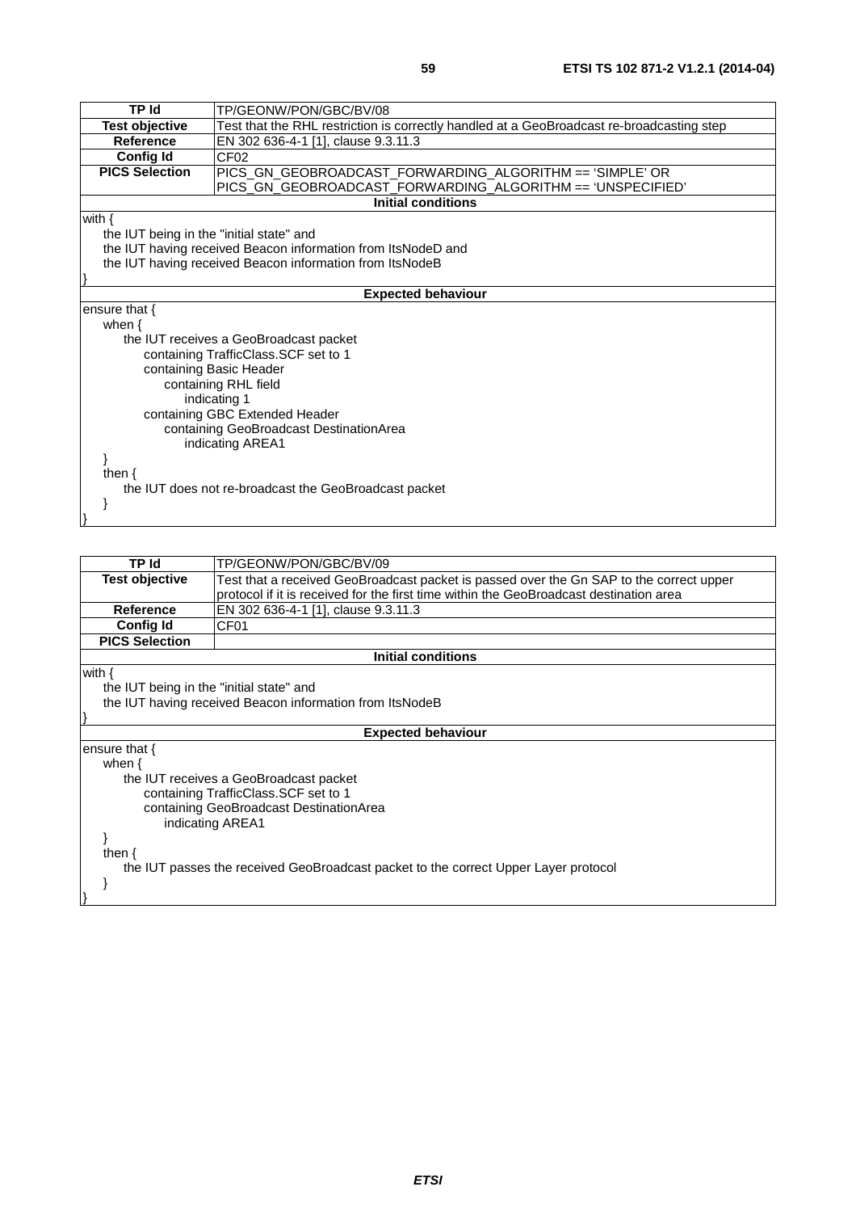| TP Id | TP/GEONW/PON/GBC/BV/08 |
|---|---|
| **Test objective** | Test that the RHL restriction is correctly handled at a GeoBroadcast re-broadcasting step |
| **Reference** | EN 302 636-4-1 [1], clause 9.3.11.3 |
| **Config Id** | CF02 |
| **PICS Selection** | PICS_GN_GEOBROADCAST_FORWARDING_ALGORITHM == 'SIMPLE' OR PICS_GN_GEOBROADCAST_FORWARDING_ALGORITHM == 'UNSPECIFIED' |
| **Initial conditions** | |
| with {<br>the IUT being in the "initial state" and<br>the IUT having received Beacon information from ItsNodeD and<br>the IUT having received Beacon information from ItsNodeB<br>} | |
| **Expected behaviour** | |
| ensure that {<br>when {<br>the IUT receives a GeoBroadcast packet<br>containing TrafficClass.SCF set to 1<br>containing Basic Header<br>containing RHL field<br>indicating 1<br>containing GBC Extended Header<br>containing GeoBroadcast DestinationArea<br>indicating AREA1<br>}<br>then {<br>the IUT does not re-broadcast the GeoBroadcast packet<br>}<br>} | |

| TP Id | TP/GEONW/PON/GBC/BV/09 |
|---|---|
| **Test objective** | Test that a received GeoBroadcast packet is passed over the Gn SAP to the correct upper protocol if it is received for the first time within the GeoBroadcast destination area |
| **Reference** | EN 302 636-4-1 [1], clause 9.3.11.3 |
| **Config Id** | CF01 |
| **PICS Selection** | |
| **Initial conditions** | |
| with {<br>the IUT being in the "initial state" and<br>the IUT having received Beacon information from ItsNodeB<br>} | |
| **Expected behaviour** | |
| ensure that {<br>when {<br>the IUT receives a GeoBroadcast packet<br>containing TrafficClass.SCF set to 1<br>containing GeoBroadcast DestinationArea<br>indicating AREA1<br>}<br>then {<br>the IUT passes the received GeoBroadcast packet to the correct Upper Layer protocol<br>}<br>} | |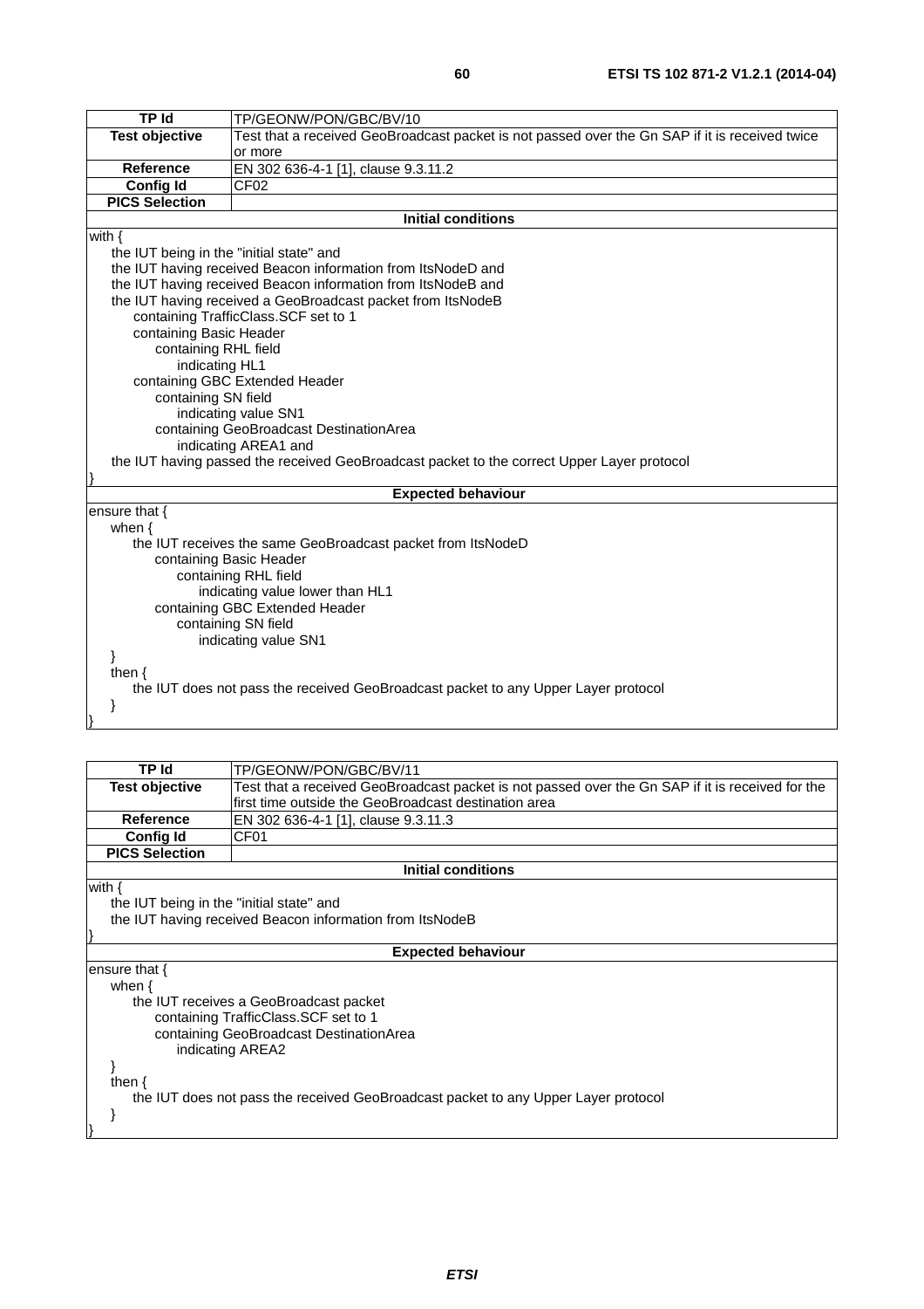| TP Id | TP/GEONW/PON/GBC/BV/10 |
| --- | --- |
| Test objective | Test that a received GeoBroadcast packet is not passed over the Gn SAP if it is received twice or more |
| Reference | EN 302 636-4-1 [1], clause 9.3.11.2 |
| Config Id | CF02 |
| PICS Selection | |

**Initial conditions**

```
with {
    the IUT being in the "initial state" and
    the IUT having received Beacon information from ItsNodeD and
    the IUT having received Beacon information from ItsNodeB and
    the IUT having received a GeoBroadcast packet from ItsNodeB
        containing TrafficClass.SCF set to 1
        containing Basic Header
            containing RHL field
                indicating HL1
        containing GBC Extended Header
            containing SN field
                indicating value SN1
            containing GeoBroadcast DestinationArea
                indicating AREA1 and
    the IUT having passed the received GeoBroadcast packet to the correct Upper Layer protocol
}
```

**Expected behaviour**

```
ensure that {
    when {
        the IUT receives the same GeoBroadcast packet from ItsNodeD
            containing Basic Header
                containing RHL field
                    indicating value lower than HL1
            containing GBC Extended Header
                containing SN field
                    indicating value SN1
    }
    then {
        the IUT does not pass the received GeoBroadcast packet to any Upper Layer protocol
    }
}
```

| TP Id | TP/GEONW/PON/GBC/BV/11 |
| --- | --- |
| Test objective | Test that a received GeoBroadcast packet is not passed over the Gn SAP if it is received for the first time outside the GeoBroadcast destination area |
| Reference | EN 302 636-4-1 [1], clause 9.3.11.3 |
| Config Id | CF01 |
| PICS Selection | |

**Initial conditions**

```
with {
    the IUT being in the "initial state" and
    the IUT having received Beacon information from ItsNodeB
}
```

**Expected behaviour**

```
ensure that {
    when {
        the IUT receives a GeoBroadcast packet
            containing TrafficClass.SCF set to 1
            containing GeoBroadcast DestinationArea
                indicating AREA2
    }
    then {
        the IUT does not pass the received GeoBroadcast packet to any Upper Layer protocol
    }
}
```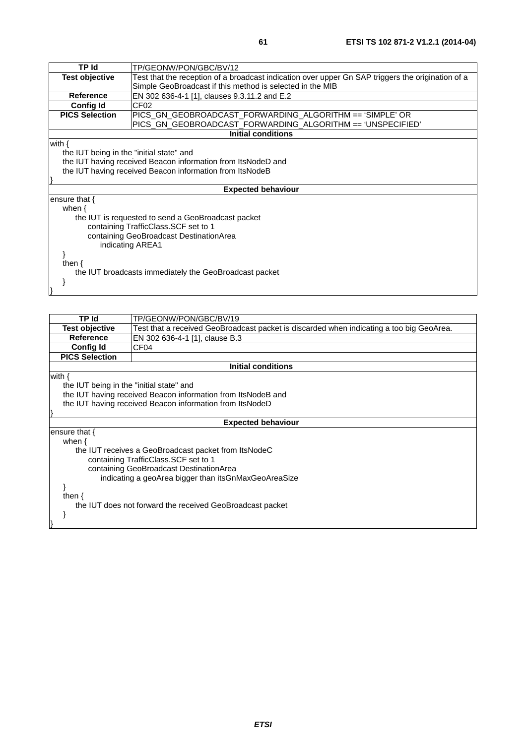| TP Id | TP/GEONW/PON/GBC/BV/12 |
|---|---|
| **Test objective** | Test that the reception of a broadcast indication over upper Gn SAP triggers the origination of a Simple GeoBroadcast if this method is selected in the MIB |
| **Reference** | EN 302 636-4-1 [1], clauses 9.3.11.2 and E.2 |
| **Config Id** | CF02 |
| **PICS Selection** | PICS_GN_GEOBROADCAST_FORWARDING_ALGORITHM == 'SIMPLE' OR PICS_GN_GEOBROADCAST_FORWARDING_ALGORITHM == 'UNSPECIFIED' |
| **Initial conditions** | |

```
with {
    the IUT being in the "initial state" and
    the IUT having received Beacon information from ItsNodeD and
    the IUT having received Beacon information from ItsNodeB
}
```

**Expected behaviour**

```
ensure that {
    when {
        the IUT is requested to send a GeoBroadcast packet
            containing TrafficClass.SCF set to 1
            containing GeoBroadcast DestinationArea
                indicating AREA1
    }
    then {
        the IUT broadcasts immediately the GeoBroadcast packet
    }
}
```

| TP Id | TP/GEONW/PON/GBC/BV/19 |
|---|---|
| **Test objective** | Test that a received GeoBroadcast packet is discarded when indicating a too big GeoArea. |
| **Reference** | EN 302 636-4-1 [1], clause B.3 |
| **Config Id** | CF04 |
| **PICS Selection** | |
| **Initial conditions** | |

```
with {
    the IUT being in the "initial state" and
    the IUT having received Beacon information from ItsNodeB and
    the IUT having received Beacon information from ItsNodeD
}
```

**Expected behaviour**

```
ensure that {
    when {
        the IUT receives a GeoBroadcast packet from ItsNodeC
            containing TrafficClass.SCF set to 1
            containing GeoBroadcast DestinationArea
                indicating a geoArea bigger than itsGnMaxGeoAreaSize
    }
    then {
        the IUT does not forward the received GeoBroadcast packet
    }
}
```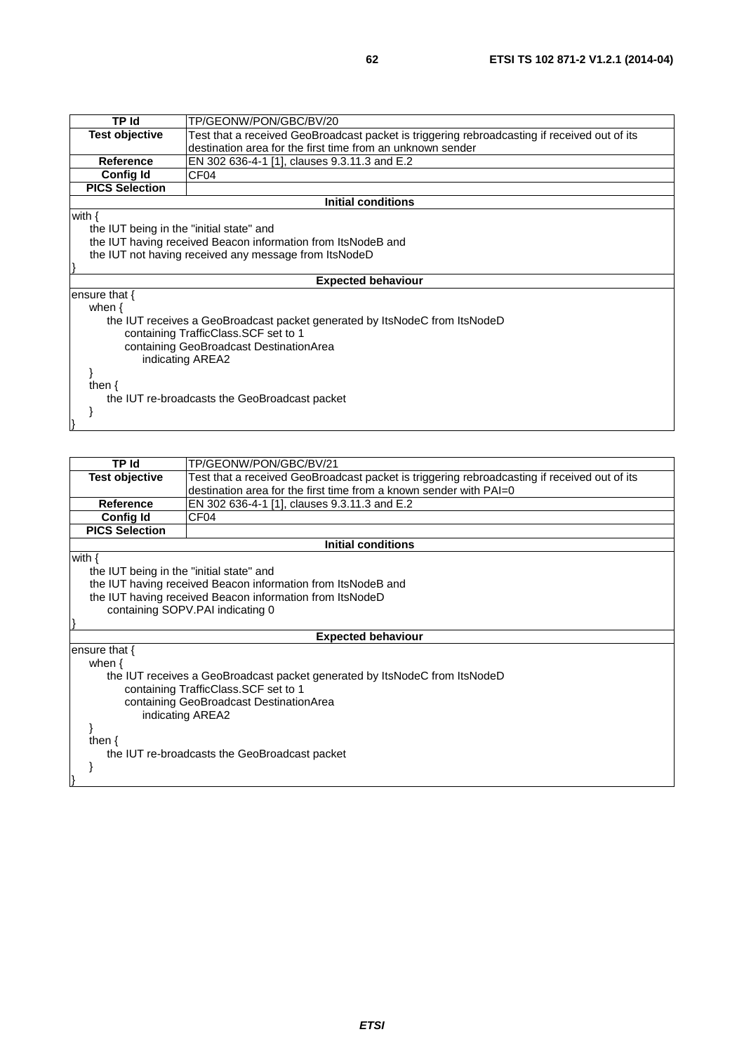| TP Id | TP/GEONW/PON/GBC/BV/20 |
|---|---|
| **Test objective** | Test that a received GeoBroadcast packet is triggering rebroadcasting if received out of its destination area for the first time from an unknown sender |
| **Reference** | EN 302 636-4-1 [1], clauses 9.3.11.3 and E.2 |
| **Config Id** | CF04 |
| **PICS Selection** | |
| **Initial conditions** | |
| with {<br>&nbsp;&nbsp;&nbsp;&nbsp;the IUT being in the "initial state" and<br>&nbsp;&nbsp;&nbsp;&nbsp;the IUT having received Beacon information from ItsNodeB and<br>&nbsp;&nbsp;&nbsp;&nbsp;the IUT not having received any message from ItsNodeD<br>} | |
| **Expected behaviour** | |
| ensure that {<br>&nbsp;&nbsp;&nbsp;&nbsp;when {<br>&nbsp;&nbsp;&nbsp;&nbsp;&nbsp;&nbsp;&nbsp;&nbsp;the IUT receives a GeoBroadcast packet generated by ItsNodeC from ItsNodeD<br>&nbsp;&nbsp;&nbsp;&nbsp;&nbsp;&nbsp;&nbsp;&nbsp;&nbsp;&nbsp;&nbsp;&nbsp;containing TrafficClass.SCF set to 1<br>&nbsp;&nbsp;&nbsp;&nbsp;&nbsp;&nbsp;&nbsp;&nbsp;&nbsp;&nbsp;&nbsp;&nbsp;containing GeoBroadcast DestinationArea<br>&nbsp;&nbsp;&nbsp;&nbsp;&nbsp;&nbsp;&nbsp;&nbsp;&nbsp;&nbsp;&nbsp;&nbsp;&nbsp;&nbsp;&nbsp;&nbsp;indicating AREA2<br>&nbsp;&nbsp;&nbsp;&nbsp;}<br>&nbsp;&nbsp;&nbsp;&nbsp;then {<br>&nbsp;&nbsp;&nbsp;&nbsp;&nbsp;&nbsp;&nbsp;&nbsp;the IUT re-broadcasts the GeoBroadcast packet<br>&nbsp;&nbsp;&nbsp;&nbsp;}<br>} | |

| TP Id | TP/GEONW/PON/GBC/BV/21 |
|---|---|
| **Test objective** | Test that a received GeoBroadcast packet is triggering rebroadcasting if received out of its destination area for the first time from a known sender with PAI=0 |
| **Reference** | EN 302 636-4-1 [1], clauses 9.3.11.3 and E.2 |
| **Config Id** | CF04 |
| **PICS Selection** | |
| **Initial conditions** | |
| with {<br>&nbsp;&nbsp;&nbsp;&nbsp;the IUT being in the "initial state" and<br>&nbsp;&nbsp;&nbsp;&nbsp;the IUT having received Beacon information from ItsNodeB and<br>&nbsp;&nbsp;&nbsp;&nbsp;the IUT having received Beacon information from ItsNodeD<br>&nbsp;&nbsp;&nbsp;&nbsp;&nbsp;&nbsp;&nbsp;&nbsp;containing SOPV.PAI indicating 0<br>} | |
| **Expected behaviour** | |
| ensure that {<br>&nbsp;&nbsp;&nbsp;&nbsp;when {<br>&nbsp;&nbsp;&nbsp;&nbsp;&nbsp;&nbsp;&nbsp;&nbsp;the IUT receives a GeoBroadcast packet generated by ItsNodeC from ItsNodeD<br>&nbsp;&nbsp;&nbsp;&nbsp;&nbsp;&nbsp;&nbsp;&nbsp;&nbsp;&nbsp;&nbsp;&nbsp;containing TrafficClass.SCF set to 1<br>&nbsp;&nbsp;&nbsp;&nbsp;&nbsp;&nbsp;&nbsp;&nbsp;&nbsp;&nbsp;&nbsp;&nbsp;containing GeoBroadcast DestinationArea<br>&nbsp;&nbsp;&nbsp;&nbsp;&nbsp;&nbsp;&nbsp;&nbsp;&nbsp;&nbsp;&nbsp;&nbsp;&nbsp;&nbsp;&nbsp;&nbsp;indicating AREA2<br>&nbsp;&nbsp;&nbsp;&nbsp;}<br>&nbsp;&nbsp;&nbsp;&nbsp;then {<br>&nbsp;&nbsp;&nbsp;&nbsp;&nbsp;&nbsp;&nbsp;&nbsp;the IUT re-broadcasts the GeoBroadcast packet<br>&nbsp;&nbsp;&nbsp;&nbsp;}<br>} | |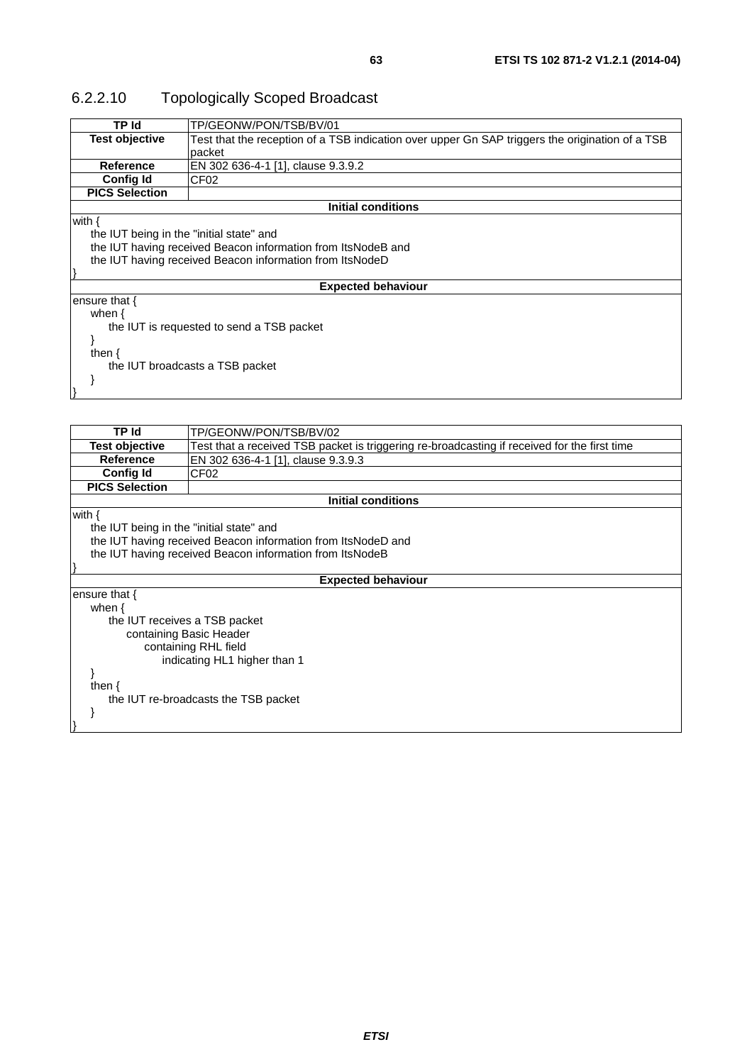### 6.2.2.10 Topologically Scoped Broadcast

| TP Id | TP/GEONW/PON/TSB/BV/01 |
|---|---|
| **Test objective** | Test that the reception of a TSB indication over upper Gn SAP triggers the origination of a TSB packet |
| **Reference** | EN 302 636-4-1 [1], clause 9.3.9.2 |
| **Config Id** | CF02 |
| **PICS Selection** | |

**Initial conditions**

```
with {
    the IUT being in the "initial state" and
    the IUT having received Beacon information from ItsNodeB and
    the IUT having received Beacon information from ItsNodeD
}
```

**Expected behaviour**

```
ensure that {
    when {
        the IUT is requested to send a TSB packet
    }
    then {
        the IUT broadcasts a TSB packet
    }
}
```

| TP Id | TP/GEONW/PON/TSB/BV/02 |
|---|---|
| **Test objective** | Test that a received TSB packet is triggering re-broadcasting if received for the first time |
| **Reference** | EN 302 636-4-1 [1], clause 9.3.9.3 |
| **Config Id** | CF02 |
| **PICS Selection** | |

**Initial conditions**

```
with {
    the IUT being in the "initial state" and
    the IUT having received Beacon information from ItsNodeD and
    the IUT having received Beacon information from ItsNodeB
}
```

**Expected behaviour**

```
ensure that {
    when {
        the IUT receives a TSB packet
            containing Basic Header
                containing RHL field
                    indicating HL1 higher than 1
    }
    then {
        the IUT re-broadcasts the TSB packet
    }
}
```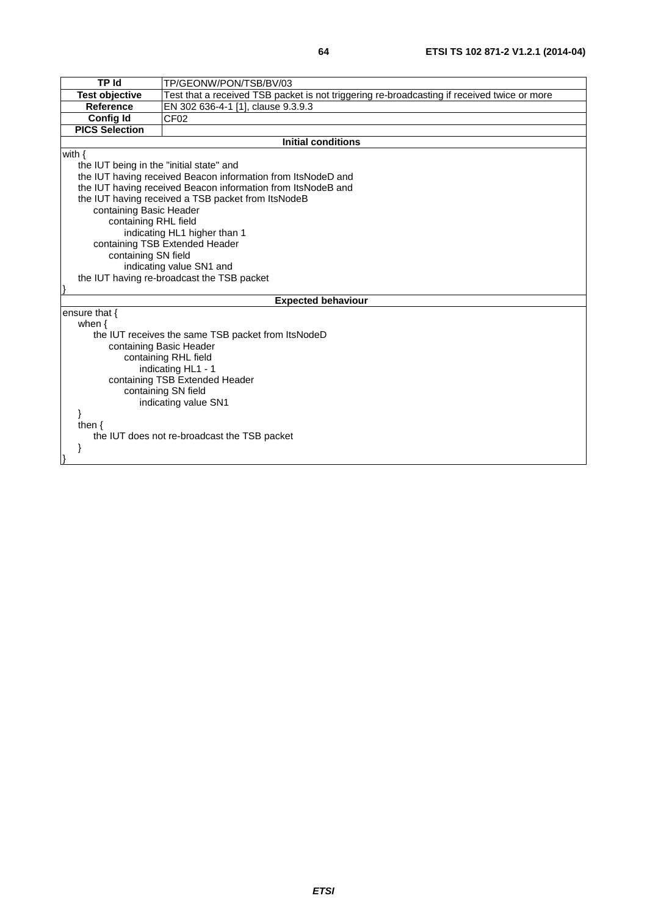| TP Id | TP/GEONW/PON/TSB/BV/03 |
|---|---|
| **Test objective** | Test that a received TSB packet is not triggering re-broadcasting if received twice or more |
| **Reference** | EN 302 636-4-1 [1], clause 9.3.9.3 |
| **Config Id** | CF02 |
| **PICS Selection** | |

**Initial conditions**

```
with {
    the IUT being in the "initial state" and
    the IUT having received Beacon information from ItsNodeD and
    the IUT having received Beacon information from ItsNodeB and
    the IUT having received a TSB packet from ItsNodeB
        containing Basic Header
            containing RHL field
                indicating HL1 higher than 1
        containing TSB Extended Header
            containing SN field
                indicating value SN1 and
    the IUT having re-broadcast the TSB packet
}
```

**Expected behaviour**

```
ensure that {
    when {
        the IUT receives the same TSB packet from ItsNodeD
            containing Basic Header
                containing RHL field
                    indicating HL1 - 1
            containing TSB Extended Header
                containing SN field
                    indicating value SN1
    }
    then {
        the IUT does not re-broadcast the TSB packet
    }
}
```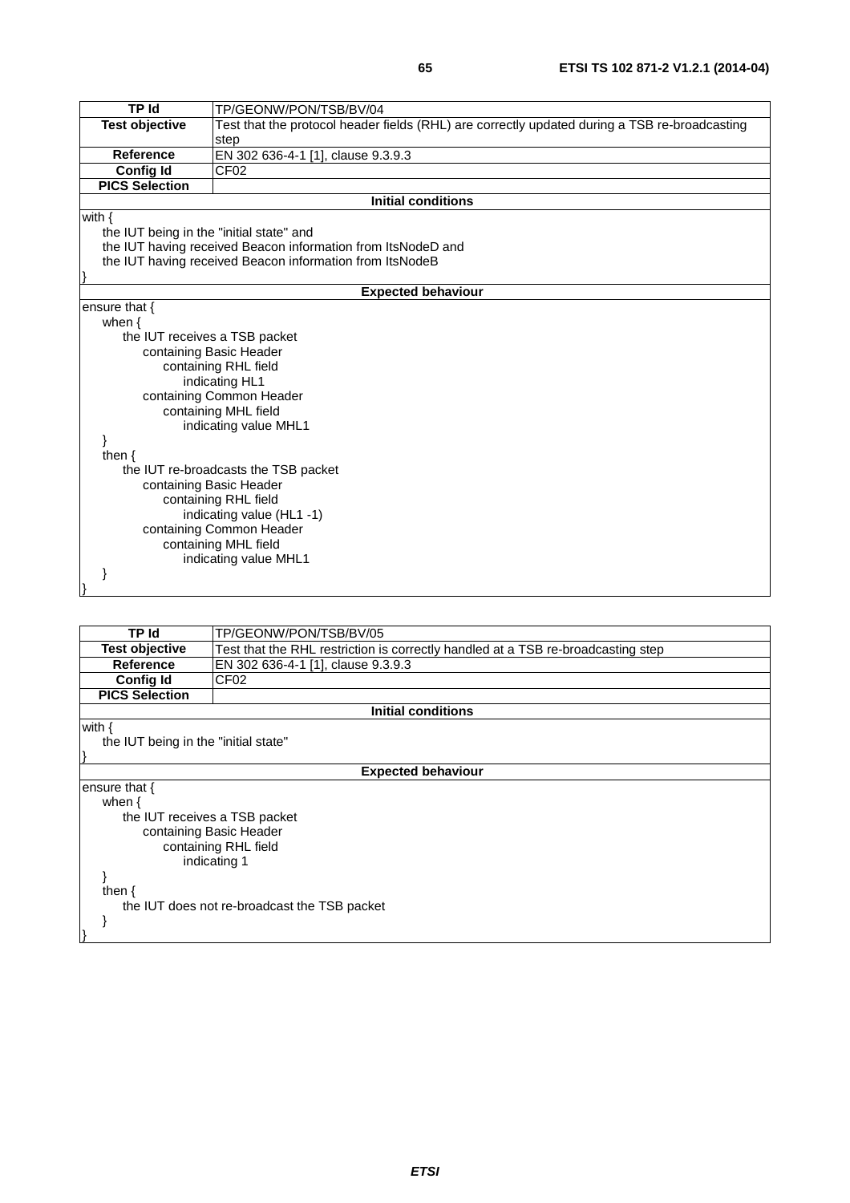| TP Id | TP/GEONW/PON/TSB/BV/04 |
|---|---|
| **Test objective** | Test that the protocol header fields (RHL) are correctly updated during a TSB re-broadcasting step |
| **Reference** | EN 302 636-4-1 [1], clause 9.3.9.3 |
| **Config Id** | CF02 |
| **PICS Selection** | |
| **Initial conditions** | |
| with {<br>&nbsp;&nbsp;&nbsp;&nbsp;the IUT being in the "initial state" and<br>&nbsp;&nbsp;&nbsp;&nbsp;the IUT having received Beacon information from ItsNodeD and<br>&nbsp;&nbsp;&nbsp;&nbsp;the IUT having received Beacon information from ItsNodeB<br>} | |
| **Expected behaviour** | |
| ensure that {<br>&nbsp;&nbsp;&nbsp;&nbsp;when {<br>&nbsp;&nbsp;&nbsp;&nbsp;&nbsp;&nbsp;&nbsp;&nbsp;the IUT receives a TSB packet<br>&nbsp;&nbsp;&nbsp;&nbsp;&nbsp;&nbsp;&nbsp;&nbsp;&nbsp;&nbsp;&nbsp;&nbsp;containing Basic Header<br>&nbsp;&nbsp;&nbsp;&nbsp;&nbsp;&nbsp;&nbsp;&nbsp;&nbsp;&nbsp;&nbsp;&nbsp;&nbsp;&nbsp;&nbsp;&nbsp;containing RHL field<br>&nbsp;&nbsp;&nbsp;&nbsp;&nbsp;&nbsp;&nbsp;&nbsp;&nbsp;&nbsp;&nbsp;&nbsp;&nbsp;&nbsp;&nbsp;&nbsp;&nbsp;&nbsp;&nbsp;&nbsp;indicating HL1<br>&nbsp;&nbsp;&nbsp;&nbsp;&nbsp;&nbsp;&nbsp;&nbsp;&nbsp;&nbsp;&nbsp;&nbsp;containing Common Header<br>&nbsp;&nbsp;&nbsp;&nbsp;&nbsp;&nbsp;&nbsp;&nbsp;&nbsp;&nbsp;&nbsp;&nbsp;&nbsp;&nbsp;&nbsp;&nbsp;containing MHL field<br>&nbsp;&nbsp;&nbsp;&nbsp;&nbsp;&nbsp;&nbsp;&nbsp;&nbsp;&nbsp;&nbsp;&nbsp;&nbsp;&nbsp;&nbsp;&nbsp;&nbsp;&nbsp;&nbsp;&nbsp;indicating value MHL1<br>&nbsp;&nbsp;&nbsp;&nbsp;}<br>&nbsp;&nbsp;&nbsp;&nbsp;then {<br>&nbsp;&nbsp;&nbsp;&nbsp;&nbsp;&nbsp;&nbsp;&nbsp;the IUT re-broadcasts the TSB packet<br>&nbsp;&nbsp;&nbsp;&nbsp;&nbsp;&nbsp;&nbsp;&nbsp;&nbsp;&nbsp;&nbsp;&nbsp;containing Basic Header<br>&nbsp;&nbsp;&nbsp;&nbsp;&nbsp;&nbsp;&nbsp;&nbsp;&nbsp;&nbsp;&nbsp;&nbsp;&nbsp;&nbsp;&nbsp;&nbsp;containing RHL field<br>&nbsp;&nbsp;&nbsp;&nbsp;&nbsp;&nbsp;&nbsp;&nbsp;&nbsp;&nbsp;&nbsp;&nbsp;&nbsp;&nbsp;&nbsp;&nbsp;&nbsp;&nbsp;&nbsp;&nbsp;indicating value (HL1 -1)<br>&nbsp;&nbsp;&nbsp;&nbsp;&nbsp;&nbsp;&nbsp;&nbsp;&nbsp;&nbsp;&nbsp;&nbsp;containing Common Header<br>&nbsp;&nbsp;&nbsp;&nbsp;&nbsp;&nbsp;&nbsp;&nbsp;&nbsp;&nbsp;&nbsp;&nbsp;&nbsp;&nbsp;&nbsp;&nbsp;containing MHL field<br>&nbsp;&nbsp;&nbsp;&nbsp;&nbsp;&nbsp;&nbsp;&nbsp;&nbsp;&nbsp;&nbsp;&nbsp;&nbsp;&nbsp;&nbsp;&nbsp;&nbsp;&nbsp;&nbsp;&nbsp;indicating value MHL1<br>&nbsp;&nbsp;&nbsp;&nbsp;}<br>} | |

| TP Id | TP/GEONW/PON/TSB/BV/05 |
|---|---|
| **Test objective** | Test that the RHL restriction is correctly handled at a TSB re-broadcasting step |
| **Reference** | EN 302 636-4-1 [1], clause 9.3.9.3 |
| **Config Id** | CF02 |
| **PICS Selection** | |
| **Initial conditions** | |
| with {<br>&nbsp;&nbsp;&nbsp;&nbsp;the IUT being in the "initial state"<br>} | |
| **Expected behaviour** | |
| ensure that {<br>&nbsp;&nbsp;&nbsp;&nbsp;when {<br>&nbsp;&nbsp;&nbsp;&nbsp;&nbsp;&nbsp;&nbsp;&nbsp;the IUT receives a TSB packet<br>&nbsp;&nbsp;&nbsp;&nbsp;&nbsp;&nbsp;&nbsp;&nbsp;&nbsp;&nbsp;&nbsp;&nbsp;containing Basic Header<br>&nbsp;&nbsp;&nbsp;&nbsp;&nbsp;&nbsp;&nbsp;&nbsp;&nbsp;&nbsp;&nbsp;&nbsp;&nbsp;&nbsp;&nbsp;&nbsp;containing RHL field<br>&nbsp;&nbsp;&nbsp;&nbsp;&nbsp;&nbsp;&nbsp;&nbsp;&nbsp;&nbsp;&nbsp;&nbsp;&nbsp;&nbsp;&nbsp;&nbsp;&nbsp;&nbsp;&nbsp;&nbsp;indicating 1<br>&nbsp;&nbsp;&nbsp;&nbsp;}<br>&nbsp;&nbsp;&nbsp;&nbsp;then {<br>&nbsp;&nbsp;&nbsp;&nbsp;&nbsp;&nbsp;&nbsp;&nbsp;the IUT does not re-broadcast the TSB packet<br>&nbsp;&nbsp;&nbsp;&nbsp;}<br>} | |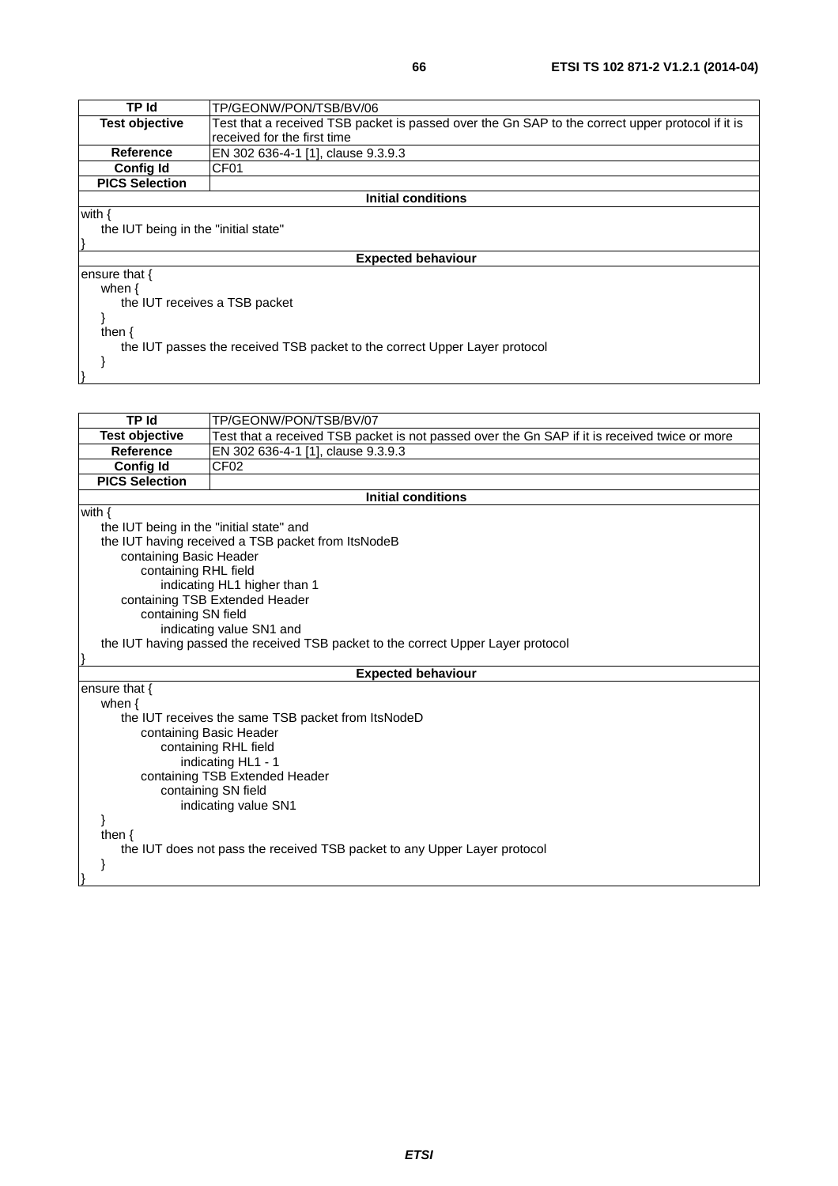| TP Id | TP/GEONW/PON/TSB/BV/06 |
|---|---|
| **Test objective** | Test that a received TSB packet is passed over the Gn SAP to the correct upper protocol if it is received for the first time |
| **Reference** | EN 302 636-4-1 [1], clause 9.3.9.3 |
| **Config Id** | CF01 |
| **PICS Selection** | |
| **Initial conditions** | |

```
with {
    the IUT being in the "initial state"
}
```

**Expected behaviour**

```
ensure that {
    when {
        the IUT receives a TSB packet
    }
    then {
        the IUT passes the received TSB packet to the correct Upper Layer protocol
    }
}
```

| TP Id | TP/GEONW/PON/TSB/BV/07 |
|---|---|
| **Test objective** | Test that a received TSB packet is not passed over the Gn SAP if it is received twice or more |
| **Reference** | EN 302 636-4-1 [1], clause 9.3.9.3 |
| **Config Id** | CF02 |
| **PICS Selection** | |
| **Initial conditions** | |

```
with {
    the IUT being in the "initial state" and
    the IUT having received a TSB packet from ItsNodeB
        containing Basic Header
            containing RHL field
                indicating HL1 higher than 1
        containing TSB Extended Header
            containing SN field
                indicating value SN1 and
    the IUT having passed the received TSB packet to the correct Upper Layer protocol
}
```

**Expected behaviour**

```
ensure that {
    when {
        the IUT receives the same TSB packet from ItsNodeD
            containing Basic Header
                containing RHL field
                    indicating HL1 - 1
            containing TSB Extended Header
                containing SN field
                    indicating value SN1
    }
    then {
        the IUT does not pass the received TSB packet to any Upper Layer protocol
    }
}
```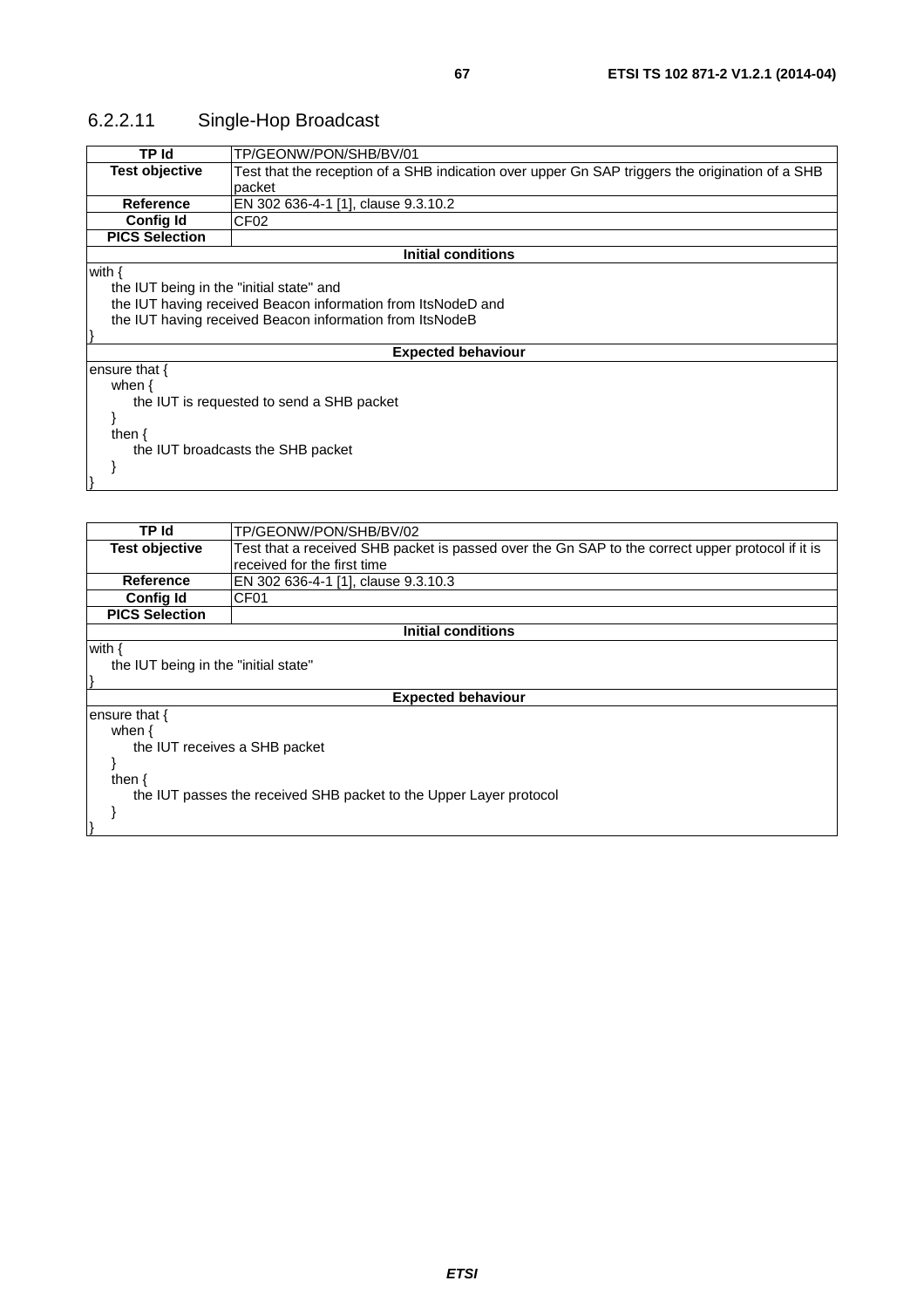### 6.2.2.11 Single-Hop Broadcast

| TP Id | TP/GEONW/PON/SHB/BV/01 |
|---|---|
| **Test objective** | Test that the reception of a SHB indication over upper Gn SAP triggers the origination of a SHB packet |
| **Reference** | EN 302 636-4-1 [1], clause 9.3.10.2 |
| **Config Id** | CF02 |
| **PICS Selection** | |
| **Initial conditions** | |
| with {<br>the IUT being in the "initial state" and<br>the IUT having received Beacon information from ItsNodeD and<br>the IUT having received Beacon information from ItsNodeB<br>} | |
| **Expected behaviour** | |
| ensure that {<br>when {<br>the IUT is requested to send a SHB packet<br>}<br>then {<br>the IUT broadcasts the SHB packet<br>}<br>} | |

| TP Id | TP/GEONW/PON/SHB/BV/02 |
|---|---|
| **Test objective** | Test that a received SHB packet is passed over the Gn SAP to the correct upper protocol if it is received for the first time |
| **Reference** | EN 302 636-4-1 [1], clause 9.3.10.3 |
| **Config Id** | CF01 |
| **PICS Selection** | |
| **Initial conditions** | |
| with {<br>the IUT being in the "initial state"<br>} | |
| **Expected behaviour** | |
| ensure that {<br>when {<br>the IUT receives a SHB packet<br>}<br>then {<br>the IUT passes the received SHB packet to the Upper Layer protocol<br>}<br>} | |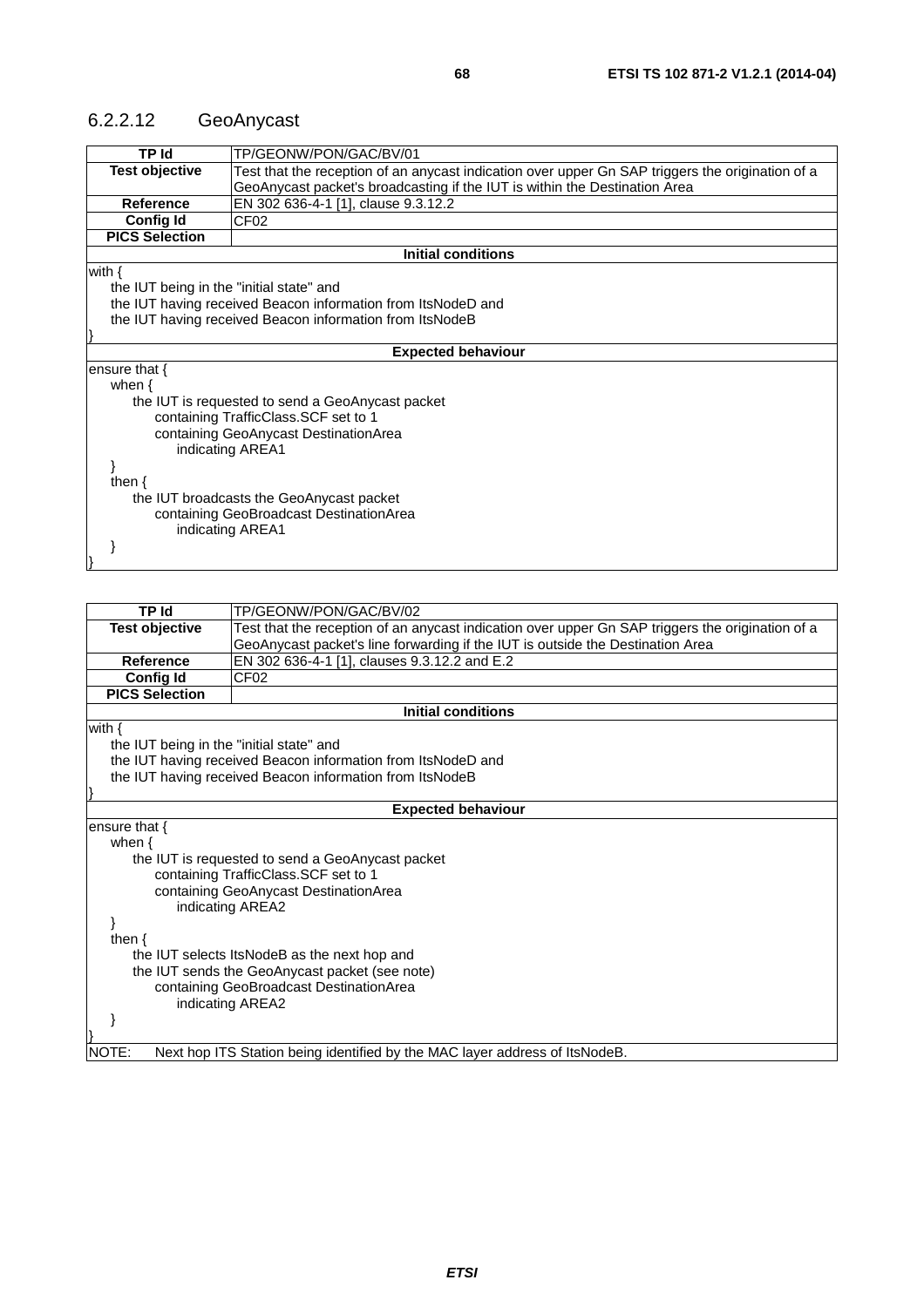### 6.2.2.12 GeoAnycast

| TP Id | TP/GEONW/PON/GAC/BV/01 |
|---|---|
| **Test objective** | Test that the reception of an anycast indication over upper Gn SAP triggers the origination of a GeoAnycast packet's broadcasting if the IUT is within the Destination Area |
| **Reference** | EN 302 636-4-1 [1], clause 9.3.12.2 |
| **Config Id** | CF02 |
| **PICS Selection** | |

**Initial conditions**

```
with {
    the IUT being in the "initial state" and
    the IUT having received Beacon information from ItsNodeD and
    the IUT having received Beacon information from ItsNodeB
}
```

**Expected behaviour**

```
ensure that {
    when {
        the IUT is requested to send a GeoAnycast packet
            containing TrafficClass.SCF set to 1
            containing GeoAnycast DestinationArea
                indicating AREA1
    }
    then {
        the IUT broadcasts the GeoAnycast packet
            containing GeoBroadcast DestinationArea
                indicating AREA1
    }
}
```

| TP Id | TP/GEONW/PON/GAC/BV/02 |
|---|---|
| **Test objective** | Test that the reception of an anycast indication over upper Gn SAP triggers the origination of a GeoAnycast packet's line forwarding if the IUT is outside the Destination Area |
| **Reference** | EN 302 636-4-1 [1], clauses 9.3.12.2 and E.2 |
| **Config Id** | CF02 |
| **PICS Selection** | |

**Initial conditions**

```
with {
    the IUT being in the "initial state" and
    the IUT having received Beacon information from ItsNodeD and
    the IUT having received Beacon information from ItsNodeB
}
```

**Expected behaviour**

```
ensure that {
    when {
        the IUT is requested to send a GeoAnycast packet
            containing TrafficClass.SCF set to 1
            containing GeoAnycast DestinationArea
                indicating AREA2
    }
    then {
        the IUT selects ItsNodeB as the next hop and
        the IUT sends the GeoAnycast packet (see note)
            containing GeoBroadcast DestinationArea
                indicating AREA2
    }
}
```

NOTE: Next hop ITS Station being identified by the MAC layer address of ItsNodeB.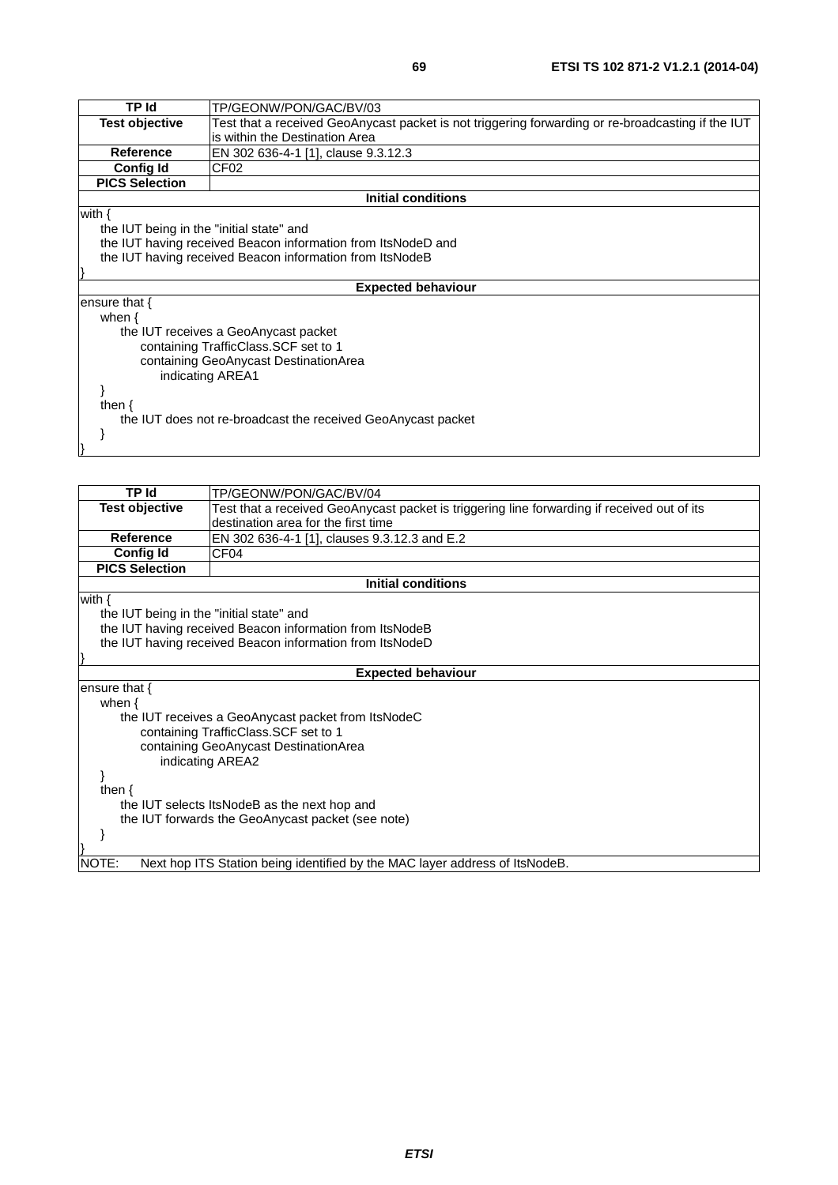| TP Id | TP/GEONW/PON/GAC/BV/03 |
|---|---|
| **Test objective** | Test that a received GeoAnycast packet is not triggering forwarding or re-broadcasting if the IUT is within the Destination Area |
| **Reference** | EN 302 636-4-1 [1], clause 9.3.12.3 |
| **Config Id** | CF02 |
| **PICS Selection** | |
| **Initial conditions** | |
| with {<br>the IUT being in the "initial state" and<br>the IUT having received Beacon information from ItsNodeD and<br>the IUT having received Beacon information from ItsNodeB<br>} | |
| **Expected behaviour** | |
| ensure that {<br>when {<br>the IUT receives a GeoAnycast packet<br>containing TrafficClass.SCF set to 1<br>containing GeoAnycast DestinationArea<br>indicating AREA1<br>}<br>then {<br>the IUT does not re-broadcast the received GeoAnycast packet<br>}<br>} | |

| TP Id | TP/GEONW/PON/GAC/BV/04 |
|---|---|
| **Test objective** | Test that a received GeoAnycast packet is triggering line forwarding if received out of its destination area for the first time |
| **Reference** | EN 302 636-4-1 [1], clauses 9.3.12.3 and E.2 |
| **Config Id** | CF04 |
| **PICS Selection** | |
| **Initial conditions** | |
| with {<br>the IUT being in the "initial state" and<br>the IUT having received Beacon information from ItsNodeB<br>the IUT having received Beacon information from ItsNodeD<br>} | |
| **Expected behaviour** | |
| ensure that {<br>when {<br>the IUT receives a GeoAnycast packet from ItsNodeC<br>containing TrafficClass.SCF set to 1<br>containing GeoAnycast DestinationArea<br>indicating AREA2<br>}<br>then {<br>the IUT selects ItsNodeB as the next hop and<br>the IUT forwards the GeoAnycast packet (see note)<br>}<br>} | |
| NOTE: Next hop ITS Station being identified by the MAC layer address of ItsNodeB. | |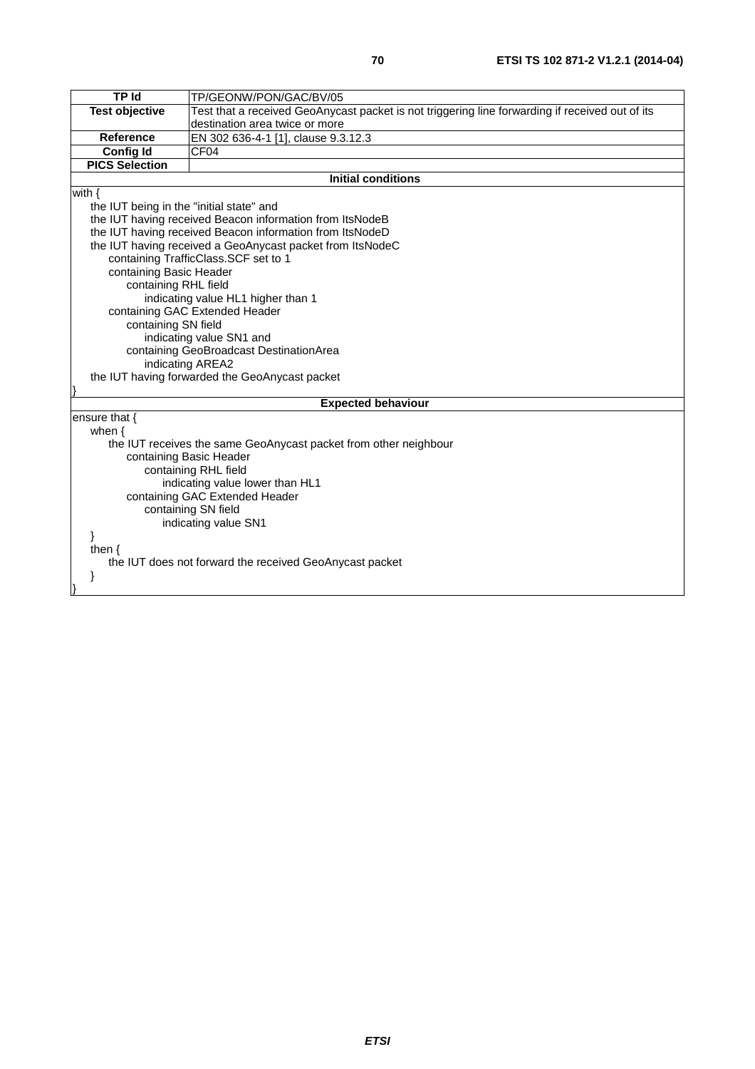| TP Id | TP/GEONW/PON/GAC/BV/05 |
|---|---|
| Test objective | Test that a received GeoAnycast packet is not triggering line forwarding if received out of its destination area twice or more |
| Reference | EN 302 636-4-1 [1], clause 9.3.12.3 |
| Config Id | CF04 |
| PICS Selection | |
| **Initial conditions** | |
| with {<br>&nbsp;&nbsp;&nbsp;&nbsp;the IUT being in the "initial state" and<br>&nbsp;&nbsp;&nbsp;&nbsp;the IUT having received Beacon information from ItsNodeB<br>&nbsp;&nbsp;&nbsp;&nbsp;the IUT having received Beacon information from ItsNodeD<br>&nbsp;&nbsp;&nbsp;&nbsp;the IUT having received a GeoAnycast packet from ItsNodeC<br>&nbsp;&nbsp;&nbsp;&nbsp;&nbsp;&nbsp;&nbsp;&nbsp;containing TrafficClass.SCF set to 1<br>&nbsp;&nbsp;&nbsp;&nbsp;&nbsp;&nbsp;&nbsp;&nbsp;containing Basic Header<br>&nbsp;&nbsp;&nbsp;&nbsp;&nbsp;&nbsp;&nbsp;&nbsp;&nbsp;&nbsp;&nbsp;&nbsp;containing RHL field<br>&nbsp;&nbsp;&nbsp;&nbsp;&nbsp;&nbsp;&nbsp;&nbsp;&nbsp;&nbsp;&nbsp;&nbsp;&nbsp;&nbsp;&nbsp;&nbsp;indicating value HL1 higher than 1<br>&nbsp;&nbsp;&nbsp;&nbsp;&nbsp;&nbsp;&nbsp;&nbsp;containing GAC Extended Header<br>&nbsp;&nbsp;&nbsp;&nbsp;&nbsp;&nbsp;&nbsp;&nbsp;&nbsp;&nbsp;&nbsp;&nbsp;containing SN field<br>&nbsp;&nbsp;&nbsp;&nbsp;&nbsp;&nbsp;&nbsp;&nbsp;&nbsp;&nbsp;&nbsp;&nbsp;&nbsp;&nbsp;&nbsp;&nbsp;indicating value SN1 and<br>&nbsp;&nbsp;&nbsp;&nbsp;&nbsp;&nbsp;&nbsp;&nbsp;&nbsp;&nbsp;&nbsp;&nbsp;containing GeoBroadcast DestinationArea<br>&nbsp;&nbsp;&nbsp;&nbsp;&nbsp;&nbsp;&nbsp;&nbsp;&nbsp;&nbsp;&nbsp;&nbsp;&nbsp;&nbsp;&nbsp;&nbsp;indicating AREA2<br>&nbsp;&nbsp;&nbsp;&nbsp;the IUT having forwarded the GeoAnycast packet<br>} | |
| **Expected behaviour** | |
| ensure that {<br>&nbsp;&nbsp;&nbsp;&nbsp;when {<br>&nbsp;&nbsp;&nbsp;&nbsp;&nbsp;&nbsp;&nbsp;&nbsp;the IUT receives the same GeoAnycast packet from other neighbour<br>&nbsp;&nbsp;&nbsp;&nbsp;&nbsp;&nbsp;&nbsp;&nbsp;&nbsp;&nbsp;&nbsp;&nbsp;containing Basic Header<br>&nbsp;&nbsp;&nbsp;&nbsp;&nbsp;&nbsp;&nbsp;&nbsp;&nbsp;&nbsp;&nbsp;&nbsp;&nbsp;&nbsp;&nbsp;&nbsp;containing RHL field<br>&nbsp;&nbsp;&nbsp;&nbsp;&nbsp;&nbsp;&nbsp;&nbsp;&nbsp;&nbsp;&nbsp;&nbsp;&nbsp;&nbsp;&nbsp;&nbsp;&nbsp;&nbsp;&nbsp;&nbsp;indicating value lower than HL1<br>&nbsp;&nbsp;&nbsp;&nbsp;&nbsp;&nbsp;&nbsp;&nbsp;&nbsp;&nbsp;&nbsp;&nbsp;containing GAC Extended Header<br>&nbsp;&nbsp;&nbsp;&nbsp;&nbsp;&nbsp;&nbsp;&nbsp;&nbsp;&nbsp;&nbsp;&nbsp;&nbsp;&nbsp;&nbsp;&nbsp;containing SN field<br>&nbsp;&nbsp;&nbsp;&nbsp;&nbsp;&nbsp;&nbsp;&nbsp;&nbsp;&nbsp;&nbsp;&nbsp;&nbsp;&nbsp;&nbsp;&nbsp;&nbsp;&nbsp;&nbsp;&nbsp;indicating value SN1<br>&nbsp;&nbsp;&nbsp;&nbsp;}<br>&nbsp;&nbsp;&nbsp;&nbsp;then {<br>&nbsp;&nbsp;&nbsp;&nbsp;&nbsp;&nbsp;&nbsp;&nbsp;the IUT does not forward the received GeoAnycast packet<br>&nbsp;&nbsp;&nbsp;&nbsp;}<br>} | |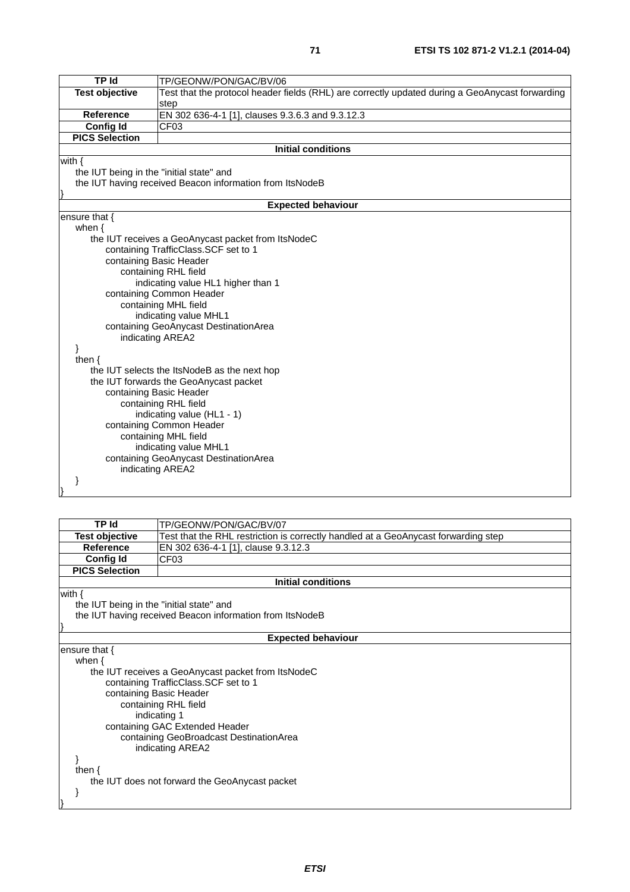| TP Id | TP/GEONW/PON/GAC/BV/06 |
|---|---|
| **Test objective** | Test that the protocol header fields (RHL) are correctly updated during a GeoAnycast forwarding step |
| **Reference** | EN 302 636-4-1 [1], clauses 9.3.6.3 and 9.3.12.3 |
| **Config Id** | CF03 |
| **PICS Selection** | |

**Initial conditions**

```
with {
    the IUT being in the "initial state" and
    the IUT having received Beacon information from ItsNodeB
}
```

**Expected behaviour**

```
ensure that {
    when {
        the IUT receives a GeoAnycast packet from ItsNodeC
            containing TrafficClass.SCF set to 1
            containing Basic Header
                containing RHL field
                    indicating value HL1 higher than 1
            containing Common Header
                containing MHL field
                    indicating value MHL1
            containing GeoAnycast DestinationArea
                indicating AREA2
    }
    then {
        the IUT selects the ItsNodeB as the next hop
        the IUT forwards the GeoAnycast packet
            containing Basic Header
                containing RHL field
                    indicating value (HL1 - 1)
            containing Common Header
                containing MHL field
                    indicating value MHL1
            containing GeoAnycast DestinationArea
                indicating AREA2
    }
}
```

| TP Id | TP/GEONW/PON/GAC/BV/07 |
|---|---|
| **Test objective** | Test that the RHL restriction is correctly handled at a GeoAnycast forwarding step |
| **Reference** | EN 302 636-4-1 [1], clause 9.3.12.3 |
| **Config Id** | CF03 |
| **PICS Selection** | |

**Initial conditions**

```
with {
    the IUT being in the "initial state" and
    the IUT having received Beacon information from ItsNodeB
}
```

**Expected behaviour**

```
ensure that {
    when {
        the IUT receives a GeoAnycast packet from ItsNodeC
            containing TrafficClass.SCF set to 1
            containing Basic Header
                containing RHL field
                    indicating 1
            containing GAC Extended Header
                containing GeoBroadcast DestinationArea
                    indicating AREA2
    }
    then {
        the IUT does not forward the GeoAnycast packet
    }
}
```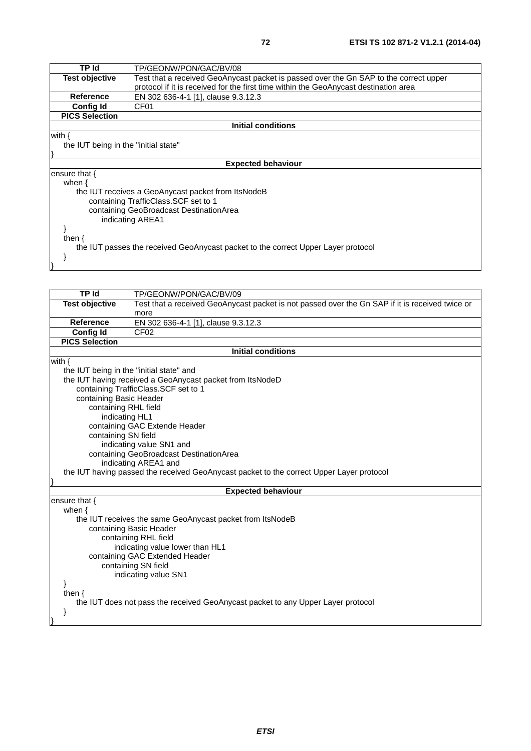| TP Id | TP/GEONW/PON/GAC/BV/08 |
| --- | --- |
| Test objective | Test that a received GeoAnycast packet is passed over the Gn SAP to the correct upper protocol if it is received for the first time within the GeoAnycast destination area |
| Reference | EN 302 636-4-1 [1], clause 9.3.12.3 |
| Config Id | CF01 |
| PICS Selection | |

**Initial conditions**

```
with {
    the IUT being in the "initial state"
}
```

**Expected behaviour**

```
ensure that {
    when {
        the IUT receives a GeoAnycast packet from ItsNodeB
            containing TrafficClass.SCF set to 1
            containing GeoBroadcast DestinationArea
                indicating AREA1
    }
    then {
        the IUT passes the received GeoAnycast packet to the correct Upper Layer protocol
    }
}
```

| TP Id | TP/GEONW/PON/GAC/BV/09 |
| --- | --- |
| Test objective | Test that a received GeoAnycast packet is not passed over the Gn SAP if it is received twice or more |
| Reference | EN 302 636-4-1 [1], clause 9.3.12.3 |
| Config Id | CF02 |
| PICS Selection | |

**Initial conditions**

```
with {
    the IUT being in the "initial state" and
    the IUT having received a GeoAnycast packet from ItsNodeD
        containing TrafficClass.SCF set to 1
        containing Basic Header
            containing RHL field
                indicating HL1
            containing GAC Extende Header
            containing SN field
                indicating value SN1 and
            containing GeoBroadcast DestinationArea
                indicating AREA1 and
    the IUT having passed the received GeoAnycast packet to the correct Upper Layer protocol
}
```

**Expected behaviour**

```
ensure that {
    when {
        the IUT receives the same GeoAnycast packet from ItsNodeB
            containing Basic Header
                containing RHL field
                    indicating value lower than HL1
            containing GAC Extended Header
                containing SN field
                    indicating value SN1
    }
    then {
        the IUT does not pass the received GeoAnycast packet to any Upper Layer protocol
    }
}
```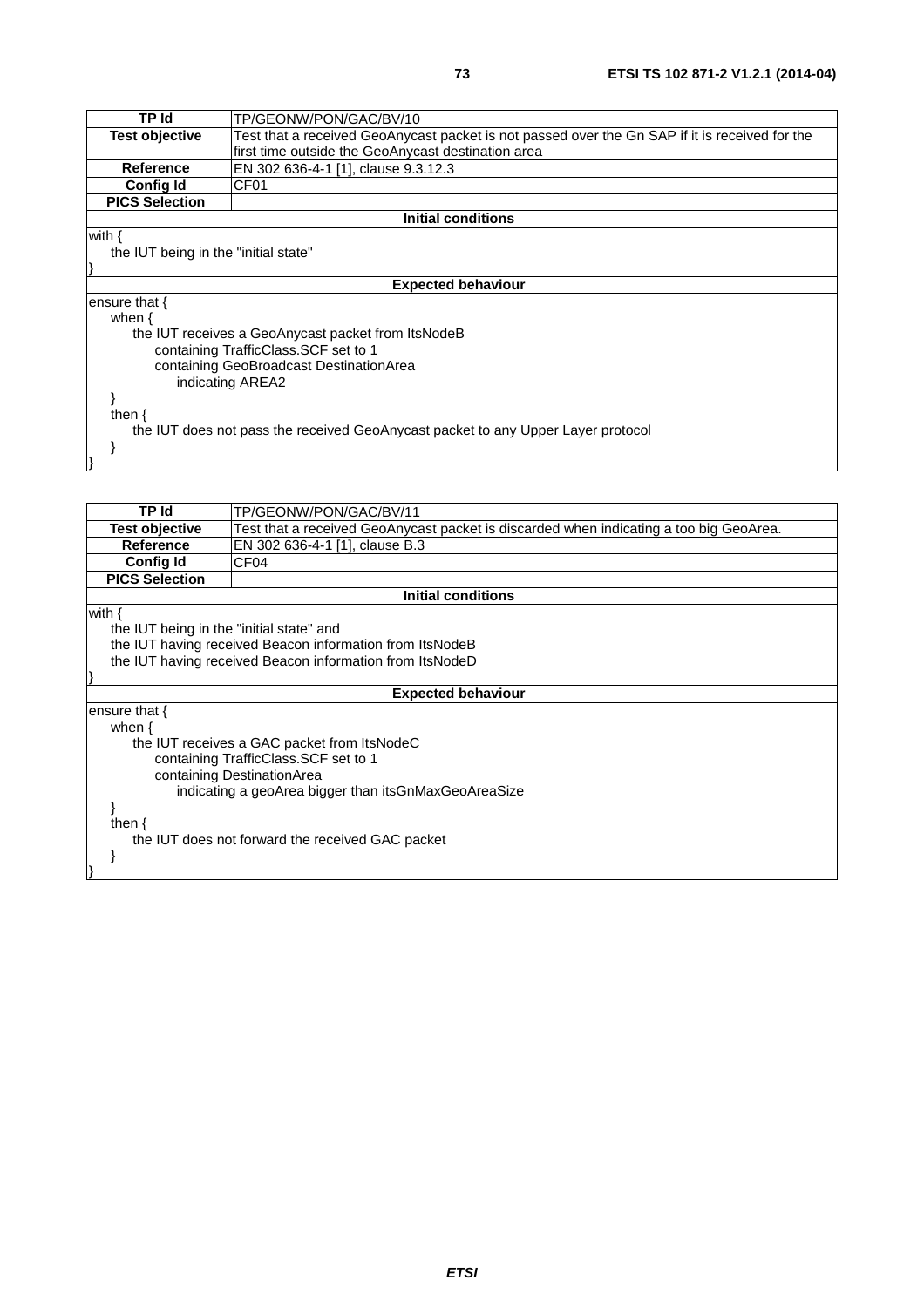| TP Id | TP/GEONW/PON/GAC/BV/10 |
|---|---|
| **Test objective** | Test that a received GeoAnycast packet is not passed over the Gn SAP if it is received for the first time outside the GeoAnycast destination area |
| **Reference** | EN 302 636-4-1 [1], clause 9.3.12.3 |
| **Config Id** | CF01 |
| **PICS Selection** | |
| **Initial conditions** | |

```
with {
    the IUT being in the "initial state"
}
```

**Expected behaviour**

```
ensure that {
    when {
        the IUT receives a GeoAnycast packet from ItsNodeB
            containing TrafficClass.SCF set to 1
            containing GeoBroadcast DestinationArea
                indicating AREA2
    }
    then {
        the IUT does not pass the received GeoAnycast packet to any Upper Layer protocol
    }
}
```

| TP Id | TP/GEONW/PON/GAC/BV/11 |
|---|---|
| **Test objective** | Test that a received GeoAnycast packet is discarded when indicating a too big GeoArea. |
| **Reference** | EN 302 636-4-1 [1], clause B.3 |
| **Config Id** | CF04 |
| **PICS Selection** | |
| **Initial conditions** | |

```
with {
    the IUT being in the "initial state" and
    the IUT having received Beacon information from ItsNodeB
    the IUT having received Beacon information from ItsNodeD
}
```

**Expected behaviour**

```
ensure that {
    when {
        the IUT receives a GAC packet from ItsNodeC
            containing TrafficClass.SCF set to 1
            containing DestinationArea
                indicating a geoArea bigger than itsGnMaxGeoAreaSize
    }
    then {
        the IUT does not forward the received GAC packet
    }
}
```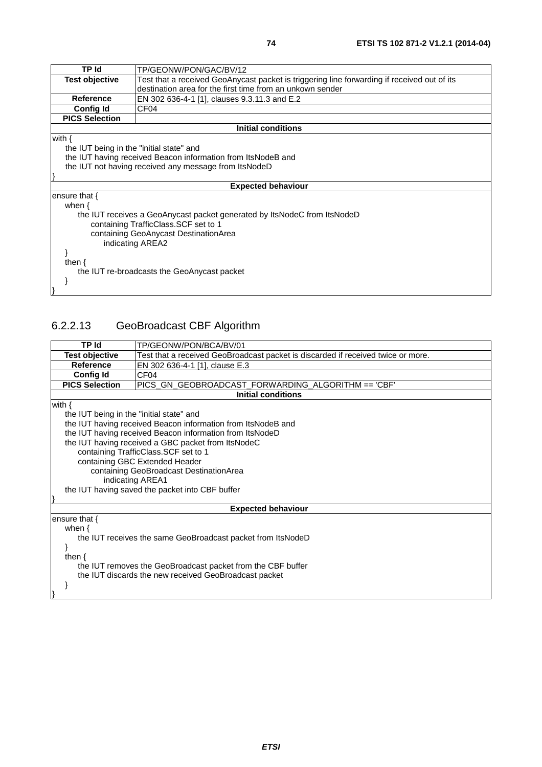| TP Id | TP/GEONW/PON/GAC/BV/12 |
|---|---|
| **Test objective** | Test that a received GeoAnycast packet is triggering line forwarding if received out of its destination area for the first time from an unkown sender |
| **Reference** | EN 302 636-4-1 [1], clauses 9.3.11.3 and E.2 |
| **Config Id** | CF04 |
| **PICS Selection** | |
| **Initial conditions** | |
| with {<br>    the IUT being in the "initial state" and<br>    the IUT having received Beacon information from ItsNodeB and<br>    the IUT not having received any message from ItsNodeD<br>} | |
| **Expected behaviour** | |
| ensure that {<br>    when {<br>        the IUT receives a GeoAnycast packet generated by ItsNodeC from ItsNodeD<br>            containing TrafficClass.SCF set to 1<br>            containing GeoAnycast DestinationArea<br>                indicating AREA2<br>    }<br>    then {<br>        the IUT re-broadcasts the GeoAnycast packet<br>    }<br>} | |

### 6.2.2.13 GeoBroadcast CBF Algorithm

| TP Id | TP/GEONW/PON/BCA/BV/01 |
|---|---|
| **Test objective** | Test that a received GeoBroadcast packet is discarded if received twice or more. |
| **Reference** | EN 302 636-4-1 [1], clause E.3 |
| **Config Id** | CF04 |
| **PICS Selection** | PICS_GN_GEOBROADCAST_FORWARDING_ALGORITHM == 'CBF' |
| **Initial conditions** | |
| with {<br>    the IUT being in the "initial state" and<br>    the IUT having received Beacon information from ItsNodeB and<br>    the IUT having received Beacon information from ItsNodeD<br>    the IUT having received a GBC packet from ItsNodeC<br>        containing TrafficClass.SCF set to 1<br>        containing GBC Extended Header<br>            containing GeoBroadcast DestinationArea<br>                indicating AREA1<br>    the IUT having saved the packet into CBF buffer<br>} | |
| **Expected behaviour** | |
| ensure that {<br>    when {<br>        the IUT receives the same GeoBroadcast packet from ItsNodeD<br>    }<br>    then {<br>        the IUT removes the GeoBroadcast packet from the CBF buffer<br>        the IUT discards the new received GeoBroadcast packet<br>    }<br>} | |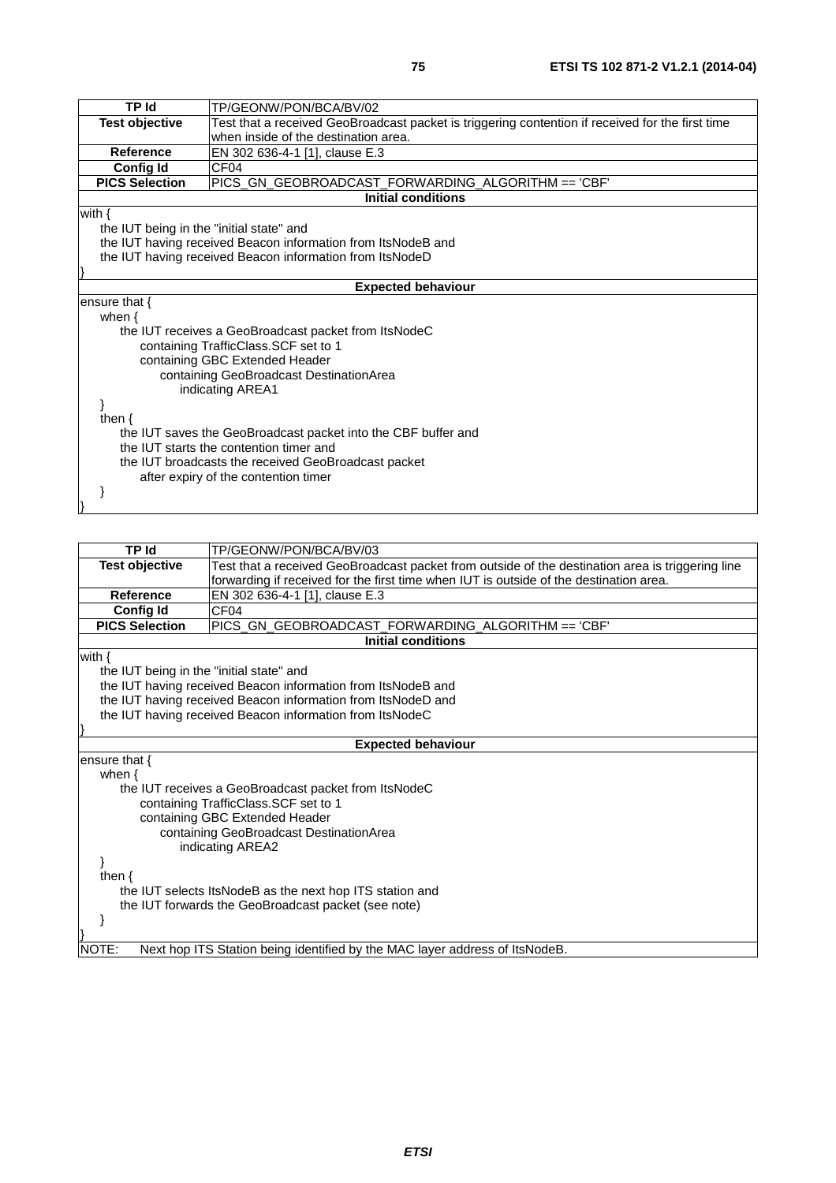| TP Id | TP/GEONW/PON/BCA/BV/02 |
|---|---|
| **Test objective** | Test that a received GeoBroadcast packet is triggering contention if received for the first time when inside of the destination area. |
| **Reference** | EN 302 636-4-1 [1], clause E.3 |
| **Config Id** | CF04 |
| **PICS Selection** | PICS_GN_GEOBROADCAST_FORWARDING_ALGORITHM == 'CBF' |
| **Initial conditions** | |
| with {<br>&nbsp;&nbsp;&nbsp;&nbsp;the IUT being in the "initial state" and<br>&nbsp;&nbsp;&nbsp;&nbsp;the IUT having received Beacon information from ItsNodeB and<br>&nbsp;&nbsp;&nbsp;&nbsp;the IUT having received Beacon information from ItsNodeD<br>} | |
| **Expected behaviour** | |
| ensure that {<br>&nbsp;&nbsp;&nbsp;&nbsp;when {<br>&nbsp;&nbsp;&nbsp;&nbsp;&nbsp;&nbsp;&nbsp;&nbsp;the IUT receives a GeoBroadcast packet from ItsNodeC<br>&nbsp;&nbsp;&nbsp;&nbsp;&nbsp;&nbsp;&nbsp;&nbsp;&nbsp;&nbsp;&nbsp;&nbsp;containing TrafficClass.SCF set to 1<br>&nbsp;&nbsp;&nbsp;&nbsp;&nbsp;&nbsp;&nbsp;&nbsp;&nbsp;&nbsp;&nbsp;&nbsp;containing GBC Extended Header<br>&nbsp;&nbsp;&nbsp;&nbsp;&nbsp;&nbsp;&nbsp;&nbsp;&nbsp;&nbsp;&nbsp;&nbsp;&nbsp;&nbsp;&nbsp;&nbsp;containing GeoBroadcast DestinationArea<br>&nbsp;&nbsp;&nbsp;&nbsp;&nbsp;&nbsp;&nbsp;&nbsp;&nbsp;&nbsp;&nbsp;&nbsp;&nbsp;&nbsp;&nbsp;&nbsp;&nbsp;&nbsp;&nbsp;&nbsp;indicating AREA1<br>&nbsp;&nbsp;&nbsp;&nbsp;}<br>&nbsp;&nbsp;&nbsp;&nbsp;then {<br>&nbsp;&nbsp;&nbsp;&nbsp;&nbsp;&nbsp;&nbsp;&nbsp;the IUT saves the GeoBroadcast packet into the CBF buffer and<br>&nbsp;&nbsp;&nbsp;&nbsp;&nbsp;&nbsp;&nbsp;&nbsp;the IUT starts the contention timer and<br>&nbsp;&nbsp;&nbsp;&nbsp;&nbsp;&nbsp;&nbsp;&nbsp;the IUT broadcasts the received GeoBroadcast packet<br>&nbsp;&nbsp;&nbsp;&nbsp;&nbsp;&nbsp;&nbsp;&nbsp;&nbsp;&nbsp;&nbsp;&nbsp;after expiry of the contention timer<br>&nbsp;&nbsp;&nbsp;&nbsp;}<br>} | |

| TP Id | TP/GEONW/PON/BCA/BV/03 |
|---|---|
| **Test objective** | Test that a received GeoBroadcast packet from outside of the destination area is triggering line forwarding if received for the first time when IUT is outside of the destination area. |
| **Reference** | EN 302 636-4-1 [1], clause E.3 |
| **Config Id** | CF04 |
| **PICS Selection** | PICS_GN_GEOBROADCAST_FORWARDING_ALGORITHM == 'CBF' |
| **Initial conditions** | |
| with {<br>&nbsp;&nbsp;&nbsp;&nbsp;the IUT being in the "initial state" and<br>&nbsp;&nbsp;&nbsp;&nbsp;the IUT having received Beacon information from ItsNodeB and<br>&nbsp;&nbsp;&nbsp;&nbsp;the IUT having received Beacon information from ItsNodeD and<br>&nbsp;&nbsp;&nbsp;&nbsp;the IUT having received Beacon information from ItsNodeC<br>} | |
| **Expected behaviour** | |
| ensure that {<br>&nbsp;&nbsp;&nbsp;&nbsp;when {<br>&nbsp;&nbsp;&nbsp;&nbsp;&nbsp;&nbsp;&nbsp;&nbsp;the IUT receives a GeoBroadcast packet from ItsNodeC<br>&nbsp;&nbsp;&nbsp;&nbsp;&nbsp;&nbsp;&nbsp;&nbsp;&nbsp;&nbsp;&nbsp;&nbsp;containing TrafficClass.SCF set to 1<br>&nbsp;&nbsp;&nbsp;&nbsp;&nbsp;&nbsp;&nbsp;&nbsp;&nbsp;&nbsp;&nbsp;&nbsp;containing GBC Extended Header<br>&nbsp;&nbsp;&nbsp;&nbsp;&nbsp;&nbsp;&nbsp;&nbsp;&nbsp;&nbsp;&nbsp;&nbsp;&nbsp;&nbsp;&nbsp;&nbsp;containing GeoBroadcast DestinationArea<br>&nbsp;&nbsp;&nbsp;&nbsp;&nbsp;&nbsp;&nbsp;&nbsp;&nbsp;&nbsp;&nbsp;&nbsp;&nbsp;&nbsp;&nbsp;&nbsp;&nbsp;&nbsp;&nbsp;&nbsp;indicating AREA2<br>&nbsp;&nbsp;&nbsp;&nbsp;}<br>&nbsp;&nbsp;&nbsp;&nbsp;then {<br>&nbsp;&nbsp;&nbsp;&nbsp;&nbsp;&nbsp;&nbsp;&nbsp;the IUT selects ItsNodeB as the next hop ITS station and<br>&nbsp;&nbsp;&nbsp;&nbsp;&nbsp;&nbsp;&nbsp;&nbsp;the IUT forwards the GeoBroadcast packet (see note)<br>&nbsp;&nbsp;&nbsp;&nbsp;}<br>} | |
| NOTE: Next hop ITS Station being identified by the MAC layer address of ItsNodeB. | |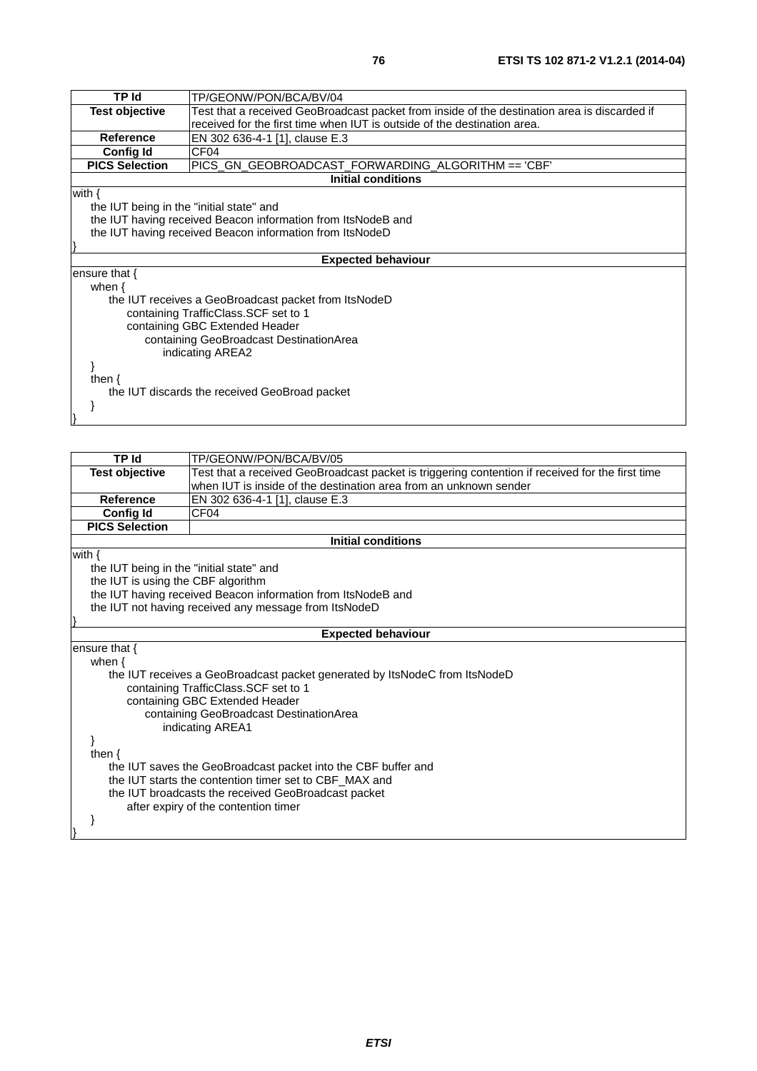| TP Id | TP/GEONW/PON/BCA/BV/04 |
|---|---|
| **Test objective** | Test that a received GeoBroadcast packet from inside of the destination area is discarded if received for the first time when IUT is outside of the destination area. |
| **Reference** | EN 302 636-4-1 [1], clause E.3 |
| **Config Id** | CF04 |
| **PICS Selection** | PICS_GN_GEOBROADCAST_FORWARDING_ALGORITHM == 'CBF' |
| **Initial conditions** | |
| with {<br>the IUT being in the "initial state" and<br>the IUT having received Beacon information from ItsNodeB and<br>the IUT having received Beacon information from ItsNodeD<br>} | |
| **Expected behaviour** | |
| ensure that {<br>when {<br>the IUT receives a GeoBroadcast packet from ItsNodeD<br>containing TrafficClass.SCF set to 1<br>containing GBC Extended Header<br>containing GeoBroadcast DestinationArea<br>indicating AREA2<br>}<br>then {<br>the IUT discards the received GeoBroad packet<br>}<br>} | |

| TP Id | TP/GEONW/PON/BCA/BV/05 |
|---|---|
| **Test objective** | Test that a received GeoBroadcast packet is triggering contention if received for the first time when IUT is inside of the destination area from an unknown sender |
| **Reference** | EN 302 636-4-1 [1], clause E.3 |
| **Config Id** | CF04 |
| **PICS Selection** | |
| **Initial conditions** | |
| with {<br>the IUT being in the "initial state" and<br>the IUT is using the CBF algorithm<br>the IUT having received Beacon information from ItsNodeB and<br>the IUT not having received any message from ItsNodeD<br>} | |
| **Expected behaviour** | |
| ensure that {<br>when {<br>the IUT receives a GeoBroadcast packet generated by ItsNodeC from ItsNodeD<br>containing TrafficClass.SCF set to 1<br>containing GBC Extended Header<br>containing GeoBroadcast DestinationArea<br>indicating AREA1<br>}<br>then {<br>the IUT saves the GeoBroadcast packet into the CBF buffer and<br>the IUT starts the contention timer set to CBF_MAX and<br>the IUT broadcasts the received GeoBroadcast packet<br>after expiry of the contention timer<br>}<br>} | |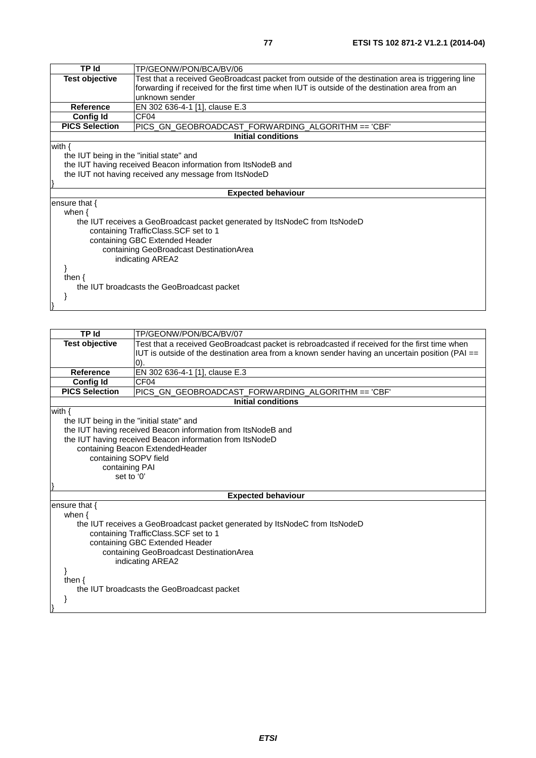| TP Id | TP/GEONW/PON/BCA/BV/06 |
|---|---|
| **Test objective** | Test that a received GeoBroadcast packet from outside of the destination area is triggering line forwarding if received for the first time when IUT is outside of the destination area from an unknown sender |
| **Reference** | EN 302 636-4-1 [1], clause E.3 |
| **Config Id** | CF04 |
| **PICS Selection** | PICS_GN_GEOBROADCAST_FORWARDING_ALGORITHM == 'CBF' |
| **Initial conditions** | |

```
with {
    the IUT being in the "initial state" and
    the IUT having received Beacon information from ItsNodeB and
    the IUT not having received any message from ItsNodeD
}
```

**Expected behaviour**

```
ensure that {
    when {
        the IUT receives a GeoBroadcast packet generated by ItsNodeC from ItsNodeD
            containing TrafficClass.SCF set to 1
            containing GBC Extended Header
                containing GeoBroadcast DestinationArea
                    indicating AREA2
    }
    then {
        the IUT broadcasts the GeoBroadcast packet
    }
}
```

| TP Id | TP/GEONW/PON/BCA/BV/07 |
|---|---|
| **Test objective** | Test that a received GeoBroadcast packet is rebroadcasted if received for the first time when IUT is outside of the destination area from a known sender having an uncertain position (PAI == 0). |
| **Reference** | EN 302 636-4-1 [1], clause E.3 |
| **Config Id** | CF04 |
| **PICS Selection** | PICS_GN_GEOBROADCAST_FORWARDING_ALGORITHM == 'CBF' |
| **Initial conditions** | |

```
with {
    the IUT being in the "initial state" and
    the IUT having received Beacon information from ItsNodeB and
    the IUT having received Beacon information from ItsNodeD
        containing Beacon ExtendedHeader
            containing SOPV field
                containing PAI
                    set to '0'
}
```

**Expected behaviour**

```
ensure that {
    when {
        the IUT receives a GeoBroadcast packet generated by ItsNodeC from ItsNodeD
            containing TrafficClass.SCF set to 1
            containing GBC Extended Header
                containing GeoBroadcast DestinationArea
                    indicating AREA2
    }
    then {
        the IUT broadcasts the GeoBroadcast packet
    }
}
```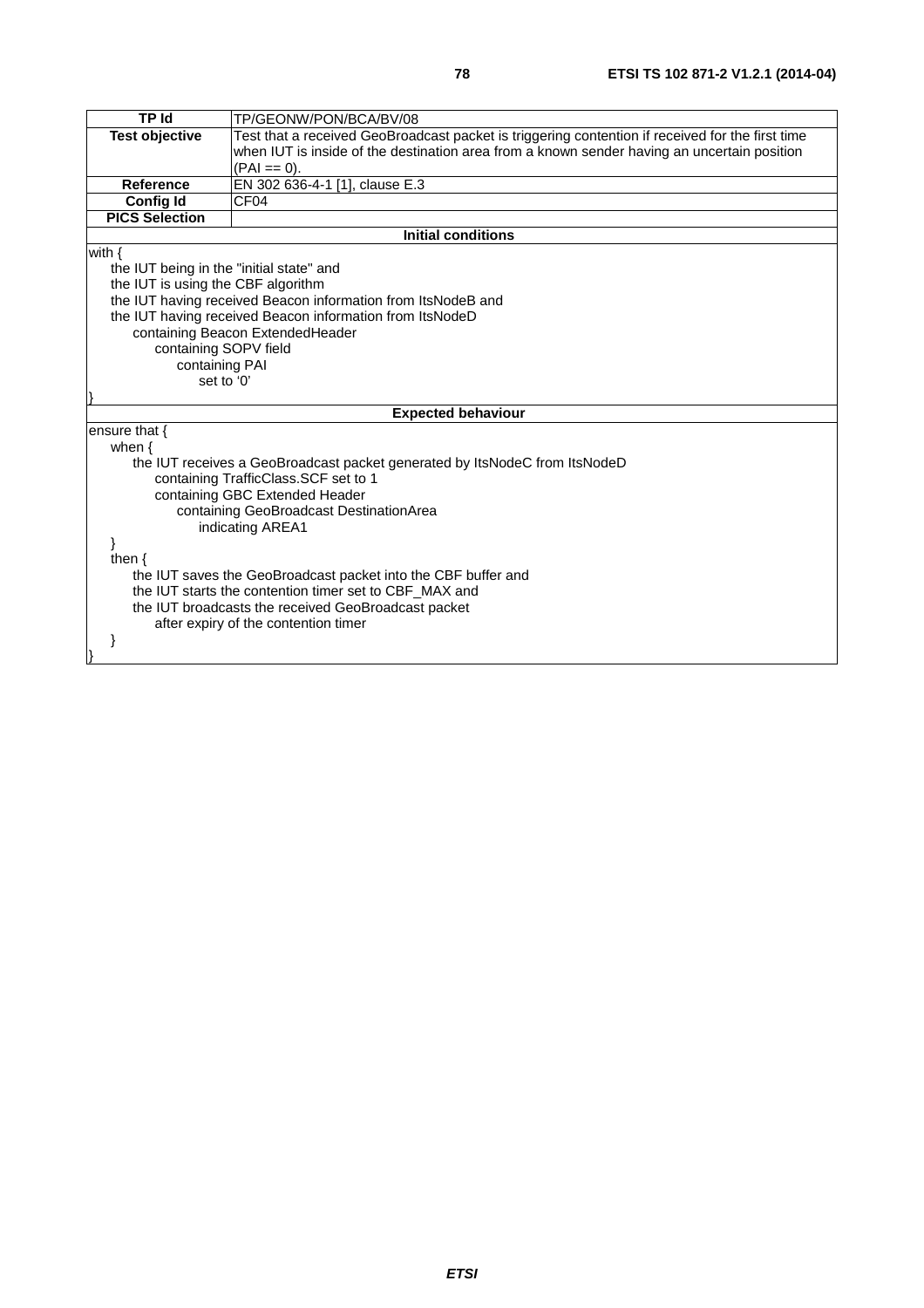| TP Id | TP/GEONW/PON/BCA/BV/08 |
|---|---|
| **Test objective** | Test that a received GeoBroadcast packet is triggering contention if received for the first time when IUT is inside of the destination area from a known sender having an uncertain position (PAI == 0). |
| **Reference** | EN 302 636-4-1 [1], clause E.3 |
| **Config Id** | CF04 |
| **PICS Selection** | |

**Initial conditions**

```
with {
    the IUT being in the "initial state" and
    the IUT is using the CBF algorithm
    the IUT having received Beacon information from ItsNodeB and
    the IUT having received Beacon information from ItsNodeD
        containing Beacon ExtendedHeader
            containing SOPV field
                containing PAI
                    set to '0'
}
```

**Expected behaviour**

```
ensure that {
    when {
        the IUT receives a GeoBroadcast packet generated by ItsNodeC from ItsNodeD
            containing TrafficClass.SCF set to 1
            containing GBC Extended Header
                containing GeoBroadcast DestinationArea
                    indicating AREA1
    }
    then {
        the IUT saves the GeoBroadcast packet into the CBF buffer and
        the IUT starts the contention timer set to CBF_MAX and
        the IUT broadcasts the received GeoBroadcast packet
            after expiry of the contention timer
    }
}
```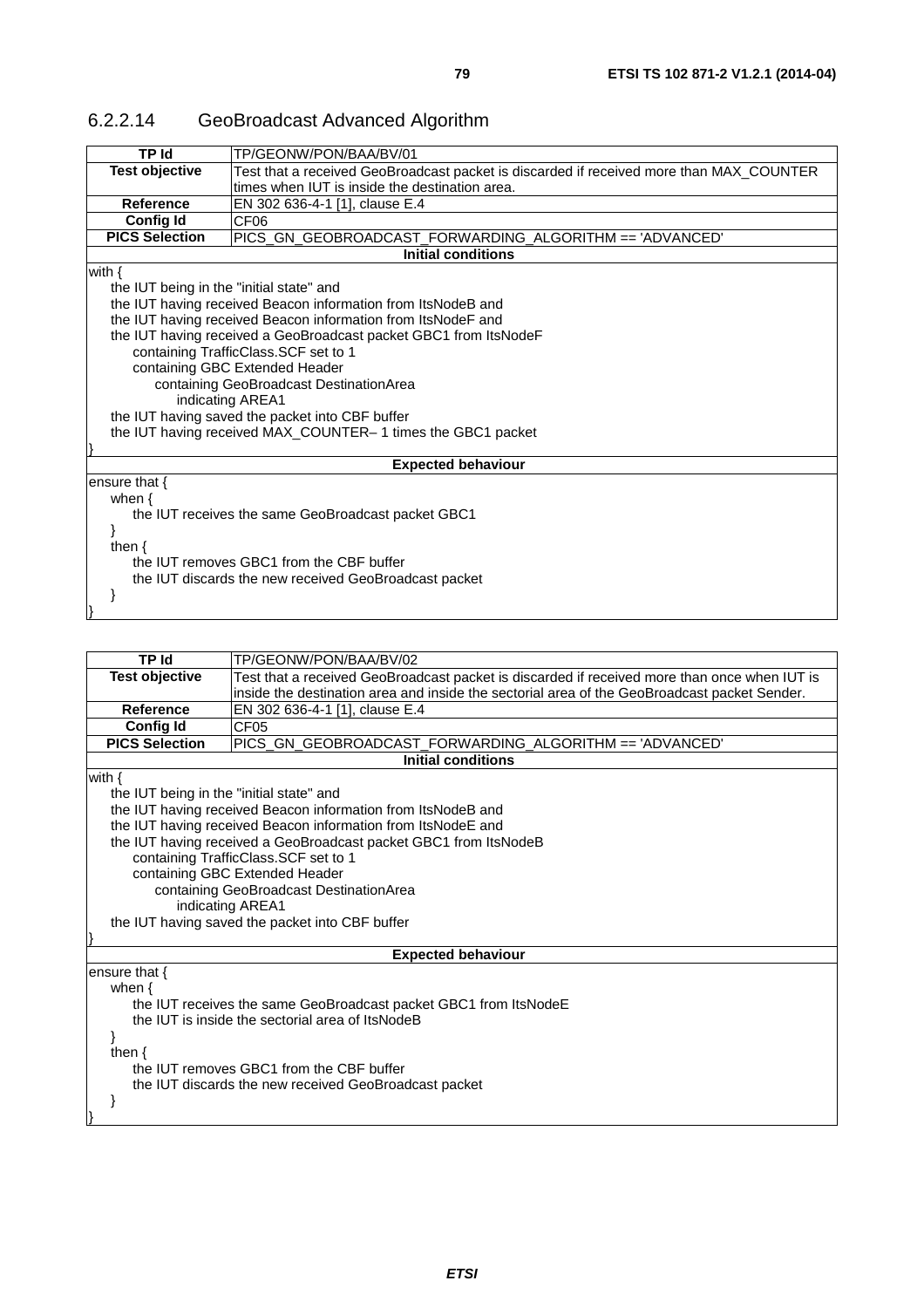### 6.2.2.14 GeoBroadcast Advanced Algorithm

| TP Id | TP/GEONW/PON/BAA/BV/01 |
|---|---|
| **Test objective** | Test that a received GeoBroadcast packet is discarded if received more than MAX_COUNTER times when IUT is inside the destination area. |
| **Reference** | EN 302 636-4-1 [1], clause E.4 |
| **Config Id** | CF06 |
| **PICS Selection** | PICS_GN_GEOBROADCAST_FORWARDING_ALGORITHM == 'ADVANCED' |
| **Initial conditions** | |

```
with {
    the IUT being in the "initial state" and
    the IUT having received Beacon information from ItsNodeB and
    the IUT having received Beacon information from ItsNodeF and
    the IUT having received a GeoBroadcast packet GBC1 from ItsNodeF
        containing TrafficClass.SCF set to 1
        containing GBC Extended Header
            containing GeoBroadcast DestinationArea
                indicating AREA1
    the IUT having saved the packet into CBF buffer
    the IUT having received MAX_COUNTER– 1 times the GBC1 packet
}
```

**Expected behaviour**

```
ensure that {
    when {
        the IUT receives the same GeoBroadcast packet GBC1
    }
    then {
        the IUT removes GBC1 from the CBF buffer
        the IUT discards the new received GeoBroadcast packet
    }
}
```

| TP Id | TP/GEONW/PON/BAA/BV/02 |
|---|---|
| **Test objective** | Test that a received GeoBroadcast packet is discarded if received more than once when IUT is inside the destination area and inside the sectorial area of the GeoBroadcast packet Sender. |
| **Reference** | EN 302 636-4-1 [1], clause E.4 |
| **Config Id** | CF05 |
| **PICS Selection** | PICS_GN_GEOBROADCAST_FORWARDING_ALGORITHM == 'ADVANCED' |
| **Initial conditions** | |

```
with {
    the IUT being in the "initial state" and
    the IUT having received Beacon information from ItsNodeB and
    the IUT having received Beacon information from ItsNodeE and
    the IUT having received a GeoBroadcast packet GBC1 from ItsNodeB
        containing TrafficClass.SCF set to 1
        containing GBC Extended Header
            containing GeoBroadcast DestinationArea
                indicating AREA1
    the IUT having saved the packet into CBF buffer
}
```

**Expected behaviour**

```
ensure that {
    when {
        the IUT receives the same GeoBroadcast packet GBC1 from ItsNodeE
        the IUT is inside the sectorial area of ItsNodeB
    }
    then {
        the IUT removes GBC1 from the CBF buffer
        the IUT discards the new received GeoBroadcast packet
    }
}
```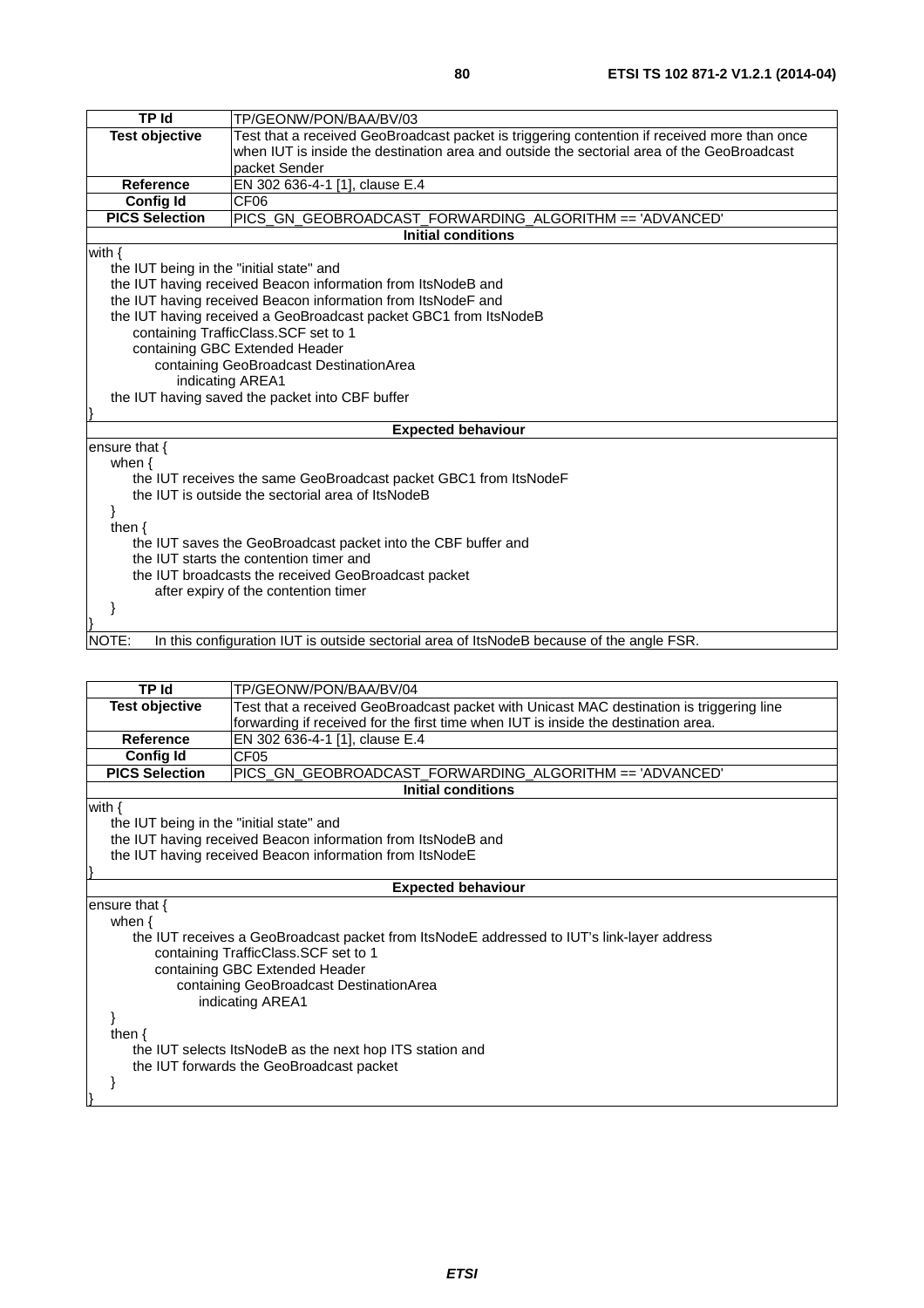| TP Id | TP/GEONW/PON/BAA/BV/03 |
|---|---|
| **Test objective** | Test that a received GeoBroadcast packet is triggering contention if received more than once when IUT is inside the destination area and outside the sectorial area of the GeoBroadcast packet Sender |
| **Reference** | EN 302 636-4-1 [1], clause E.4 |
| **Config Id** | CF06 |
| **PICS Selection** | PICS_GN_GEOBROADCAST_FORWARDING_ALGORITHM == 'ADVANCED' |

**Initial conditions**

```
with {
    the IUT being in the "initial state" and
    the IUT having received Beacon information from ItsNodeB and
    the IUT having received Beacon information from ItsNodeF and
    the IUT having received a GeoBroadcast packet GBC1 from ItsNodeB
        containing TrafficClass.SCF set to 1
        containing GBC Extended Header
            containing GeoBroadcast DestinationArea
                indicating AREA1
    the IUT having saved the packet into CBF buffer
}
```

**Expected behaviour**

```
ensure that {
    when {
        the IUT receives the same GeoBroadcast packet GBC1 from ItsNodeF
        the IUT is outside the sectorial area of ItsNodeB
    }
    then {
        the IUT saves the GeoBroadcast packet into the CBF buffer and
        the IUT starts the contention timer and
        the IUT broadcasts the received GeoBroadcast packet
            after expiry of the contention timer
    }
}
```

NOTE: In this configuration IUT is outside sectorial area of ItsNodeB because of the angle FSR.

| TP Id | TP/GEONW/PON/BAA/BV/04 |
|---|---|
| **Test objective** | Test that a received GeoBroadcast packet with Unicast MAC destination is triggering line forwarding if received for the first time when IUT is inside the destination area. |
| **Reference** | EN 302 636-4-1 [1], clause E.4 |
| **Config Id** | CF05 |
| **PICS Selection** | PICS_GN_GEOBROADCAST_FORWARDING_ALGORITHM == 'ADVANCED' |

**Initial conditions**

```
with {
    the IUT being in the "initial state" and
    the IUT having received Beacon information from ItsNodeB and
    the IUT having received Beacon information from ItsNodeE
}
```

**Expected behaviour**

```
ensure that {
    when {
        the IUT receives a GeoBroadcast packet from ItsNodeE addressed to IUT's link-layer address
            containing TrafficClass.SCF set to 1
            containing GBC Extended Header
                containing GeoBroadcast DestinationArea
                    indicating AREA1
    }
    then {
        the IUT selects ItsNodeB as the next hop ITS station and
        the IUT forwards the GeoBroadcast packet
    }
}
```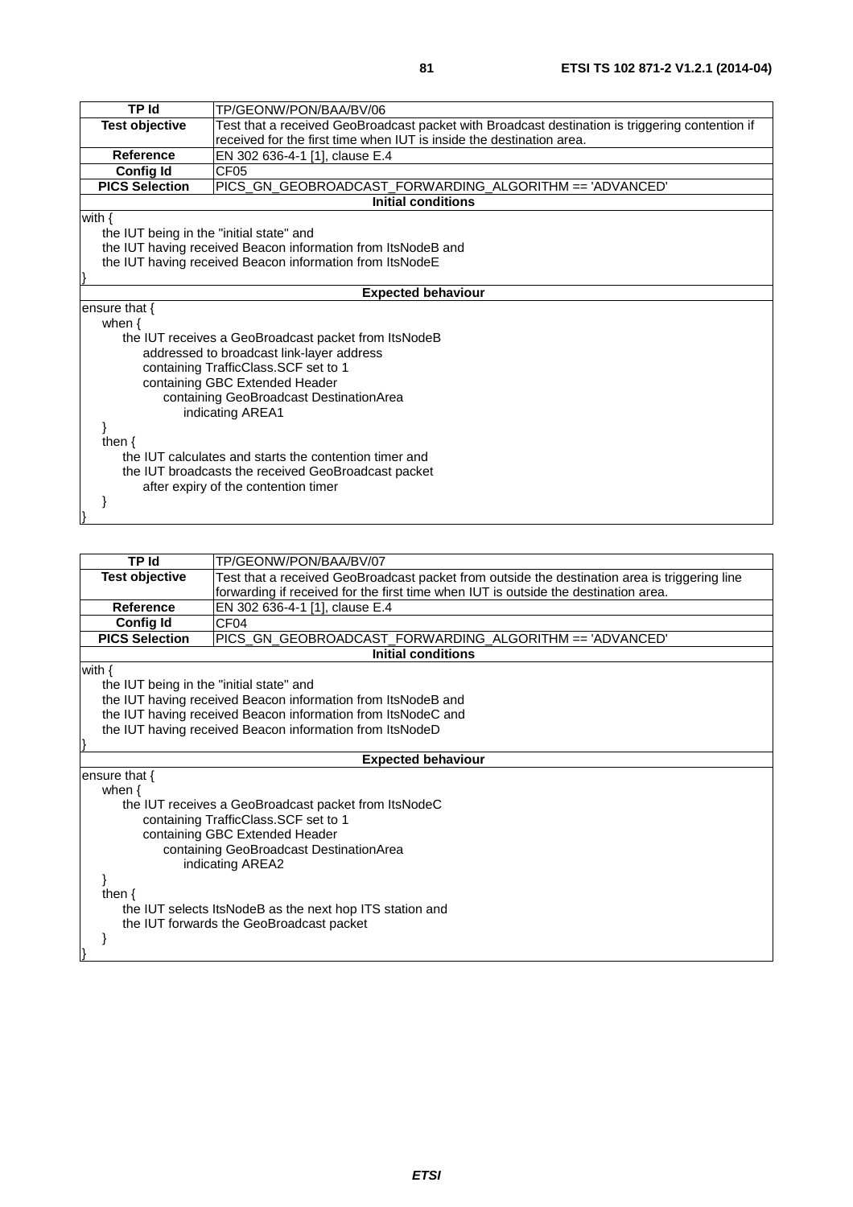| TP Id | TP/GEONW/PON/BAA/BV/06 |
|---|---|
| Test objective | Test that a received GeoBroadcast packet with Broadcast destination is triggering contention if received for the first time when IUT is inside the destination area. |
| Reference | EN 302 636-4-1 [1], clause E.4 |
| Config Id | CF05 |
| PICS Selection | PICS_GN_GEOBROADCAST_FORWARDING_ALGORITHM == 'ADVANCED' |
| **Initial conditions** | |

```
with {
    the IUT being in the "initial state" and
    the IUT having received Beacon information from ItsNodeB and
    the IUT having received Beacon information from ItsNodeE
}
```

**Expected behaviour**

```
ensure that {
    when {
        the IUT receives a GeoBroadcast packet from ItsNodeB
            addressed to broadcast link-layer address
            containing TrafficClass.SCF set to 1
            containing GBC Extended Header
                containing GeoBroadcast DestinationArea
                    indicating AREA1
    }
    then {
        the IUT calculates and starts the contention timer and
        the IUT broadcasts the received GeoBroadcast packet
            after expiry of the contention timer
    }
}
```

| TP Id | TP/GEONW/PON/BAA/BV/07 |
|---|---|
| Test objective | Test that a received GeoBroadcast packet from outside the destination area is triggering line forwarding if received for the first time when IUT is outside the destination area. |
| Reference | EN 302 636-4-1 [1], clause E.4 |
| Config Id | CF04 |
| PICS Selection | PICS_GN_GEOBROADCAST_FORWARDING_ALGORITHM == 'ADVANCED' |
| **Initial conditions** | |

```
with {
    the IUT being in the "initial state" and
    the IUT having received Beacon information from ItsNodeB and
    the IUT having received Beacon information from ItsNodeC and
    the IUT having received Beacon information from ItsNodeD
}
```

**Expected behaviour**

```
ensure that {
    when {
        the IUT receives a GeoBroadcast packet from ItsNodeC
            containing TrafficClass.SCF set to 1
            containing GBC Extended Header
                containing GeoBroadcast DestinationArea
                    indicating AREA2
    }
    then {
        the IUT selects ItsNodeB as the next hop ITS station and
        the IUT forwards the GeoBroadcast packet
    }
}
```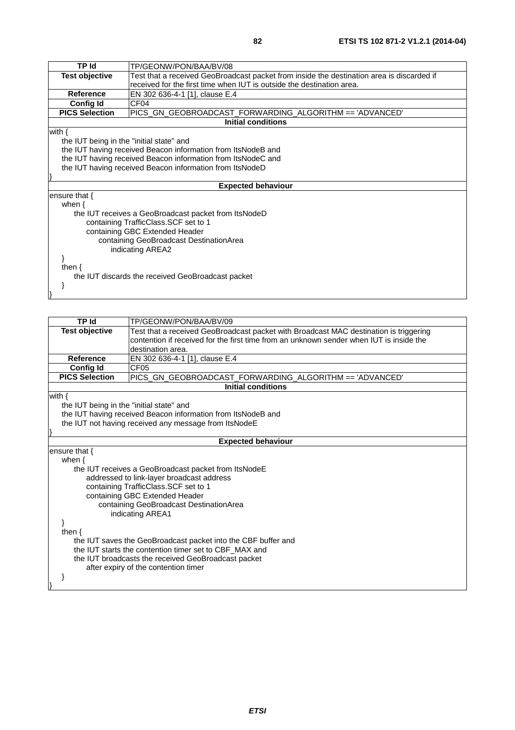| TP Id | TP/GEONW/PON/BAA/BV/08 |
|---|---|
| **Test objective** | Test that a received GeoBroadcast packet from inside the destination area is discarded if received for the first time when IUT is outside the destination area. |
| **Reference** | EN 302 636-4-1 [1], clause E.4 |
| **Config Id** | CF04 |
| **PICS Selection** | PICS_GN_GEOBROADCAST_FORWARDING_ALGORITHM == 'ADVANCED' |
| **Initial conditions** | |

```
with {
    the IUT being in the "initial state" and
    the IUT having received Beacon information from ItsNodeB and
    the IUT having received Beacon information from ItsNodeC and
    the IUT having received Beacon information from ItsNodeD
}
```

**Expected behaviour**

```
ensure that {
    when {
        the IUT receives a GeoBroadcast packet from ItsNodeD
            containing TrafficClass.SCF set to 1
            containing GBC Extended Header
                containing GeoBroadcast DestinationArea
                    indicating AREA2
    }
    then {
        the IUT discards the received GeoBroadcast packet
    }
}
```

| TP Id | TP/GEONW/PON/BAA/BV/09 |
|---|---|
| **Test objective** | Test that a received GeoBroadcast packet with Broadcast MAC destination is triggering contention if received for the first time from an unknown sender when IUT is inside the destination area. |
| **Reference** | EN 302 636-4-1 [1], clause E.4 |
| **Config Id** | CF05 |
| **PICS Selection** | PICS_GN_GEOBROADCAST_FORWARDING_ALGORITHM == 'ADVANCED' |
| **Initial conditions** | |

```
with {
    the IUT being in the "initial state" and
    the IUT having received Beacon information from ItsNodeB and
    the IUT not having received any message from ItsNodeE
}
```

**Expected behaviour**

```
ensure that {
    when {
        the IUT receives a GeoBroadcast packet from ItsNodeE
            addressed to link-layer broadcast address
            containing TrafficClass.SCF set to 1
            containing GBC Extended Header
                containing GeoBroadcast DestinationArea
                    indicating AREA1
    }
    then {
        the IUT saves the GeoBroadcast packet into the CBF buffer and
        the IUT starts the contention timer set to CBF_MAX and
        the IUT broadcasts the received GeoBroadcast packet
            after expiry of the contention timer
    }
}
```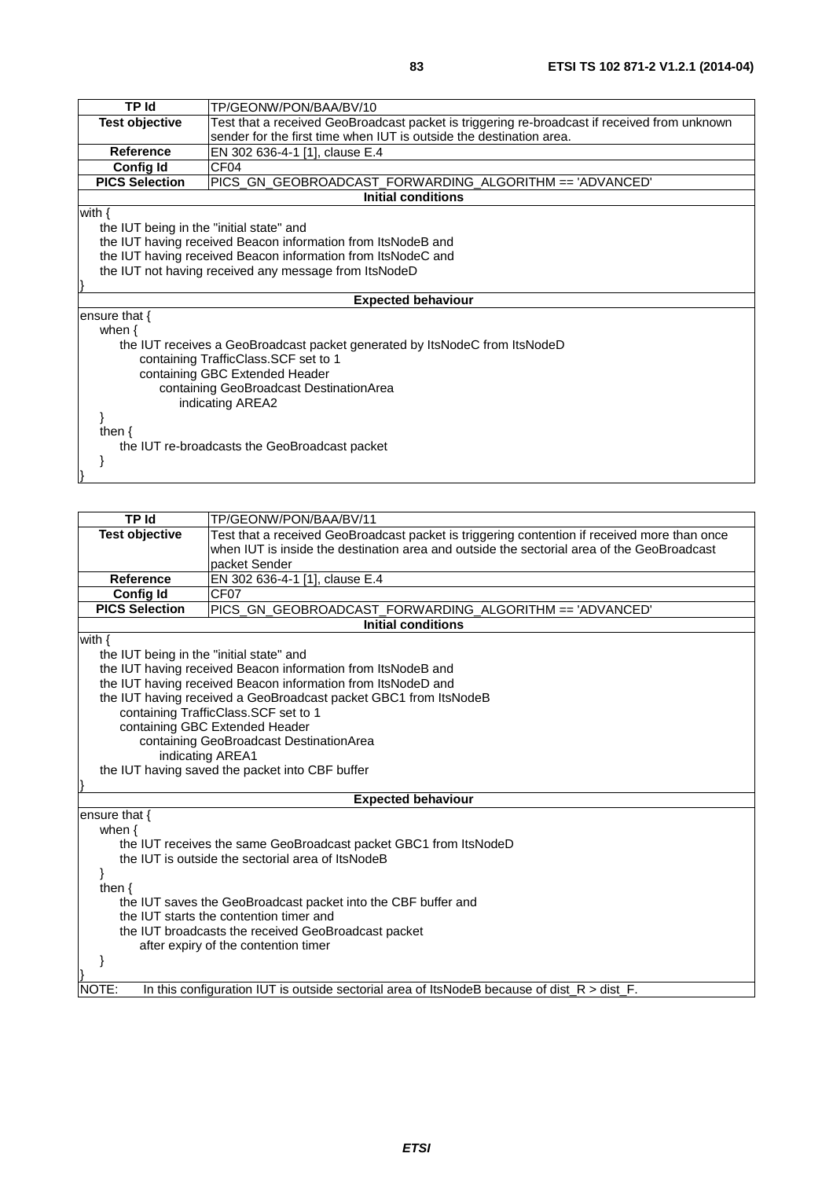| TP Id | TP/GEONW/PON/BAA/BV/10 |
|---|---|
| **Test objective** | Test that a received GeoBroadcast packet is triggering re-broadcast if received from unknown sender for the first time when IUT is outside the destination area. |
| **Reference** | EN 302 636-4-1 [1], clause E.4 |
| **Config Id** | CF04 |
| **PICS Selection** | PICS_GN_GEOBROADCAST_FORWARDING_ALGORITHM == 'ADVANCED' |

**Initial conditions**

```
with {
    the IUT being in the "initial state" and
    the IUT having received Beacon information from ItsNodeB and
    the IUT having received Beacon information from ItsNodeC and
    the IUT not having received any message from ItsNodeD
}
```

**Expected behaviour**

```
ensure that {
    when {
        the IUT receives a GeoBroadcast packet generated by ItsNodeC from ItsNodeD
            containing TrafficClass.SCF set to 1
            containing GBC Extended Header
                containing GeoBroadcast DestinationArea
                    indicating AREA2
    }
    then {
        the IUT re-broadcasts the GeoBroadcast packet
    }
}
```

| TP Id | TP/GEONW/PON/BAA/BV/11 |
|---|---|
| **Test objective** | Test that a received GeoBroadcast packet is triggering contention if received more than once when IUT is inside the destination area and outside the sectorial area of the GeoBroadcast packet Sender |
| **Reference** | EN 302 636-4-1 [1], clause E.4 |
| **Config Id** | CF07 |
| **PICS Selection** | PICS_GN_GEOBROADCAST_FORWARDING_ALGORITHM == 'ADVANCED' |

**Initial conditions**

```
with {
    the IUT being in the "initial state" and
    the IUT having received Beacon information from ItsNodeB and
    the IUT having received Beacon information from ItsNodeD and
    the IUT having received a GeoBroadcast packet GBC1 from ItsNodeB
        containing TrafficClass.SCF set to 1
        containing GBC Extended Header
            containing GeoBroadcast DestinationArea
                indicating AREA1
    the IUT having saved the packet into CBF buffer
}
```

**Expected behaviour**

```
ensure that {
    when {
        the IUT receives the same GeoBroadcast packet GBC1 from ItsNodeD
        the IUT is outside the sectorial area of ItsNodeB
    }
    then {
        the IUT saves the GeoBroadcast packet into the CBF buffer and
        the IUT starts the contention timer and
        the IUT broadcasts the received GeoBroadcast packet
            after expiry of the contention timer
    }
}
```

NOTE: In this configuration IUT is outside sectorial area of ItsNodeB because of dist_R > dist_F.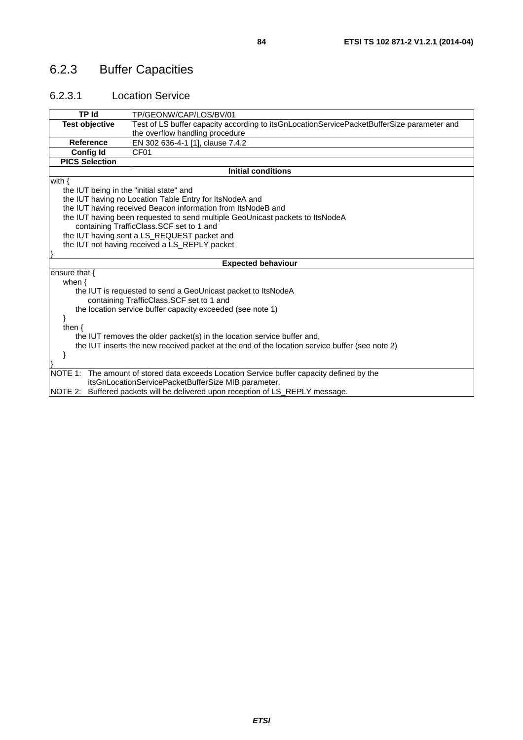## 6.2.3 Buffer Capacities

### 6.2.3.1 Location Service

| **TP Id** | TP/GEONW/CAP/LOS/BV/01 |
|---|---|
| **Test objective** | Test of LS buffer capacity according to itsGnLocationServicePacketBufferSize parameter and the overflow handling procedure |
| **Reference** | EN 302 636-4-1 [1], clause 7.4.2 |
| **Config Id** | CF01 |
| **PICS Selection** | |
| **Initial conditions** | |
| with {<br>&nbsp;&nbsp;&nbsp;&nbsp;the IUT being in the "initial state" and<br>&nbsp;&nbsp;&nbsp;&nbsp;the IUT having no Location Table Entry for ItsNodeA and<br>&nbsp;&nbsp;&nbsp;&nbsp;the IUT having received Beacon information from ItsNodeB and<br>&nbsp;&nbsp;&nbsp;&nbsp;the IUT having been requested to send multiple GeoUnicast packets to ItsNodeA<br>&nbsp;&nbsp;&nbsp;&nbsp;&nbsp;&nbsp;&nbsp;&nbsp;containing TrafficClass.SCF set to 1 and<br>&nbsp;&nbsp;&nbsp;&nbsp;the IUT having sent a LS_REQUEST packet and<br>&nbsp;&nbsp;&nbsp;&nbsp;the IUT not having received a LS_REPLY packet<br>} | |
| **Expected behaviour** | |
| ensure that {<br>&nbsp;&nbsp;&nbsp;&nbsp;when {<br>&nbsp;&nbsp;&nbsp;&nbsp;&nbsp;&nbsp;&nbsp;&nbsp;the IUT is requested to send a GeoUnicast packet to ItsNodeA<br>&nbsp;&nbsp;&nbsp;&nbsp;&nbsp;&nbsp;&nbsp;&nbsp;&nbsp;&nbsp;&nbsp;&nbsp;containing TrafficClass.SCF set to 1 and<br>&nbsp;&nbsp;&nbsp;&nbsp;&nbsp;&nbsp;&nbsp;&nbsp;the location service buffer capacity exceeded (see note 1)<br>&nbsp;&nbsp;&nbsp;&nbsp;}<br>&nbsp;&nbsp;&nbsp;&nbsp;then {<br>&nbsp;&nbsp;&nbsp;&nbsp;&nbsp;&nbsp;&nbsp;&nbsp;the IUT removes the older packet(s) in the location service buffer and,<br>&nbsp;&nbsp;&nbsp;&nbsp;&nbsp;&nbsp;&nbsp;&nbsp;the IUT inserts the new received packet at the end of the location service buffer (see note 2)<br>&nbsp;&nbsp;&nbsp;&nbsp;}<br>} | |
| NOTE 1: The amount of stored data exceeds Location Service buffer capacity defined by the itsGnLocationServicePacketBufferSize MIB parameter.<br>NOTE 2: Buffered packets will be delivered upon reception of LS_REPLY message. | |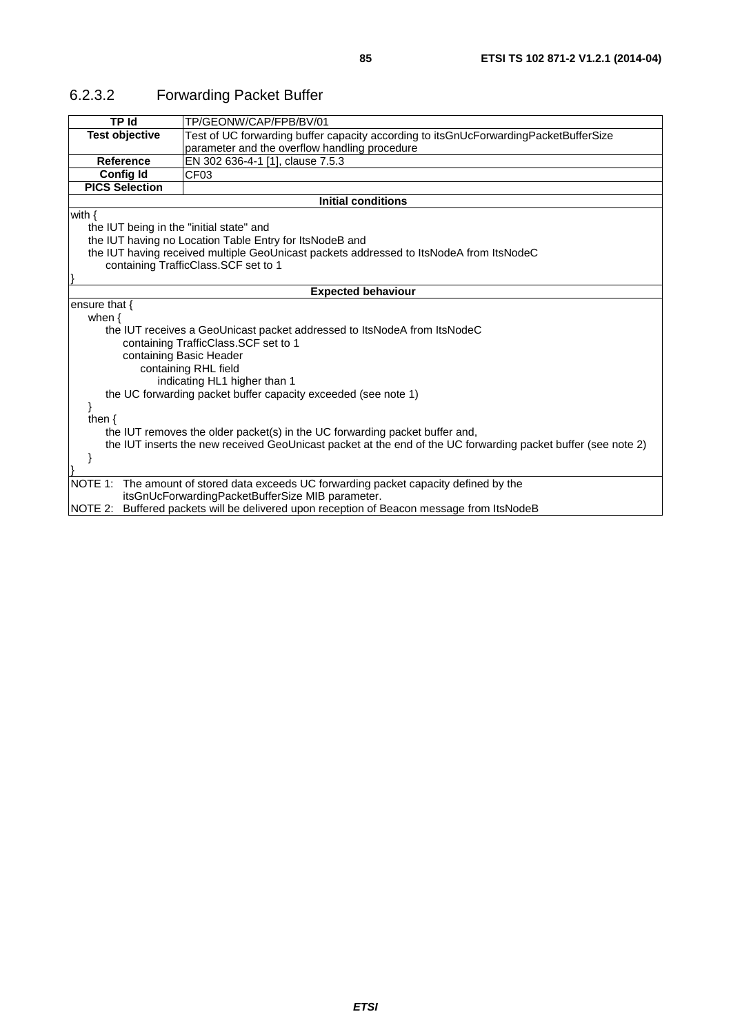### 6.2.3.2 Forwarding Packet Buffer

| TP Id | TP/GEONW/CAP/FPB/BV/01 |
|---|---|
| **Test objective** | Test of UC forwarding buffer capacity according to itsGnUcForwardingPacketBufferSize parameter and the overflow handling procedure |
| **Reference** | EN 302 636-4-1 [1], clause 7.5.3 |
| **Config Id** | CF03 |
| **PICS Selection** | |
| **Initial conditions** | |
| with {<br>&nbsp;&nbsp;&nbsp;&nbsp;the IUT being in the "initial state" and<br>&nbsp;&nbsp;&nbsp;&nbsp;the IUT having no Location Table Entry for ItsNodeB and<br>&nbsp;&nbsp;&nbsp;&nbsp;the IUT having received multiple GeoUnicast packets addressed to ItsNodeA from ItsNodeC<br>&nbsp;&nbsp;&nbsp;&nbsp;&nbsp;&nbsp;&nbsp;&nbsp;containing TrafficClass.SCF set to 1<br>} | |
| **Expected behaviour** | |
| ensure that {<br>&nbsp;&nbsp;&nbsp;&nbsp;when {<br>&nbsp;&nbsp;&nbsp;&nbsp;&nbsp;&nbsp;&nbsp;&nbsp;the IUT receives a GeoUnicast packet addressed to ItsNodeA from ItsNodeC<br>&nbsp;&nbsp;&nbsp;&nbsp;&nbsp;&nbsp;&nbsp;&nbsp;&nbsp;&nbsp;&nbsp;&nbsp;containing TrafficClass.SCF set to 1<br>&nbsp;&nbsp;&nbsp;&nbsp;&nbsp;&nbsp;&nbsp;&nbsp;&nbsp;&nbsp;&nbsp;&nbsp;containing Basic Header<br>&nbsp;&nbsp;&nbsp;&nbsp;&nbsp;&nbsp;&nbsp;&nbsp;&nbsp;&nbsp;&nbsp;&nbsp;&nbsp;&nbsp;&nbsp;&nbsp;containing RHL field<br>&nbsp;&nbsp;&nbsp;&nbsp;&nbsp;&nbsp;&nbsp;&nbsp;&nbsp;&nbsp;&nbsp;&nbsp;&nbsp;&nbsp;&nbsp;&nbsp;&nbsp;&nbsp;&nbsp;&nbsp;indicating HL1 higher than 1<br>&nbsp;&nbsp;&nbsp;&nbsp;&nbsp;&nbsp;&nbsp;&nbsp;the UC forwarding packet buffer capacity exceeded (see note 1)<br>&nbsp;&nbsp;&nbsp;&nbsp;}<br>&nbsp;&nbsp;&nbsp;&nbsp;then {<br>&nbsp;&nbsp;&nbsp;&nbsp;&nbsp;&nbsp;&nbsp;&nbsp;the IUT removes the older packet(s) in the UC forwarding packet buffer and,<br>&nbsp;&nbsp;&nbsp;&nbsp;&nbsp;&nbsp;&nbsp;&nbsp;the IUT inserts the new received GeoUnicast packet at the end of the UC forwarding packet buffer (see note 2)<br>&nbsp;&nbsp;&nbsp;&nbsp;}<br>} | |
| NOTE 1: The amount of stored data exceeds UC forwarding packet capacity defined by the itsGnUcForwardingPacketBufferSize MIB parameter.<br>NOTE 2: Buffered packets will be delivered upon reception of Beacon message from ItsNodeB | |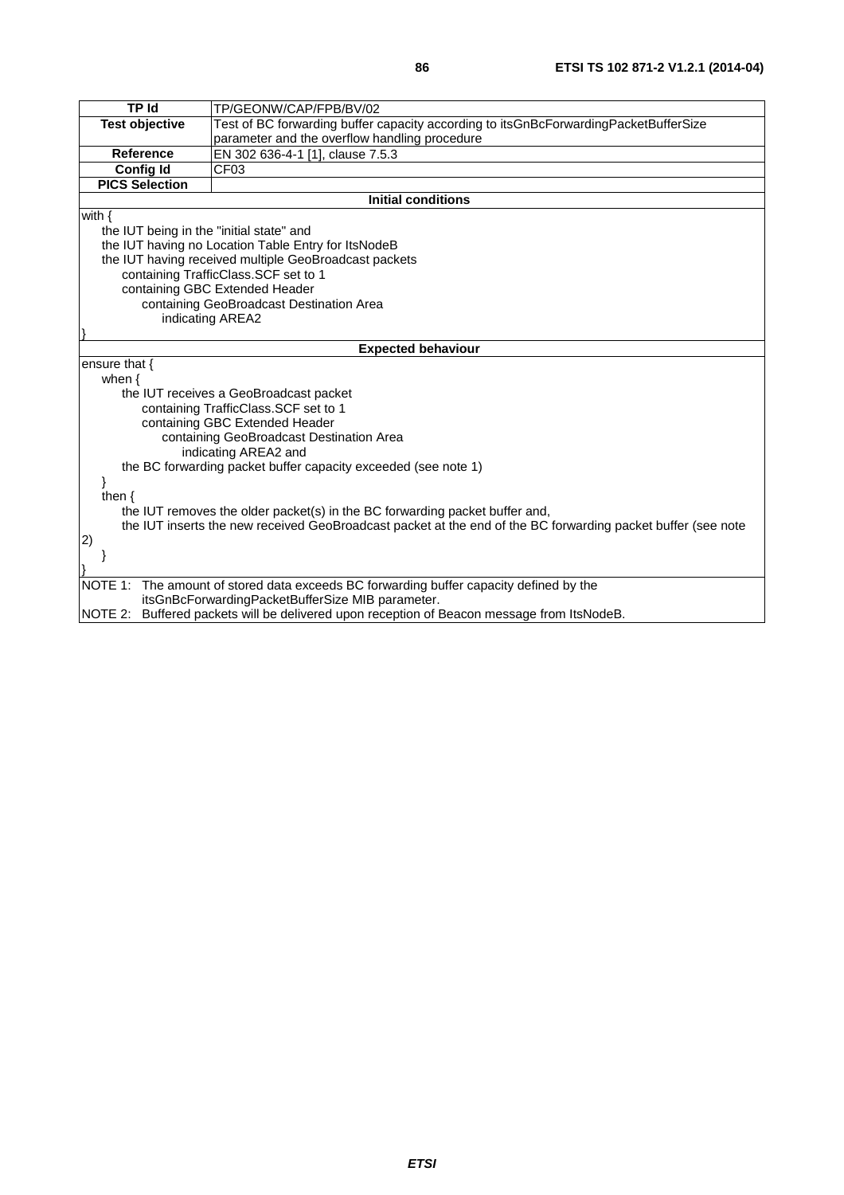| TP Id | TP/GEONW/CAP/FPB/BV/02 |
|---|---|
| Test objective | Test of BC forwarding buffer capacity according to itsGnBcForwardingPacketBufferSize parameter and the overflow handling procedure |
| Reference | EN 302 636-4-1 [1], clause 7.5.3 |
| Config Id | CF03 |
| PICS Selection | |
| **Initial conditions** | |
| with {<br>&nbsp;&nbsp;&nbsp;&nbsp;the IUT being in the "initial state" and<br>&nbsp;&nbsp;&nbsp;&nbsp;the IUT having no Location Table Entry for ItsNodeB<br>&nbsp;&nbsp;&nbsp;&nbsp;the IUT having received multiple GeoBroadcast packets<br>&nbsp;&nbsp;&nbsp;&nbsp;&nbsp;&nbsp;&nbsp;&nbsp;containing TrafficClass.SCF set to 1<br>&nbsp;&nbsp;&nbsp;&nbsp;&nbsp;&nbsp;&nbsp;&nbsp;containing GBC Extended Header<br>&nbsp;&nbsp;&nbsp;&nbsp;&nbsp;&nbsp;&nbsp;&nbsp;&nbsp;&nbsp;&nbsp;&nbsp;containing GeoBroadcast Destination Area<br>&nbsp;&nbsp;&nbsp;&nbsp;&nbsp;&nbsp;&nbsp;&nbsp;&nbsp;&nbsp;&nbsp;&nbsp;&nbsp;&nbsp;&nbsp;&nbsp;indicating AREA2<br>} | |
| **Expected behaviour** | |
| ensure that {<br>&nbsp;&nbsp;&nbsp;&nbsp;when {<br>&nbsp;&nbsp;&nbsp;&nbsp;&nbsp;&nbsp;&nbsp;&nbsp;the IUT receives a GeoBroadcast packet<br>&nbsp;&nbsp;&nbsp;&nbsp;&nbsp;&nbsp;&nbsp;&nbsp;&nbsp;&nbsp;&nbsp;&nbsp;containing TrafficClass.SCF set to 1<br>&nbsp;&nbsp;&nbsp;&nbsp;&nbsp;&nbsp;&nbsp;&nbsp;&nbsp;&nbsp;&nbsp;&nbsp;containing GBC Extended Header<br>&nbsp;&nbsp;&nbsp;&nbsp;&nbsp;&nbsp;&nbsp;&nbsp;&nbsp;&nbsp;&nbsp;&nbsp;&nbsp;&nbsp;&nbsp;&nbsp;containing GeoBroadcast Destination Area<br>&nbsp;&nbsp;&nbsp;&nbsp;&nbsp;&nbsp;&nbsp;&nbsp;&nbsp;&nbsp;&nbsp;&nbsp;&nbsp;&nbsp;&nbsp;&nbsp;&nbsp;&nbsp;&nbsp;&nbsp;indicating AREA2 and<br>&nbsp;&nbsp;&nbsp;&nbsp;&nbsp;&nbsp;&nbsp;&nbsp;the BC forwarding packet buffer capacity exceeded (see note 1)<br>&nbsp;&nbsp;&nbsp;&nbsp;}<br>&nbsp;&nbsp;&nbsp;&nbsp;then {<br>&nbsp;&nbsp;&nbsp;&nbsp;&nbsp;&nbsp;&nbsp;&nbsp;the IUT removes the older packet(s) in the BC forwarding packet buffer and,<br>&nbsp;&nbsp;&nbsp;&nbsp;&nbsp;&nbsp;&nbsp;&nbsp;the IUT inserts the new received GeoBroadcast packet at the end of the BC forwarding packet buffer (see note 2)<br>&nbsp;&nbsp;&nbsp;&nbsp;}<br>} | |
| NOTE 1: The amount of stored data exceeds BC forwarding buffer capacity defined by the itsGnBcForwardingPacketBufferSize MIB parameter.<br>NOTE 2: Buffered packets will be delivered upon reception of Beacon message from ItsNodeB. | |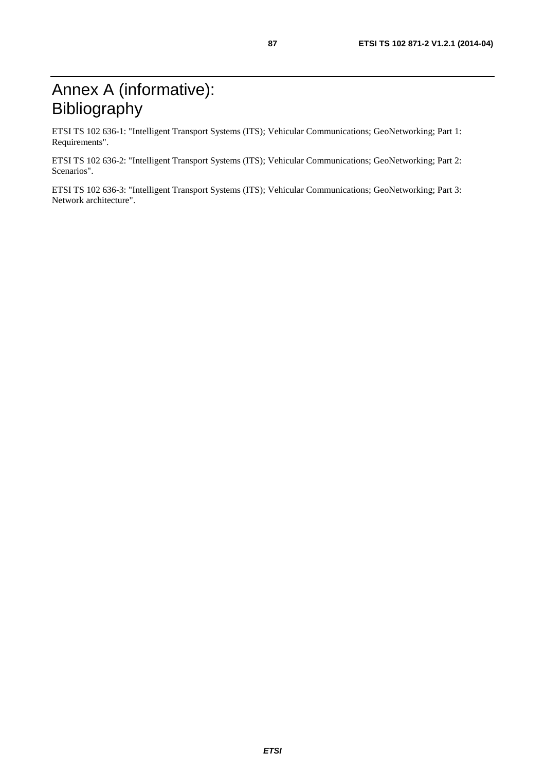# Annex A (informative): Bibliography

ETSI TS 102 636-1: "Intelligent Transport Systems (ITS); Vehicular Communications; GeoNetworking; Part 1: Requirements".

ETSI TS 102 636-2: "Intelligent Transport Systems (ITS); Vehicular Communications; GeoNetworking; Part 2: Scenarios".

ETSI TS 102 636-3: "Intelligent Transport Systems (ITS); Vehicular Communications; GeoNetworking; Part 3: Network architecture".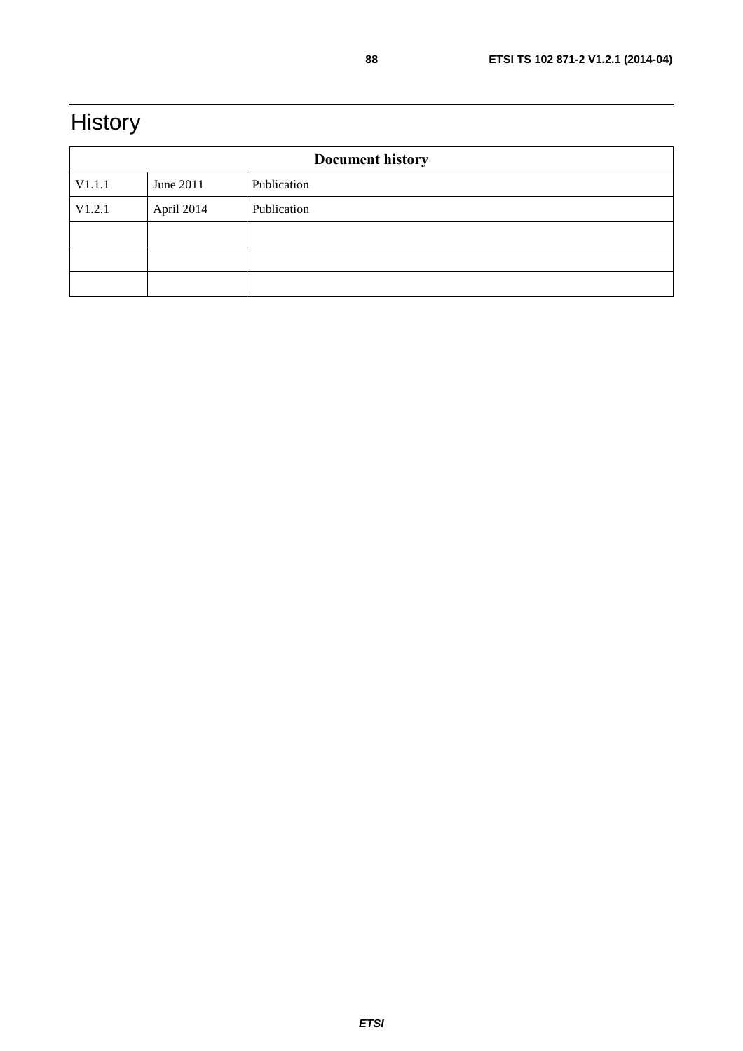# History

| Document history | | |
|---|---|---|
| V1.1.1 | June 2011 | Publication |
| V1.2.1 | April 2014 | Publication |
| | | |
| | | |
| | | |